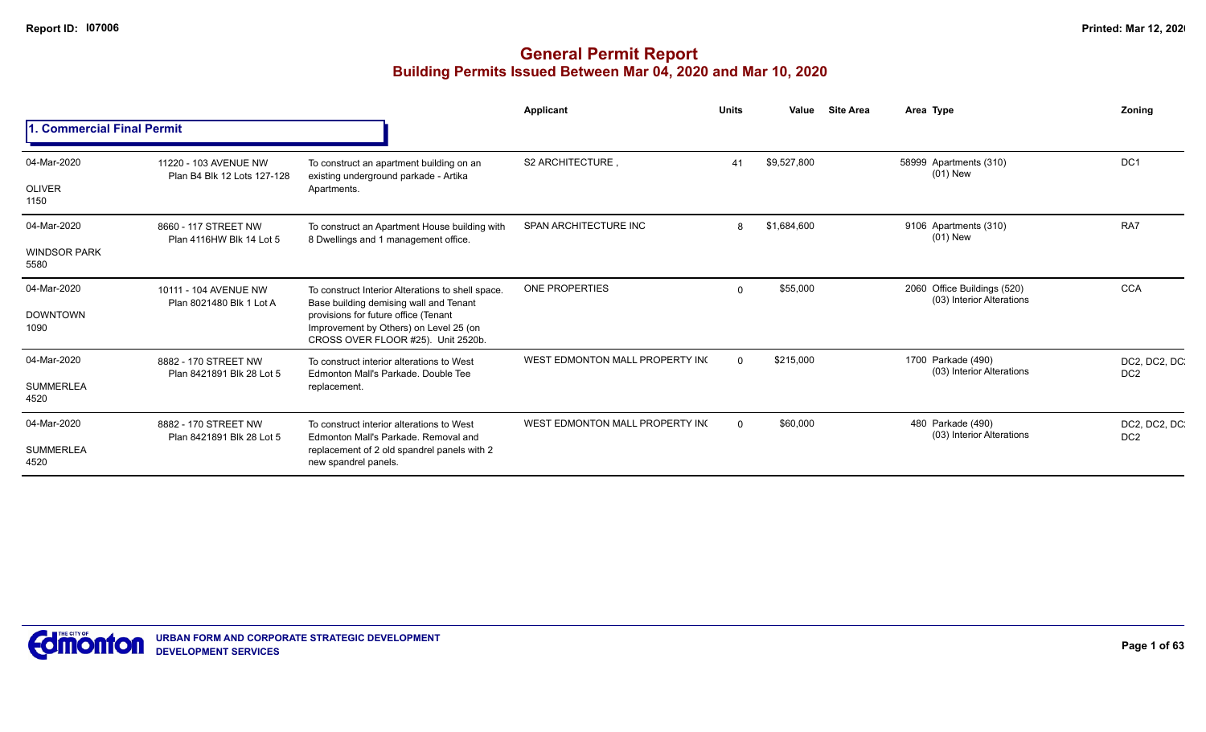# General Permit Report

## Building Permits Issued Between Mar 04, 2020 and Mar 10, 2020

### 1. Commercial Final Permit

| Date / Neighbourhood | Address | Description | Applicant | Units | Value | Site Area | Area | Type | Zoning |
|---|---|---|---|---|---|---|---|---|---|
| 04-Mar-2020<br>OLIVER<br>1150 | 11220 - 103 AVENUE NW<br>Plan B4 Blk 12 Lots 127-128 | To construct an apartment building on an existing underground parkade - Artika Apartments. | S2 ARCHITECTURE , | 41 | $9,527,800 | | 58999 | Apartments (310)<br>(01) New | DC1 |
| 04-Mar-2020<br>WINDSOR PARK<br>5580 | 8660 - 117 STREET NW<br>Plan 4116HW Blk 14 Lot 5 | To construct an Apartment House building with 8 Dwellings and 1 management office. | SPAN ARCHITECTURE INC | 8 | $1,684,600 | | 9106 | Apartments (310)<br>(01) New | RA7 |
| 04-Mar-2020<br>DOWNTOWN<br>1090 | 10111 - 104 AVENUE NW<br>Plan 8021480 Blk 1 Lot A | To construct Interior Alterations to shell space. Base building demising wall and Tenant provisions for future office (Tenant Improvement by Others) on Level 25 (on CROSS OVER FLOOR #25). Unit 2520b. | ONE PROPERTIES | 0 | $55,000 | | 2060 | Office Buildings (520)<br>(03) Interior Alterations | CCA |
| 04-Mar-2020<br>SUMMERLEA<br>4520 | 8882 - 170 STREET NW<br>Plan 8421891 Blk 28 Lot 5 | To construct interior alterations to West Edmonton Mall's Parkade. Double Tee replacement. | WEST EDMONTON MALL PROPERTY INC | 0 | $215,000 | | 1700 | Parkade (490)<br>(03) Interior Alterations | DC2, DC2, DC2, DC2 |
| 04-Mar-2020<br>SUMMERLEA<br>4520 | 8882 - 170 STREET NW<br>Plan 8421891 Blk 28 Lot 5 | To construct interior alterations to West Edmonton Mall's Parkade. Removal and replacement of 2 old spandrel panels with 2 new spandrel panels. | WEST EDMONTON MALL PROPERTY INC | 0 | $60,000 | | 480 | Parkade (490)<br>(03) Interior Alterations | DC2, DC2, DC2, DC2 |

URBAN FORM AND CORPORATE STRATEGIC DEVELOPMENT
DEVELOPMENT SERVICES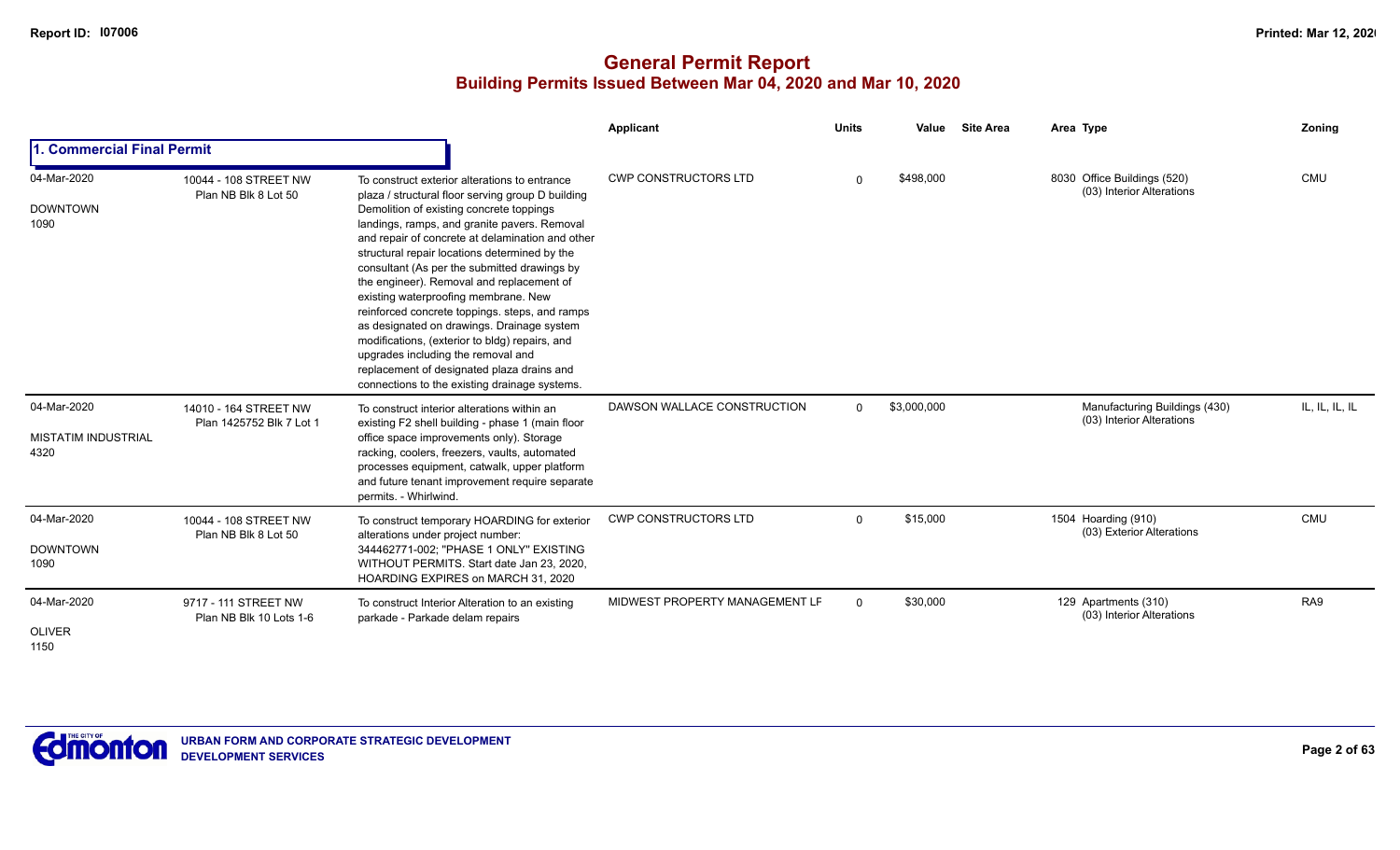# General Permit Report

## Building Permits Issued Between Mar 04, 2020 and Mar 10, 2020

### 1. Commercial Final Permit

| Date / Neighbourhood | Address / Legal | Description | Applicant | Units | Value | Site Area | Area | Type | Zoning |
|---|---|---|---|---|---|---|---|---|---|
| 04-Mar-2020 DOWNTOWN 1090 | 10044 - 108 STREET NW Plan NB Blk 8 Lot 50 | To construct exterior alterations to entrance plaza / structural floor serving group D building Demolition of existing concrete toppings landings, ramps, and granite pavers. Removal and repair of concrete at delamination and other structural repair locations determined by the consultant (As per the submitted drawings by the engineer). Removal and replacement of existing waterproofing membrane. New reinforced concrete toppings. steps, and ramps as designated on drawings. Drainage system modifications, (exterior to bldg) repairs, and upgrades including the removal and replacement of designated plaza drains and connections to the existing drainage systems. | CWP CONSTRUCTORS LTD | 0 | $498,000 | | 8030 | Office Buildings (520) (03) Interior Alterations | CMU |
| 04-Mar-2020 MISTATIM INDUSTRIAL 4320 | 14010 - 164 STREET NW Plan 1425752 Blk 7 Lot 1 | To construct interior alterations within an existing F2 shell building - phase 1 (main floor office space improvements only). Storage racking, coolers, freezers, vaults, automated processes equipment, catwalk, upper platform and future tenant improvement require separate permits. - Whirlwind. | DAWSON WALLACE CONSTRUCTION | 0 | $3,000,000 | | | Manufacturing Buildings (430) (03) Interior Alterations | IL, IL, IL, IL |
| 04-Mar-2020 DOWNTOWN 1090 | 10044 - 108 STREET NW Plan NB Blk 8 Lot 50 | To construct temporary HOARDING for exterior alterations under project number: 344462771-002; "PHASE 1 ONLY" EXISTING WITHOUT PERMITS. Start date Jan 23, 2020, HOARDING EXPIRES on MARCH 31, 2020 | CWP CONSTRUCTORS LTD | 0 | $15,000 | | 1504 | Hoarding (910) (03) Exterior Alterations | CMU |
| 04-Mar-2020 OLIVER 1150 | 9717 - 111 STREET NW Plan NB Blk 10 Lots 1-6 | To construct Interior Alteration to an existing parkade - Parkade delam repairs | MIDWEST PROPERTY MANAGEMENT LF | 0 | $30,000 | | 129 | Apartments (310) (03) Interior Alterations | RA9 |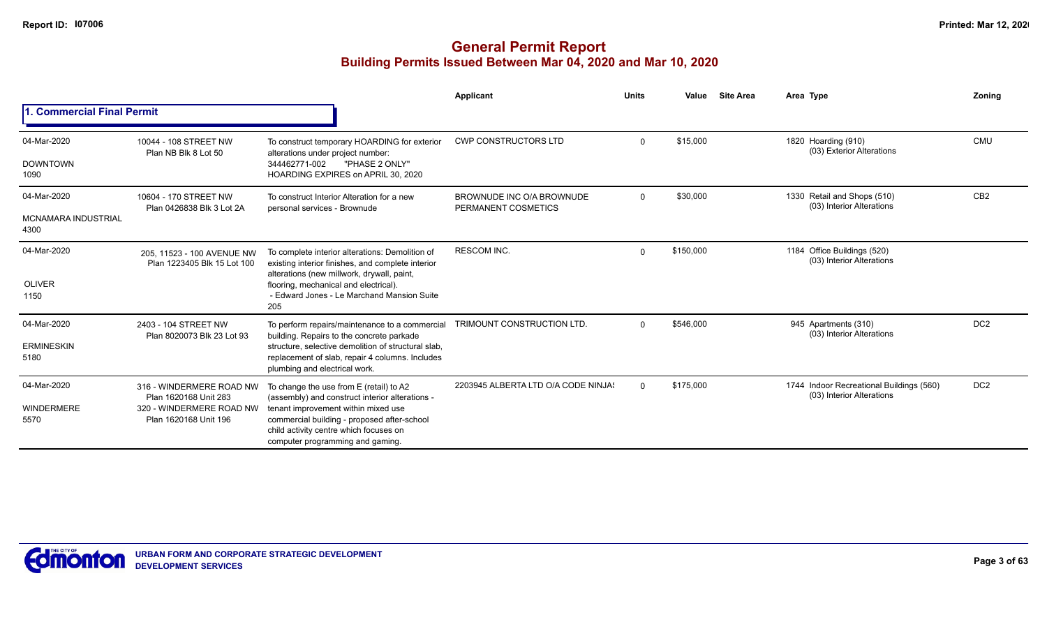# General Permit Report
## Building Permits Issued Between Mar 04, 2020 and Mar 10, 2020

### 1. Commercial Final Permit

| Date / Neighbourhood | Address | Description | Applicant | Units | Value | Site Area | Area Type | Zoning |
|---|---|---|---|---|---|---|---|---|
| 04-Mar-2020 DOWNTOWN 1090 | 10044 - 108 STREET NW Plan NB Blk 8 Lot 50 | To construct temporary HOARDING for exterior alterations under project number: 344462771-002 "PHASE 2 ONLY" HOARDING EXPIRES on APRIL 30, 2020 | CWP CONSTRUCTORS LTD | 0 | $15,000 | | 1820 Hoarding (910) (03) Exterior Alterations | CMU |
| 04-Mar-2020 MCNAMARA INDUSTRIAL 4300 | 10604 - 170 STREET NW Plan 0426838 Blk 3 Lot 2A | To construct Interior Alteration for a new personal services - Brownude | BROWNUDE INC O/A BROWNUDE PERMANENT COSMETICS | 0 | $30,000 | | 1330 Retail and Shops (510) (03) Interior Alterations | CB2 |
| 04-Mar-2020 OLIVER 1150 | 205, 11523 - 100 AVENUE NW Plan 1223405 Blk 15 Lot 100 | To complete interior alterations: Demolition of existing interior finishes, and complete interior alterations (new millwork, drywall, paint, flooring, mechanical and electrical). - Edward Jones - Le Marchand Mansion Suite 205 | RESCOM INC. | 0 | $150,000 | | 1184 Office Buildings (520) (03) Interior Alterations | |
| 04-Mar-2020 ERMINESKIN 5180 | 2403 - 104 STREET NW Plan 8020073 Blk 23 Lot 93 | To perform repairs/maintenance to a commercial building. Repairs to the concrete parkade structure, selective demolition of structural slab, replacement of slab, repair 4 columns. Includes plumbing and electrical work. | TRIMOUNT CONSTRUCTION LTD. | 0 | $546,000 | | 945 Apartments (310) (03) Interior Alterations | DC2 |
| 04-Mar-2020 WINDERMERE 5570 | 316 - WINDERMERE ROAD NW Plan 1620168 Unit 283 320 - WINDERMERE ROAD NW Plan 1620168 Unit 196 | To change the use from E (retail) to A2 (assembly) and construct interior alterations - tenant improvement within mixed use commercial building - proposed after-school child activity centre which focuses on computer programming and gaming. | 2203945 ALBERTA LTD O/A CODE NINJAS | 0 | $175,000 | | 1744 Indoor Recreational Buildings (560) (03) Interior Alterations | DC2 |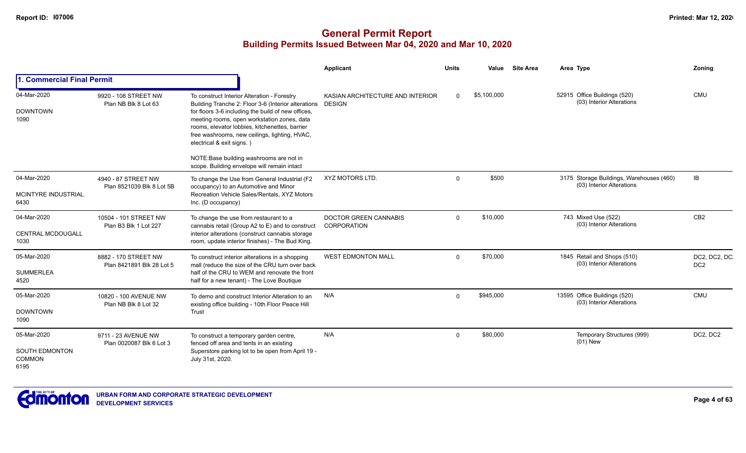# General Permit Report

## Building Permits Issued Between Mar 04, 2020 and Mar 10, 2020

### 1. Commercial Final Permit

| Date / Neighbourhood | Address / Legal | Description | Applicant | Units | Value | Site Area | Area | Type | Zoning |
|---|---|---|---|---|---|---|---|---|---|
| 04-Mar-2020<br>DOWNTOWN<br>1090 | 9920 - 108 STREET NW<br>Plan NB Blk 8 Lot 63 | To construct Interior Alteration - Forestry Building Tranche 2: Floor 3-6 (Interior alterations for floors 3-6 including the build of new offices, meeting rooms, open workstation zones, data rooms, elevator lobbies, kitchenettes, barrier free washrooms, new ceilings, lighting, HVAC, electrical & exit signs. )<br><br>NOTE:Base building washrooms are not in scope. Building envelope will remain intact | KASIAN ARCHITECTURE AND INTERIOR DESIGN | 0 | $5,100,000 | | 52915 | Office Buildings (520)<br>(03) Interior Alterations | CMU |
| 04-Mar-2020<br>MCINTYRE INDUSTRIAL<br>6430 | 4940 - 87 STREET NW<br>Plan 8521039 Blk 8 Lot 5B | To change the Use from General Industrial (F2 occupancy) to an Automotive and Minor Recreation Vehicle Sales/Rentals, XYZ Motors Inc. (D occupancy) | XYZ MOTORS LTD. | 0 | $500 | | 3175 | Storage Buildings, Warehouses (460)<br>(03) Interior Alterations | IB |
| 04-Mar-2020<br>CENTRAL MCDOUGALL<br>1030 | 10504 - 101 STREET NW<br>Plan B3 Blk 1 Lot 227 | To change the use from restaurant to a cannabis retail (Group A2 to E) and to construct interior alterations (construct cannabis storage room, update interior finishes) - The Bud King. | DOCTOR GREEN CANNABIS CORPORATION | 0 | $10,000 | | 743 | Mixed Use (522)<br>(03) Interior Alterations | CB2 |
| 05-Mar-2020<br>SUMMERLEA<br>4520 | 8882 - 170 STREET NW<br>Plan 8421891 Blk 28 Lot 5 | To construct interior alterations in a shopping mall (reduce the size of the CRU turn over back half of the CRU to WEM and renovate the front half for a new tenant) - The Love Boutique | WEST EDMONTON MALL | 0 | $70,000 | | 1845 | Retail and Shops (510)<br>(03) Interior Alterations | DC2, DC2, DC2, DC2 |
| 05-Mar-2020<br>DOWNTOWN<br>1090 | 10820 - 100 AVENUE NW<br>Plan NB Blk 8 Lot 32 | To demo and construct Interior Alteration to an existing office building - 10th Floor Peace Hill Trust | N/A | 0 | $945,000 | | 13595 | Office Buildings (520)<br>(03) Interior Alterations | CMU |
| 05-Mar-2020<br>SOUTH EDMONTON COMMON<br>6195 | 9711 - 23 AVENUE NW<br>Plan 0020087 Blk 6 Lot 3 | To construct a temporary garden centre, fenced off area and tents in an existing Superstore parking lot to be open from April 19 - July 31st, 2020. | N/A | 0 | $80,000 | | | Temporary Structures (999)<br>(01) New | DC2, DC2 |

URBAN FORM AND CORPORATE STRATEGIC DEVELOPMENT
DEVELOPMENT SERVICES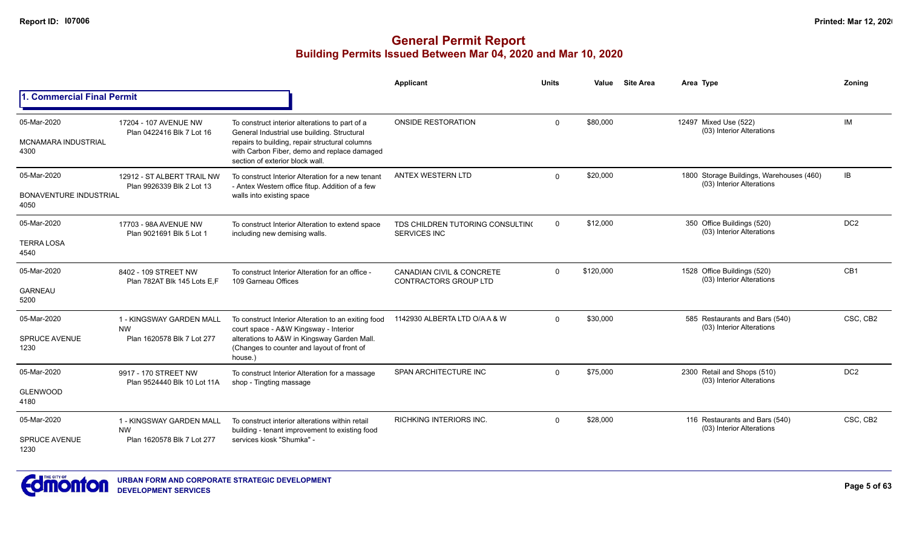# General Permit Report

## Building Permits Issued Between Mar 04, 2020 and Mar 10, 2020

### 1. Commercial Final Permit

| Date / Neighbourhood | Address / Legal | Description | Applicant | Units | Value | Site Area | Area Type | Zoning |
|---|---|---|---|---|---|---|---|---|
| 05-Mar-2020<br>MCNAMARA INDUSTRIAL<br>4300 | 17204 - 107 AVENUE NW<br>Plan 0422416 Blk 7 Lot 16 | To construct interior alterations to part of a General Industrial use building. Structural repairs to building, repair structural columns with Carbon Fiber, demo and replace damaged section of exterior block wall. | ONSIDE RESTORATION | 0 | $80,000 | | 12497 Mixed Use (522)<br>(03) Interior Alterations | IM |
| 05-Mar-2020<br>BONAVENTURE INDUSTRIAL<br>4050 | 12912 - ST ALBERT TRAIL NW<br>Plan 9926339 Blk 2 Lot 13 | To construct Interior Alteration for a new tenant - Antex Western office fitup. Addition of a few walls into existing space | ANTEX WESTERN LTD | 0 | $20,000 | | 1800 Storage Buildings, Warehouses (460)<br>(03) Interior Alterations | IB |
| 05-Mar-2020<br>TERRA LOSA<br>4540 | 17703 - 98A AVENUE NW<br>Plan 9021691 Blk 5 Lot 1 | To construct Interior Alteration to extend space including new demising walls. | TDS CHILDREN TUTORING CONSULTING SERVICES INC | 0 | $12,000 | | 350 Office Buildings (520)<br>(03) Interior Alterations | DC2 |
| 05-Mar-2020<br>GARNEAU<br>5200 | 8402 - 109 STREET NW<br>Plan 782AT Blk 145 Lots E,F | To construct Interior Alteration for an office - 109 Garneau Offices | CANADIAN CIVIL & CONCRETE CONTRACTORS GROUP LTD | 0 | $120,000 | | 1528 Office Buildings (520)<br>(03) Interior Alterations | CB1 |
| 05-Mar-2020<br>SPRUCE AVENUE<br>1230 | 1 - KINGSWAY GARDEN MALL NW<br>Plan 1620578 Blk 7 Lot 277 | To construct Interior Alteration to an exiting food court space - A&W Kingsway - Interior alterations to A&W in Kingsway Garden Mall. (Changes to counter and layout of front of house.) | 1142930 ALBERTA LTD O/A A & W | 0 | $30,000 | | 585 Restaurants and Bars (540)<br>(03) Interior Alterations | CSC, CB2 |
| 05-Mar-2020<br>GLENWOOD<br>4180 | 9917 - 170 STREET NW<br>Plan 9524440 Blk 10 Lot 11A | To construct Interior Alteration for a massage shop - Tingting massage | SPAN ARCHITECTURE INC | 0 | $75,000 | | 2300 Retail and Shops (510)<br>(03) Interior Alterations | DC2 |
| 05-Mar-2020<br>SPRUCE AVENUE<br>1230 | 1 - KINGSWAY GARDEN MALL NW<br>Plan 1620578 Blk 7 Lot 277 | To construct interior alterations within retail building - tenant improvement to existing food services kiosk "Shumka" - | RICHKING INTERIORS INC. | 0 | $28,000 | | 116 Restaurants and Bars (540)<br>(03) Interior Alterations | CSC, CB2 |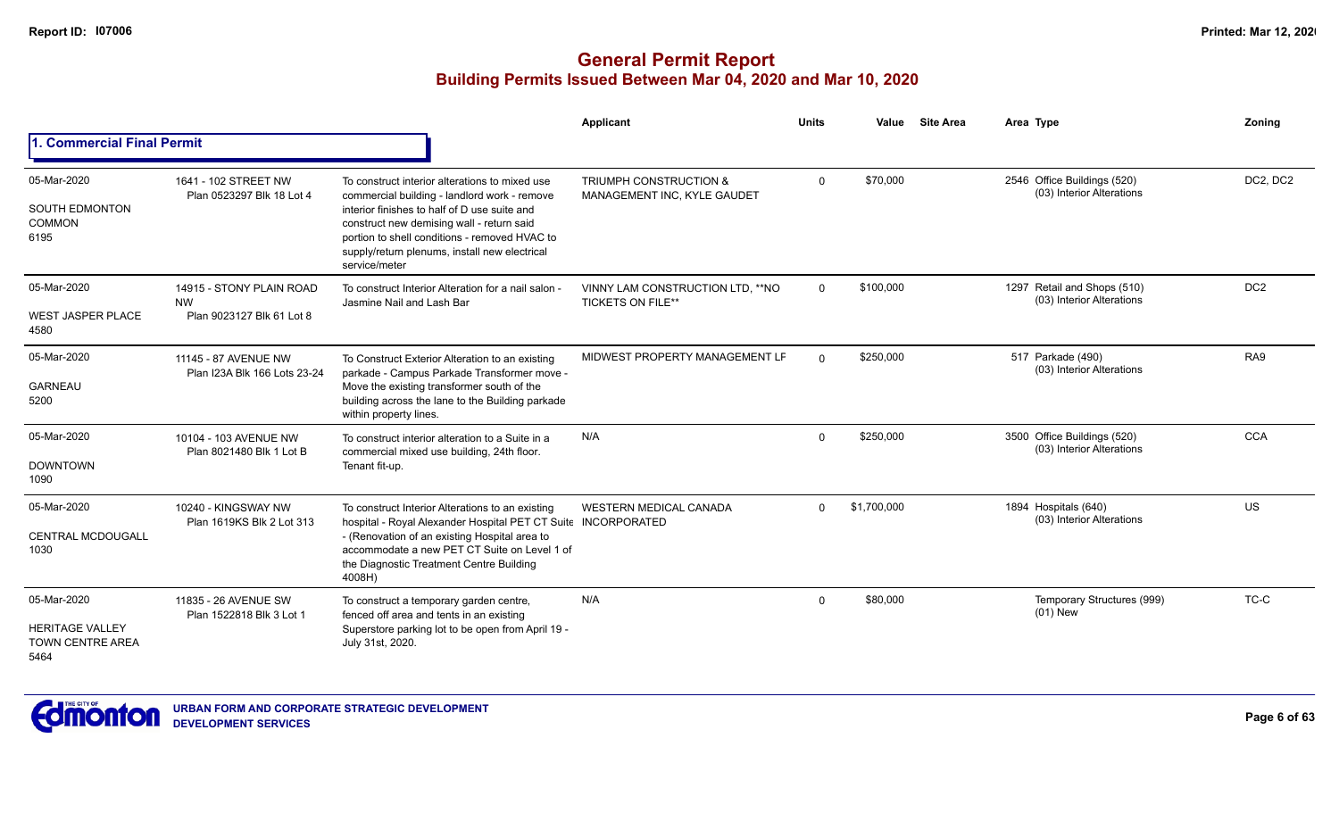# General Permit Report
## Building Permits Issued Between Mar 04, 2020 and Mar 10, 2020

| | | | Applicant | Units | Value | Site Area | Area Type | Zoning |
|---|---|---|---|---|---|---|---|---|
| **1. Commercial Final Permit** | | | | | | | | |
| 05-Mar-2020<br>SOUTH EDMONTON COMMON<br>6195 | 1641 - 102 STREET NW<br>Plan 0523297 Blk 18 Lot 4 | To construct interior alterations to mixed use commercial building - landlord work - remove interior finishes to half of D use suite and construct new demising wall - return said portion to shell conditions - removed HVAC to supply/return plenums, install new electrical service/meter | TRIUMPH CONSTRUCTION & MANAGEMENT INC, KYLE GAUDET | 0 | $70,000 | | 2546 Office Buildings (520)<br>(03) Interior Alterations | DC2, DC2 |
| 05-Mar-2020<br>WEST JASPER PLACE<br>4580 | 14915 - STONY PLAIN ROAD NW<br>Plan 9023127 Blk 61 Lot 8 | To construct Interior Alteration for a nail salon - Jasmine Nail and Lash Bar | VINNY LAM CONSTRUCTION LTD, **NO TICKETS ON FILE** | 0 | $100,000 | | 1297 Retail and Shops (510)<br>(03) Interior Alterations | DC2 |
| 05-Mar-2020<br>GARNEAU<br>5200 | 11145 - 87 AVENUE NW<br>Plan I23A Blk 166 Lots 23-24 | To Construct Exterior Alteration to an existing parkade - Campus Parkade Transformer move - Move the existing transformer south of the building across the lane to the Building parkade within property lines. | MIDWEST PROPERTY MANAGEMENT LF | 0 | $250,000 | | 517 Parkade (490)<br>(03) Interior Alterations | RA9 |
| 05-Mar-2020<br>DOWNTOWN<br>1090 | 10104 - 103 AVENUE NW<br>Plan 8021480 Blk 1 Lot B | To construct interior alteration to a Suite in a commercial mixed use building, 24th floor. Tenant fit-up. | N/A | 0 | $250,000 | | 3500 Office Buildings (520)<br>(03) Interior Alterations | CCA |
| 05-Mar-2020<br>CENTRAL MCDOUGALL<br>1030 | 10240 - KINGSWAY NW<br>Plan 1619KS Blk 2 Lot 313 | To construct Interior Alterations to an existing hospital - Royal Alexander Hospital PET CT Suite - (Renovation of an existing Hospital area to accommodate a new PET CT Suite on Level 1 of the Diagnostic Treatment Centre Building 4008H) | WESTERN MEDICAL CANADA INCORPORATED | 0 | $1,700,000 | | 1894 Hospitals (640)<br>(03) Interior Alterations | US |
| 05-Mar-2020<br>HERITAGE VALLEY TOWN CENTRE AREA<br>5464 | 11835 - 26 AVENUE SW<br>Plan 1522818 Blk 3 Lot 1 | To construct a temporary garden centre, fenced off area and tents in an existing Superstore parking lot to be open from April 19 - July 31st, 2020. | N/A | 0 | $80,000 | | Temporary Structures (999)<br>(01) New | TC-C |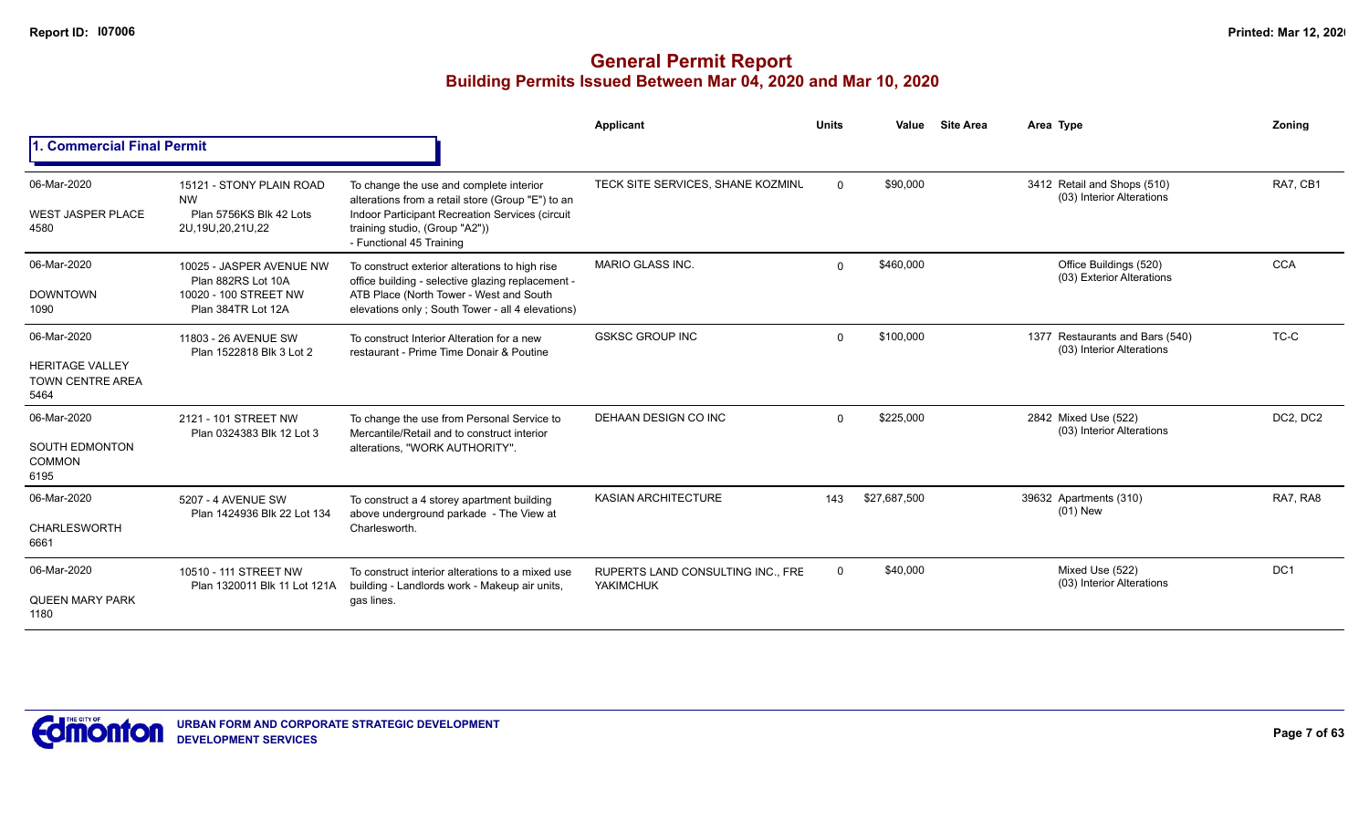# General Permit Report
## Building Permits Issued Between Mar 04, 2020 and Mar 10, 2020

### 1. Commercial Final Permit

| Date / Neighbourhood | Address / Legal | Description | Applicant | Units | Value | Site Area | Area | Type | Zoning |
|---|---|---|---|---|---|---|---|---|---|
| 06-Mar-2020<br>WEST JASPER PLACE<br>4580 | 15121 - STONY PLAIN ROAD NW<br>Plan 5756KS Blk 42 Lots 2U,19U,20,21U,22 | To change the use and complete interior alterations from a retail store (Group "E") to an Indoor Participant Recreation Services (circuit training studio, (Group "A2")) - Functional 45 Training | TECK SITE SERVICES, SHANE KOZMINL | 0 | $90,000 | | 3412 | Retail and Shops (510)<br>(03) Interior Alterations | RA7, CB1 |
| 06-Mar-2020<br>DOWNTOWN<br>1090 | 10025 - JASPER AVENUE NW<br>Plan 882RS Lot 10A<br>10020 - 100 STREET NW<br>Plan 384TR Lot 12A | To construct exterior alterations to high rise office building - selective glazing replacement - ATB Place (North Tower - West and South elevations only ; South Tower - all 4 elevations) | MARIO GLASS INC. | 0 | $460,000 | | | Office Buildings (520)<br>(03) Exterior Alterations | CCA |
| 06-Mar-2020<br>HERITAGE VALLEY TOWN CENTRE AREA<br>5464 | 11803 - 26 AVENUE SW<br>Plan 1522818 Blk 3 Lot 2 | To construct Interior Alteration for a new restaurant - Prime Time Donair & Poutine | GSKSC GROUP INC | 0 | $100,000 | | 1377 | Restaurants and Bars (540)<br>(03) Interior Alterations | TC-C |
| 06-Mar-2020<br>SOUTH EDMONTON COMMON<br>6195 | 2121 - 101 STREET NW<br>Plan 0324383 Blk 12 Lot 3 | To change the use from Personal Service to Mercantile/Retail and to construct interior alterations, "WORK AUTHORITY". | DEHAAN DESIGN CO INC | 0 | $225,000 | | 2842 | Mixed Use (522)<br>(03) Interior Alterations | DC2, DC2 |
| 06-Mar-2020<br>CHARLESWORTH<br>6661 | 5207 - 4 AVENUE SW<br>Plan 1424936 Blk 22 Lot 134 | To construct a 4 storey apartment building above underground parkade - The View at Charlesworth. | KASIAN ARCHITECTURE | 143 | $27,687,500 | | 39632 | Apartments (310)<br>(01) New | RA7, RA8 |
| 06-Mar-2020<br>QUEEN MARY PARK<br>1180 | 10510 - 111 STREET NW<br>Plan 1320011 Blk 11 Lot 121A | To construct interior alterations to a mixed use building - Landlords work - Makeup air units, gas lines. | RUPERTS LAND CONSULTING INC., FRE YAKIMCHUK | 0 | $40,000 | | | Mixed Use (522)<br>(03) Interior Alterations | DC1 |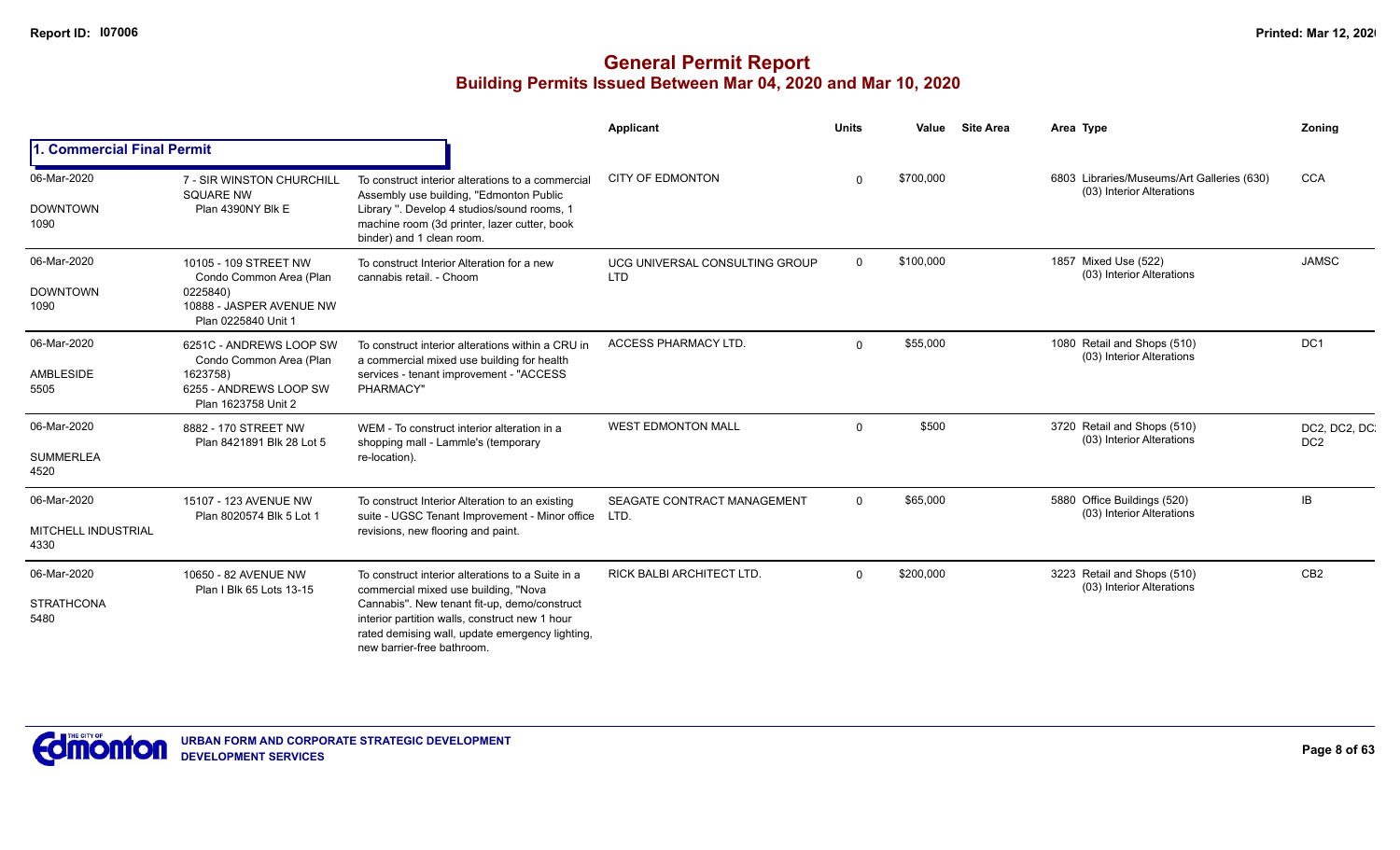# General Permit Report

## Building Permits Issued Between Mar 04, 2020 and Mar 10, 2020

### 1. Commercial Final Permit

| Date / Neighbourhood | Address | Description | Applicant | Units | Value | Site Area | Area Type | Zoning |
|---|---|---|---|---|---|---|---|---|
| 06-Mar-2020 DOWNTOWN 1090 | 7 - SIR WINSTON CHURCHILL SQUARE NW Plan 4390NY Blk E | To construct interior alterations to a commercial Assembly use building, "Edmonton Public Library ". Develop 4 studios/sound rooms, 1 machine room (3d printer, lazer cutter, book binder) and 1 clean room. | CITY OF EDMONTON | 0 | $700,000 | | 6803 Libraries/Museums/Art Galleries (630) (03) Interior Alterations | CCA |
| 06-Mar-2020 DOWNTOWN 1090 | 10105 - 109 STREET NW Condo Common Area (Plan 0225840) 10888 - JASPER AVENUE NW Plan 0225840 Unit 1 | To construct Interior Alteration for a new cannabis retail. - Choom | UCG UNIVERSAL CONSULTING GROUP LTD | 0 | $100,000 | | 1857 Mixed Use (522) (03) Interior Alterations | JAMSC |
| 06-Mar-2020 AMBLESIDE 5505 | 6251C - ANDREWS LOOP SW Condo Common Area (Plan 1623758) 6255 - ANDREWS LOOP SW Plan 1623758 Unit 2 | To construct interior alterations within a CRU in a commercial mixed use building for health services - tenant improvement - "ACCESS PHARMACY" | ACCESS PHARMACY LTD. | 0 | $55,000 | | 1080 Retail and Shops (510) (03) Interior Alterations | DC1 |
| 06-Mar-2020 SUMMERLEA 4520 | 8882 - 170 STREET NW Plan 8421891 Blk 28 Lot 5 | WEM - To construct interior alteration in a shopping mall - Lammle's (temporary re-location). | WEST EDMONTON MALL | 0 | $500 | | 3720 Retail and Shops (510) (03) Interior Alterations | DC2, DC2, DC2 DC2 |
| 06-Mar-2020 MITCHELL INDUSTRIAL 4330 | 15107 - 123 AVENUE NW Plan 8020574 Blk 5 Lot 1 | To construct Interior Alteration to an existing suite - UGSC Tenant Improvement - Minor office revisions, new flooring and paint. | SEAGATE CONTRACT MANAGEMENT LTD. | 0 | $65,000 | | 5880 Office Buildings (520) (03) Interior Alterations | IB |
| 06-Mar-2020 STRATHCONA 5480 | 10650 - 82 AVENUE NW Plan I Blk 65 Lots 13-15 | To construct interior alterations to a Suite in a commercial mixed use building, "Nova Cannabis". New tenant fit-up, demo/construct interior partition walls, construct new 1 hour rated demising wall, update emergency lighting, new barrier-free bathroom. | RICK BALBI ARCHITECT LTD. | 0 | $200,000 | | 3223 Retail and Shops (510) (03) Interior Alterations | CB2 |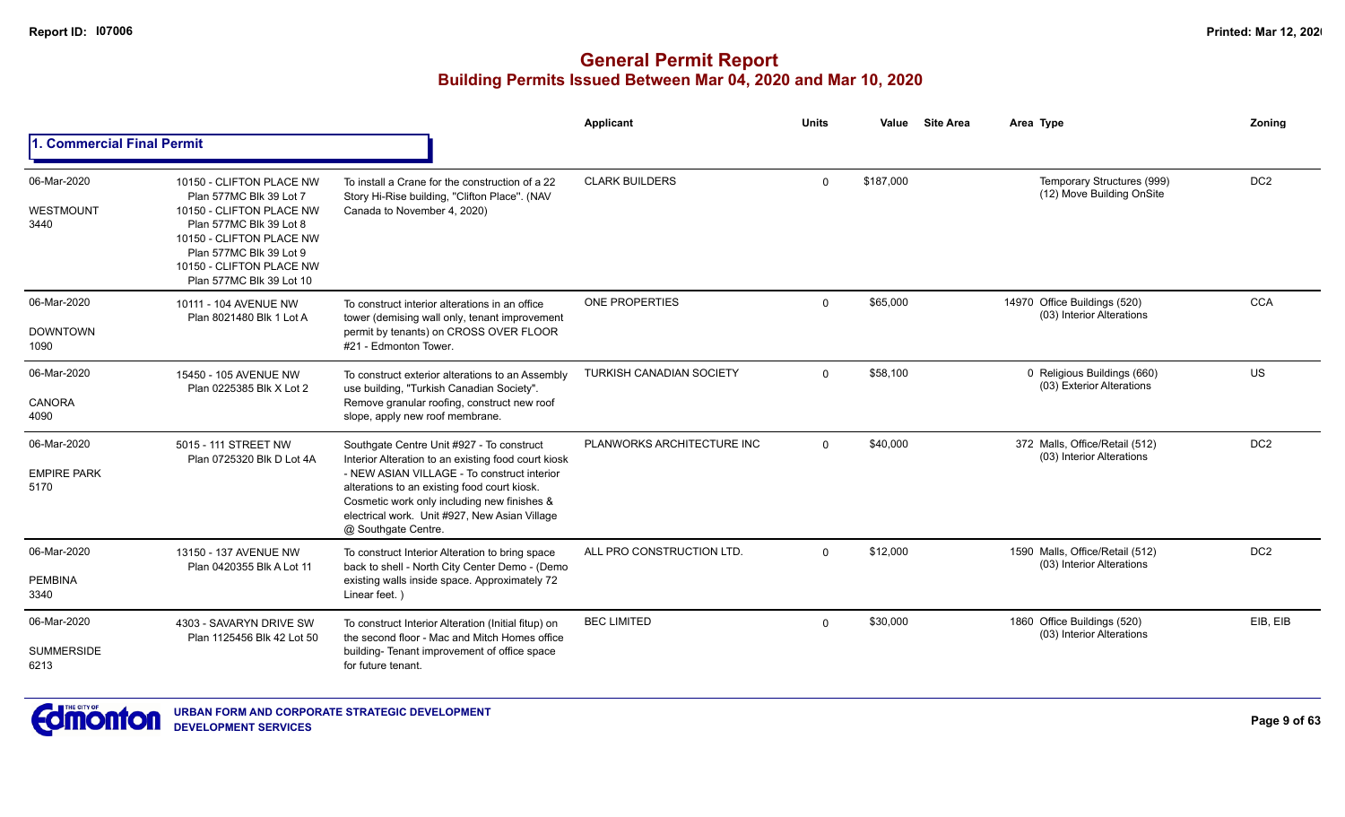# General Permit Report

## Building Permits Issued Between Mar 04, 2020 and Mar 10, 2020

### 1. Commercial Final Permit

| Date / Neighbourhood | Address / Legal | Description | Applicant | Units | Value | Site Area | Area Type | Zoning |
|---|---|---|---|---|---|---|---|---|
| 06-Mar-2020 WESTMOUNT 3440 | 10150 - CLIFTON PLACE NW Plan 577MC Blk 39 Lot 7; 10150 - CLIFTON PLACE NW Plan 577MC Blk 39 Lot 8; 10150 - CLIFTON PLACE NW Plan 577MC Blk 39 Lot 9; 10150 - CLIFTON PLACE NW Plan 577MC Blk 39 Lot 10 | To install a Crane for the construction of a 22 Story Hi-Rise building, "Clifton Place". (NAV Canada to November 4, 2020) | CLARK BUILDERS | 0 | $187,000 | | Temporary Structures (999) (12) Move Building OnSite | DC2 |
| 06-Mar-2020 DOWNTOWN 1090 | 10111 - 104 AVENUE NW Plan 8021480 Blk 1 Lot A | To construct interior alterations in an office tower (demising wall only, tenant improvement permit by tenants) on CROSS OVER FLOOR #21 - Edmonton Tower. | ONE PROPERTIES | 0 | $65,000 | | 14970 Office Buildings (520) (03) Interior Alterations | CCA |
| 06-Mar-2020 CANORA 4090 | 15450 - 105 AVENUE NW Plan 0225385 Blk X Lot 2 | To construct exterior alterations to an Assembly use building, "Turkish Canadian Society". Remove granular roofing, construct new roof slope, apply new roof membrane. | TURKISH CANADIAN SOCIETY | 0 | $58,100 | | 0 Religious Buildings (660) (03) Exterior Alterations | US |
| 06-Mar-2020 EMPIRE PARK 5170 | 5015 - 111 STREET NW Plan 0725320 Blk D Lot 4A | Southgate Centre Unit #927 - To construct Interior Alteration to an existing food court kiosk - NEW ASIAN VILLAGE - To construct interior alterations to an existing food court kiosk. Cosmetic work only including new finishes & electrical work. Unit #927, New Asian Village @ Southgate Centre. | PLANWORKS ARCHITECTURE INC | 0 | $40,000 | | 372 Malls, Office/Retail (512) (03) Interior Alterations | DC2 |
| 06-Mar-2020 PEMBINA 3340 | 13150 - 137 AVENUE NW Plan 0420355 Blk A Lot 11 | To construct Interior Alteration to bring space back to shell - North City Center Demo - (Demo existing walls inside space. Approximately 72 Linear feet. ) | ALL PRO CONSTRUCTION LTD. | 0 | $12,000 | | 1590 Malls, Office/Retail (512) (03) Interior Alterations | DC2 |
| 06-Mar-2020 SUMMERSIDE 6213 | 4303 - SAVARYN DRIVE SW Plan 1125456 Blk 42 Lot 50 | To construct Interior Alteration (Initial fitup) on the second floor - Mac and Mitch Homes office building- Tenant improvement of office space for future tenant. | BEC LIMITED | 0 | $30,000 | | 1860 Office Buildings (520) (03) Interior Alterations | EIB, EIB |

URBAN FORM AND CORPORATE STRATEGIC DEVELOPMENT
DEVELOPMENT SERVICES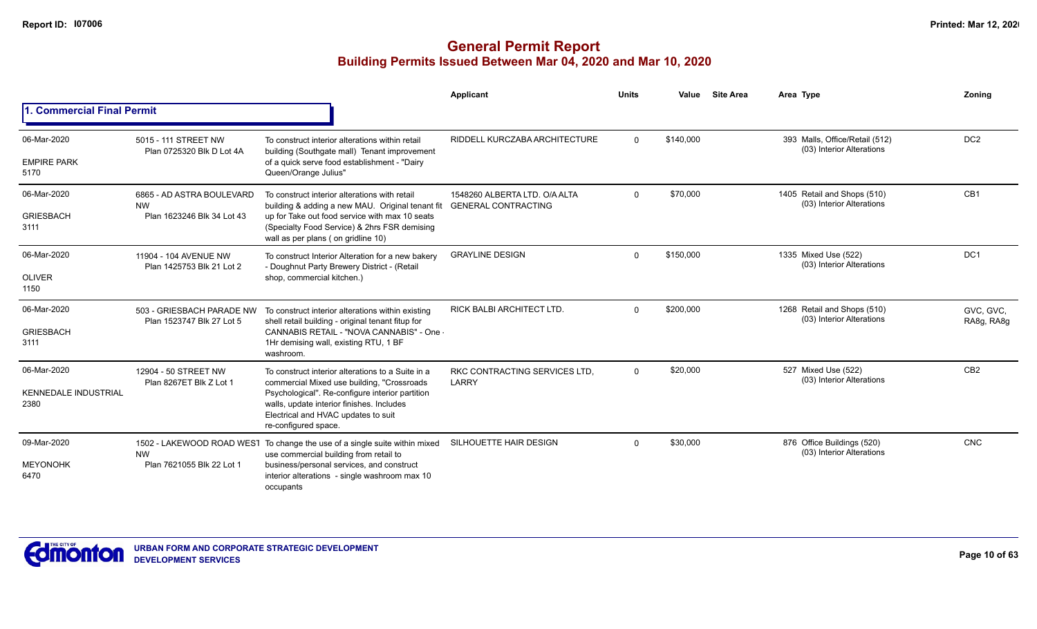# General Permit Report

## Building Permits Issued Between Mar 04, 2020 and Mar 10, 2020

### 1. Commercial Final Permit

| Date / Neighbourhood | Address / Legal | Description | Applicant | Units | Value | Site Area | Area Type | Zoning |
|---|---|---|---|---|---|---|---|---|
| 06-Mar-2020 EMPIRE PARK 5170 | 5015 - 111 STREET NW Plan 0725320 Blk D Lot 4A | To construct interior alterations within retail building (Southgate mall) Tenant improvement of a quick serve food establishment - "Dairy Queen/Orange Julius" | RIDDELL KURCZABA ARCHITECTURE | 0 | $140,000 | | 393 Malls, Office/Retail (512) (03) Interior Alterations | DC2 |
| 06-Mar-2020 GRIESBACH 3111 | 6865 - AD ASTRA BOULEVARD NW Plan 1623246 Blk 34 Lot 43 | To construct interior alterations with retail building & adding a new MAU. Original tenant fit up for Take out food service with max 10 seats (Specialty Food Service) & 2hrs FSR demising wall as per plans ( on gridline 10) | 1548260 ALBERTA LTD. O/A ALTA GENERAL CONTRACTING | 0 | $70,000 | | 1405 Retail and Shops (510) (03) Interior Alterations | CB1 |
| 06-Mar-2020 OLIVER 1150 | 11904 - 104 AVENUE NW Plan 1425753 Blk 21 Lot 2 | To construct Interior Alteration for a new bakery - Doughnut Party Brewery District - (Retail shop, commercial kitchen.) | GRAYLINE DESIGN | 0 | $150,000 | | 1335 Mixed Use (522) (03) Interior Alterations | DC1 |
| 06-Mar-2020 GRIESBACH 3111 | 503 - GRIESBACH PARADE NW Plan 1523747 Blk 27 Lot 5 | To construct interior alterations within existing shell retail building - original tenant fitup for CANNABIS RETAIL - "NOVA CANNABIS" - One - 1Hr demising wall, existing RTU, 1 BF washroom. | RICK BALBI ARCHITECT LTD. | 0 | $200,000 | | 1268 Retail and Shops (510) (03) Interior Alterations | GVC, GVC, RA8g, RA8g |
| 06-Mar-2020 KENNEDALE INDUSTRIAL 2380 | 12904 - 50 STREET NW Plan 8267ET Blk Z Lot 1 | To construct interior alterations to a Suite in a commercial Mixed use building, "Crossroads Psychological". Re-configure interior partition walls, update interior finishes. Includes Electrical and HVAC updates to suit re-configured space. | RKC CONTRACTING SERVICES LTD, LARRY | 0 | $20,000 | | 527 Mixed Use (522) (03) Interior Alterations | CB2 |
| 09-Mar-2020 MEYONOHK 6470 | 1502 - LAKEWOOD ROAD WEST NW Plan 7621055 Blk 22 Lot 1 | To change the use of a single suite within mixed use commercial building from retail to business/personal services, and construct interior alterations - single washroom max 10 occupants | SILHOUETTE HAIR DESIGN | 0 | $30,000 | | 876 Office Buildings (520) (03) Interior Alterations | CNC |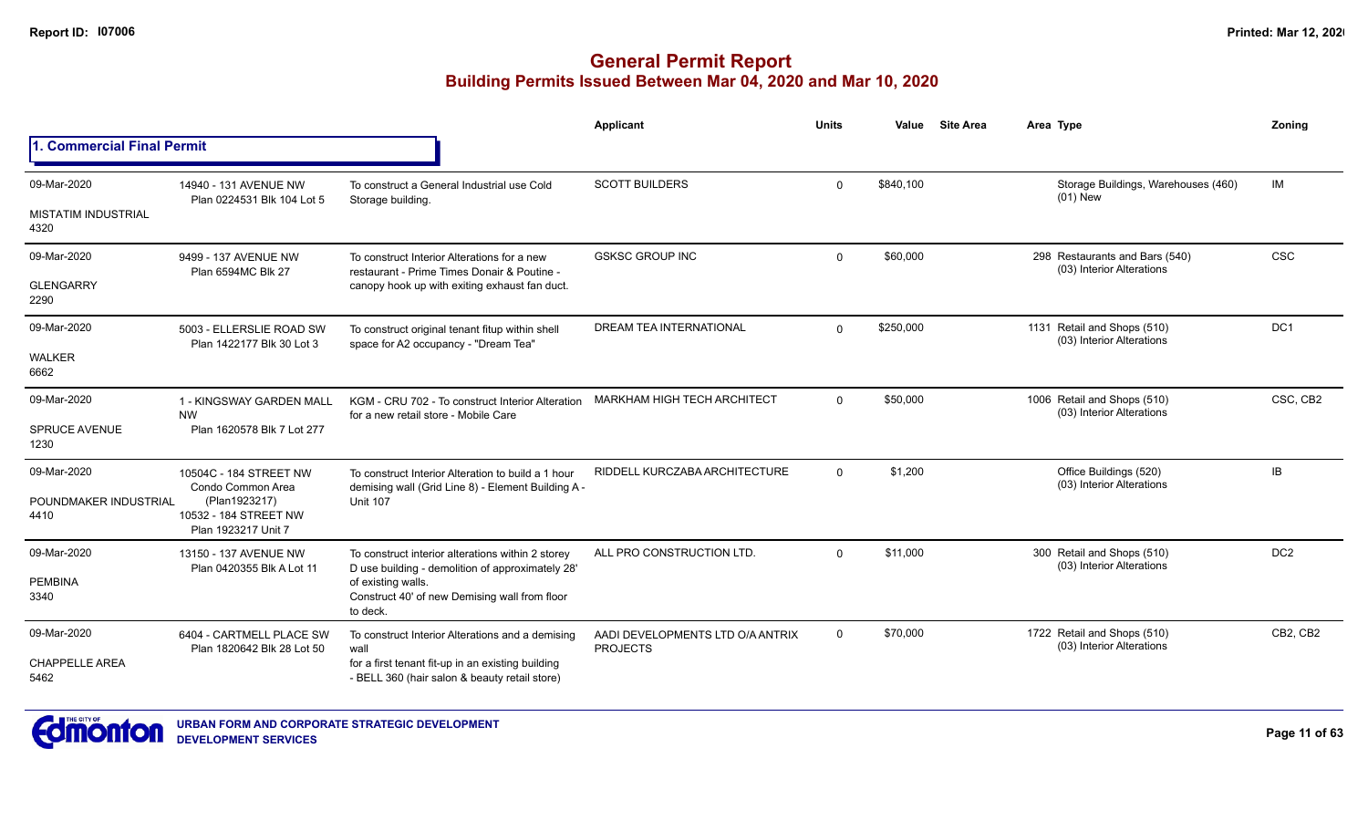# General Permit Report
## Building Permits Issued Between Mar 04, 2020 and Mar 10, 2020

| | | | Applicant | Units | Value | Site Area | Area Type | Zoning |
|---|---|---|---|---|---|---|---|---|
| **1. Commercial Final Permit** | | | | | | | | |
| 09-Mar-2020<br>MISTATIM INDUSTRIAL<br>4320 | 14940 - 131 AVENUE NW<br>Plan 0224531 Blk 104 Lot 5 | To construct a General Industrial use Cold Storage building. | SCOTT BUILDERS | 0 | $840,100 | | Storage Buildings, Warehouses (460)<br>(01) New | IM |
| 09-Mar-2020<br>GLENGARRY<br>2290 | 9499 - 137 AVENUE NW<br>Plan 6594MC Blk 27 | To construct Interior Alterations for a new restaurant - Prime Times Donair & Poutine - canopy hook up with exiting exhaust fan duct. | GSKSC GROUP INC | 0 | $60,000 | | 298 Restaurants and Bars (540)<br>(03) Interior Alterations | CSC |
| 09-Mar-2020<br>WALKER<br>6662 | 5003 - ELLERSLIE ROAD SW<br>Plan 1422177 Blk 30 Lot 3 | To construct original tenant fitup within shell space for A2 occupancy - "Dream Tea" | DREAM TEA INTERNATIONAL | 0 | $250,000 | | 1131 Retail and Shops (510)<br>(03) Interior Alterations | DC1 |
| 09-Mar-2020<br>SPRUCE AVENUE<br>1230 | 1 - KINGSWAY GARDEN MALL NW<br>Plan 1620578 Blk 7 Lot 277 | KGM - CRU 702 - To construct Interior Alteration for a new retail store - Mobile Care | MARKHAM HIGH TECH ARCHITECT | 0 | $50,000 | | 1006 Retail and Shops (510)<br>(03) Interior Alterations | CSC, CB2 |
| 09-Mar-2020<br>POUNDMAKER INDUSTRIAL<br>4410 | 10504C - 184 STREET NW<br>Condo Common Area (Plan1923217)<br>10532 - 184 STREET NW<br>Plan 1923217 Unit 7 | To construct Interior Alteration to build a 1 hour demising wall (Grid Line 8) - Element Building A - Unit 107 | RIDDELL KURCZABA ARCHITECTURE | 0 | $1,200 | | Office Buildings (520)<br>(03) Interior Alterations | IB |
| 09-Mar-2020<br>PEMBINA<br>3340 | 13150 - 137 AVENUE NW<br>Plan 0420355 Blk A Lot 11 | To construct interior alterations within 2 storey D use building - demolition of approximately 28' of existing walls.<br>Construct 40' of new Demising wall from floor to deck. | ALL PRO CONSTRUCTION LTD. | 0 | $11,000 | | 300 Retail and Shops (510)<br>(03) Interior Alterations | DC2 |
| 09-Mar-2020<br>CHAPPELLE AREA<br>5462 | 6404 - CARTMELL PLACE SW<br>Plan 1820642 Blk 28 Lot 50 | To construct Interior Alterations and a demising wall<br>for a first tenant fit-up in an existing building - BELL 360 (hair salon & beauty retail store) | AADI DEVELOPMENTS LTD O/A ANTRIX PROJECTS | 0 | $70,000 | | 1722 Retail and Shops (510)<br>(03) Interior Alterations | CB2, CB2 |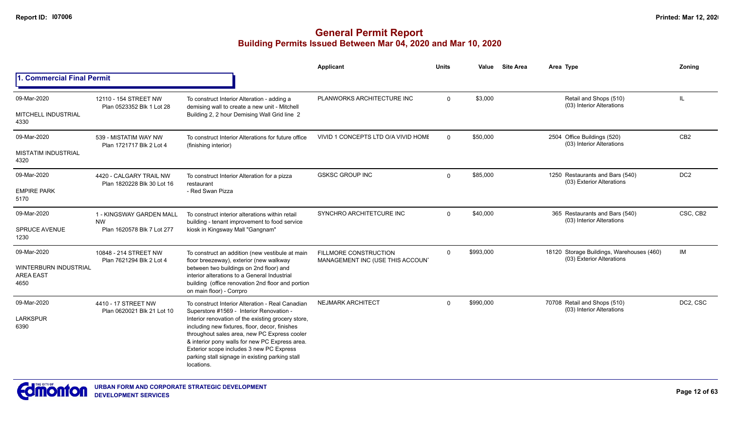# General Permit Report

## Building Permits Issued Between Mar 04, 2020 and Mar 10, 2020

### 1. Commercial Final Permit

| Date / Neighbourhood | Address | Description | Applicant | Units | Value | Site Area | Area | Type | Zoning |
|---|---|---|---|---|---|---|---|---|---|
| 09-Mar-2020<br>MITCHELL INDUSTRIAL<br>4330 | 12110 - 154 STREET NW<br>Plan 0523352 Blk 1 Lot 28 | To construct Interior Alteration - adding a demising wall to create a new unit - Mitchell Building 2, 2 hour Demising Wall Grid line 2 | PLANWORKS ARCHITECTURE INC | 0 | $3,000 | | | Retail and Shops (510)<br>(03) Interior Alterations | IL |
| 09-Mar-2020<br>MISTATIM INDUSTRIAL<br>4320 | 539 - MISTATIM WAY NW<br>Plan 1721717 Blk 2 Lot 4 | To construct Interior Alterations for future office (finishing interior) | VIVID 1 CONCEPTS LTD O/A VIVID HOME | 0 | $50,000 | | 2504 | Office Buildings (520)<br>(03) Interior Alterations | CB2 |
| 09-Mar-2020<br>EMPIRE PARK<br>5170 | 4420 - CALGARY TRAIL NW<br>Plan 1820228 Blk 30 Lot 16 | To construct Interior Alteration for a pizza restaurant<br>- Red Swan Pizza | GSKSC GROUP INC | 0 | $85,000 | | 1250 | Restaurants and Bars (540)<br>(03) Exterior Alterations | DC2 |
| 09-Mar-2020<br>SPRUCE AVENUE<br>1230 | 1 - KINGSWAY GARDEN MALL NW<br>Plan 1620578 Blk 7 Lot 277 | To construct interior alterations within retail building - tenant improvement to food service kiosk in Kingsway Mall "Gangnam" | SYNCHRO ARCHITETCURE INC | 0 | $40,000 | | 365 | Restaurants and Bars (540)<br>(03) Interior Alterations | CSC, CB2 |
| 09-Mar-2020<br>WINTERBURN INDUSTRIAL AREA EAST<br>4650 | 10848 - 214 STREET NW<br>Plan 7621294 Blk 2 Lot 4 | To construct an addition (new vestibule at main floor breezeway), exterior (new walkway between two buildings on 2nd floor) and interior alterations to a General Industrial building (office renovation 2nd floor and portion on main floor) - Corrpro | FILLMORE CONSTRUCTION MANAGEMENT INC (USE THIS ACCOUNT | 0 | $993,000 | | 18120 | Storage Buildings, Warehouses (460)<br>(03) Exterior Alterations | IM |
| 09-Mar-2020<br>LARKSPUR<br>6390 | 4410 - 17 STREET NW<br>Plan 0620021 Blk 21 Lot 10 | To construct Interior Alteration - Real Canadian Superstore #1569 - Interior Renovation - Interior renovation of the existing grocery store, including new fixtures, floor, decor, finishes throughout sales area, new PC Express cooler & interior pony walls for new PC Express area. Exterior scope includes 3 new PC Express parking stall signage in existing parking stall locations. | NEJMARK ARCHITECT | 0 | $990,000 | | 70708 | Retail and Shops (510)<br>(03) Interior Alterations | DC2, CSC |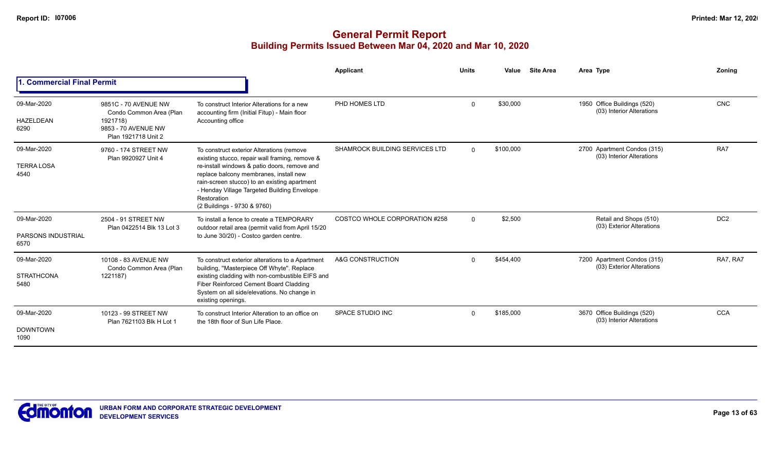# General Permit Report

## Building Permits Issued Between Mar 04, 2020 and Mar 10, 2020

### 1. Commercial Final Permit

| Date / Neighbourhood | Address | Description | Applicant | Units | Value | Site Area | Area | Type | Zoning |
|---|---|---|---|---|---|---|---|---|---|
| 09-Mar-2020<br>HAZELDEAN<br>6290 | 9851C - 70 AVENUE NW<br>Condo Common Area (Plan 1921718)<br>9853 - 70 AVENUE NW<br>Plan 1921718 Unit 2 | To construct Interior Alterations for a new accounting firm (Initial Fitup) - Main floor Accounting office | PHD HOMES LTD | 0 | $30,000 | | 1950 | Office Buildings (520)<br>(03) Interior Alterations | CNC |
| 09-Mar-2020<br>TERRA LOSA<br>4540 | 9760 - 174 STREET NW<br>Plan 9920927 Unit 4 | To construct exterior Alterations (remove existing stucco, repair wall framing, remove & re-install windows & patio doors, remove and replace balcony membranes, install new rain-screen stucco) to an existing apartment - Henday Village Targeted Building Envelope Restoration<br>(2 Buildings - 9730 & 9760) | SHAMROCK BUILDING SERVICES LTD | 0 | $100,000 | | 2700 | Apartment Condos (315)<br>(03) Interior Alterations | RA7 |
| 09-Mar-2020<br>PARSONS INDUSTRIAL<br>6570 | 2504 - 91 STREET NW<br>Plan 0422514 Blk 13 Lot 3 | To install a fence to create a TEMPORARY outdoor retail area (permit valid from April 15/20 to June 30/20) - Costco garden centre. | COSTCO WHOLE CORPORATION #258 | 0 | $2,500 | | | Retail and Shops (510)<br>(03) Exterior Alterations | DC2 |
| 09-Mar-2020<br>STRATHCONA<br>5480 | 10108 - 83 AVENUE NW<br>Condo Common Area (Plan 1221187) | To construct exterior alterations to a Apartment building, "Masterpiece Off Whyte". Replace existing cladding with non-combustible EIFS and Fiber Reinforced Cement Board Cladding System on all side/elevations. No change in existing openings. | A&G CONSTRUCTION | 0 | $454,400 | | 7200 | Apartment Condos (315)<br>(03) Exterior Alterations | RA7, RA7 |
| 09-Mar-2020<br>DOWNTOWN<br>1090 | 10123 - 99 STREET NW<br>Plan 7621103 Blk H Lot 1 | To construct Interior Alteration to an office on the 18th floor of Sun Life Place. | SPACE STUDIO INC | 0 | $185,000 | | 3670 | Office Buildings (520)<br>(03) Interior Alterations | CCA |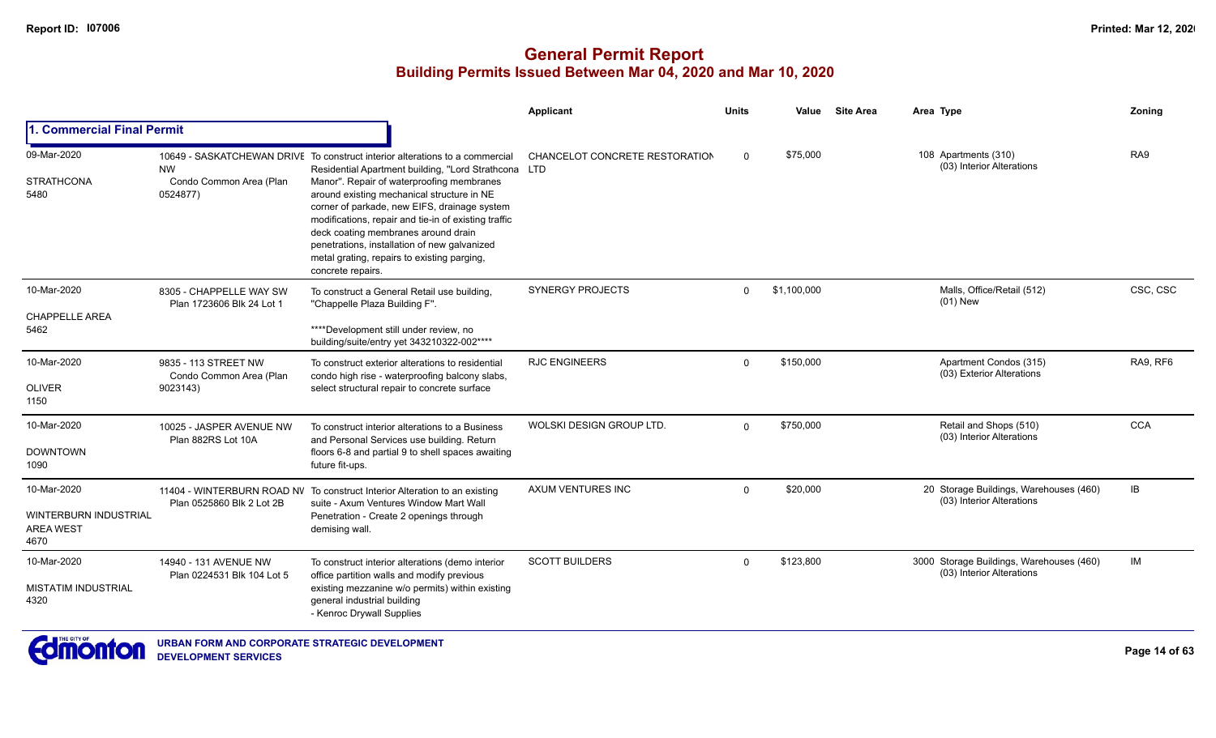# General Permit Report
## Building Permits Issued Between Mar 04, 2020 and Mar 10, 2020

### 1. Commercial Final Permit

| Date / Neighbourhood | Address | Description | Applicant | Units | Value | Site Area | Area | Type | Zoning |
|---|---|---|---|---|---|---|---|---|---|
| 09-Mar-2020 STRATHCONA 5480 | 10649 - SASKATCHEWAN DRIVE NW Condo Common Area (Plan 0524877) | To construct interior alterations to a commercial Residential Apartment building, "Lord Strathcona Manor". Repair of waterproofing membranes around existing mechanical structure in NE corner of parkade, new EIFS, drainage system modifications, repair and tie-in of existing traffic deck coating membranes around drain penetrations, installation of new galvanized metal grating, repairs to existing parging, concrete repairs. | CHANCELOT CONCRETE RESTORATION LTD | 0 | $75,000 | | 108 | Apartments (310) (03) Interior Alterations | RA9 |
| 10-Mar-2020 CHAPPELLE AREA 5462 | 8305 - CHAPPELLE WAY SW Plan 1723606 Blk 24 Lot 1 | To construct a General Retail use building, "Chappelle Plaza Building F". ****Development still under review, no building/suite/entry yet 343210322-002**** | SYNERGY PROJECTS | 0 | $1,100,000 | | | Malls, Office/Retail (512) (01) New | CSC, CSC |
| 10-Mar-2020 OLIVER 1150 | 9835 - 113 STREET NW Condo Common Area (Plan 9023143) | To construct exterior alterations to residential condo high rise - waterproofing balcony slabs, select structural repair to concrete surface | RJC ENGINEERS | 0 | $150,000 | | | Apartment Condos (315) (03) Exterior Alterations | RA9, RF6 |
| 10-Mar-2020 DOWNTOWN 1090 | 10025 - JASPER AVENUE NW Plan 882RS Lot 10A | To construct interior alterations to a Business and Personal Services use building. Return floors 6-8 and partial 9 to shell spaces awaiting future fit-ups. | WOLSKI DESIGN GROUP LTD. | 0 | $750,000 | | | Retail and Shops (510) (03) Interior Alterations | CCA |
| 10-Mar-2020 WINTERBURN INDUSTRIAL AREA WEST 4670 | 11404 - WINTERBURN ROAD NW Plan 0525860 Blk 2 Lot 2B | To construct Interior Alteration to an existing suite - Axum Ventures Window Mart Wall Penetration - Create 2 openings through demising wall. | AXUM VENTURES INC | 0 | $20,000 | | 20 | Storage Buildings, Warehouses (460) (03) Interior Alterations | IB |
| 10-Mar-2020 MISTATIM INDUSTRIAL 4320 | 14940 - 131 AVENUE NW Plan 0224531 Blk 104 Lot 5 | To construct interior alterations (demo interior office partition walls and modify previous existing mezzanine w/o permits) within existing general industrial building - Kenroc Drywall Supplies | SCOTT BUILDERS | 0 | $123,800 | | 3000 | Storage Buildings, Warehouses (460) (03) Interior Alterations | IM |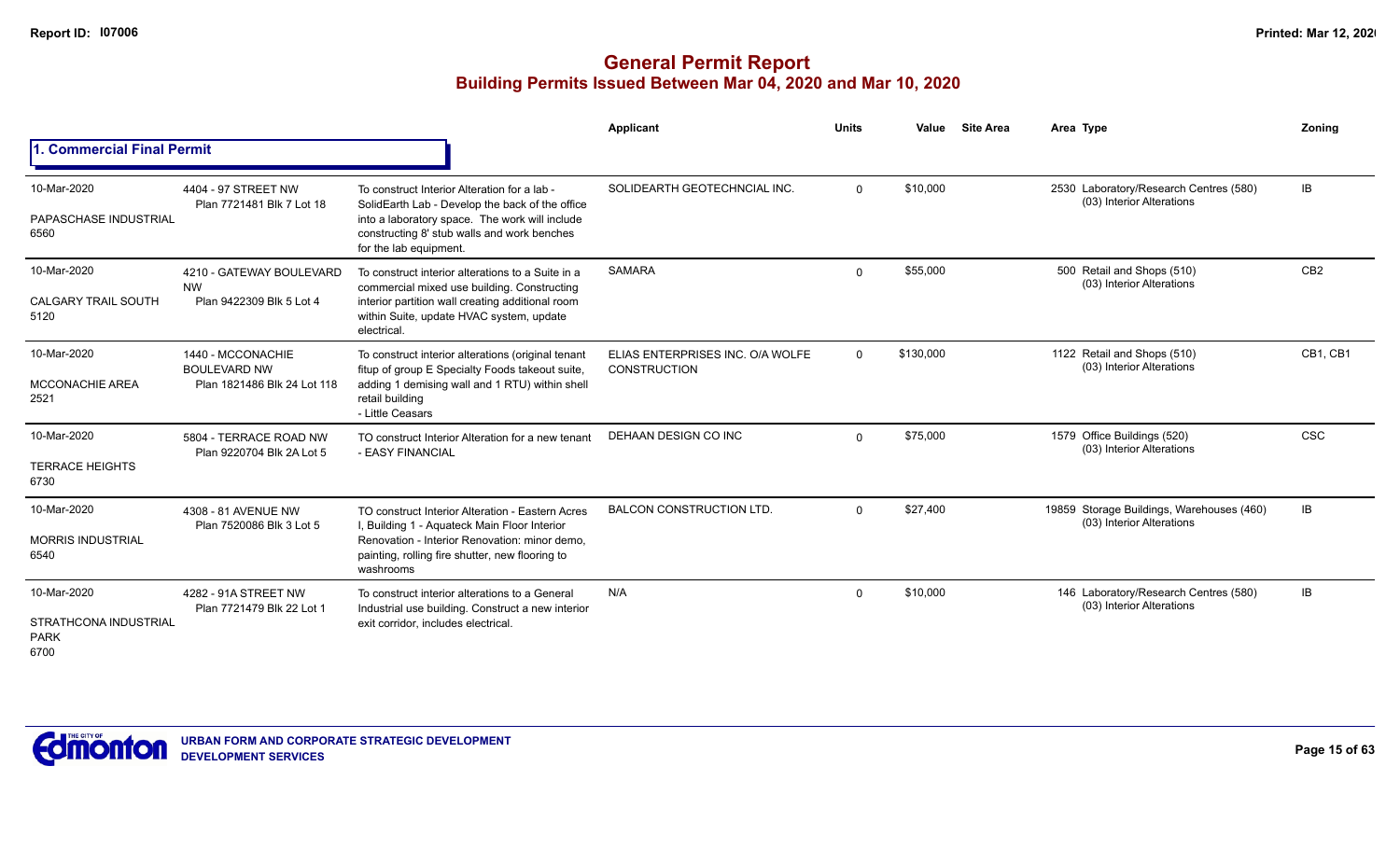# General Permit Report
## Building Permits Issued Between Mar 04, 2020 and Mar 10, 2020

### 1. Commercial Final Permit

| Date / Neighbourhood | Address / Legal | Description | Applicant | Units | Value | Site Area | Area Type | Zoning |
|---|---|---|---|---|---|---|---|---|
| 10-Mar-2020 PAPASCHASE INDUSTRIAL 6560 | 4404 - 97 STREET NW Plan 7721481 Blk 7 Lot 18 | To construct Interior Alteration for a lab - SolidEarth Lab - Develop the back of the office into a laboratory space. The work will include constructing 8' stub walls and work benches for the lab equipment. | SOLIDEARTH GEOTECHNCIAL INC. | 0 | $10,000 | | 2530 Laboratory/Research Centres (580) (03) Interior Alterations | IB |
| 10-Mar-2020 CALGARY TRAIL SOUTH 5120 | 4210 - GATEWAY BOULEVARD NW Plan 9422309 Blk 5 Lot 4 | To construct interior alterations to a Suite in a commercial mixed use building. Constructing interior partition wall creating additional room within Suite, update HVAC system, update electrical. | SAMARA | 0 | $55,000 | | 500 Retail and Shops (510) (03) Interior Alterations | CB2 |
| 10-Mar-2020 MCCONACHIE AREA 2521 | 1440 - MCCONACHIE BOULEVARD NW Plan 1821486 Blk 24 Lot 118 | To construct interior alterations (original tenant fitup of group E Specialty Foods takeout suite, adding 1 demising wall and 1 RTU) within shell retail building - Little Ceasars | ELIAS ENTERPRISES INC. O/A WOLFE CONSTRUCTION | 0 | $130,000 | | 1122 Retail and Shops (510) (03) Interior Alterations | CB1, CB1 |
| 10-Mar-2020 TERRACE HEIGHTS 6730 | 5804 - TERRACE ROAD NW Plan 9220704 Blk 2A Lot 5 | TO construct Interior Alteration for a new tenant - EASY FINANCIAL | DEHAAN DESIGN CO INC | 0 | $75,000 | | 1579 Office Buildings (520) (03) Interior Alterations | CSC |
| 10-Mar-2020 MORRIS INDUSTRIAL 6540 | 4308 - 81 AVENUE NW Plan 7520086 Blk 3 Lot 5 | TO construct Interior Alteration - Eastern Acres I, Building 1 - Aquateck Main Floor Interior Renovation - Interior Renovation: minor demo, painting, rolling fire shutter, new flooring to washrooms | BALCON CONSTRUCTION LTD. | 0 | $27,400 | | 19859 Storage Buildings, Warehouses (460) (03) Interior Alterations | IB |
| 10-Mar-2020 STRATHCONA INDUSTRIAL PARK 6700 | 4282 - 91A STREET NW Plan 7721479 Blk 22 Lot 1 | To construct interior alterations to a General Industrial use building. Construct a new interior exit corridor, includes electrical. | N/A | 0 | $10,000 | | 146 Laboratory/Research Centres (580) (03) Interior Alterations | IB |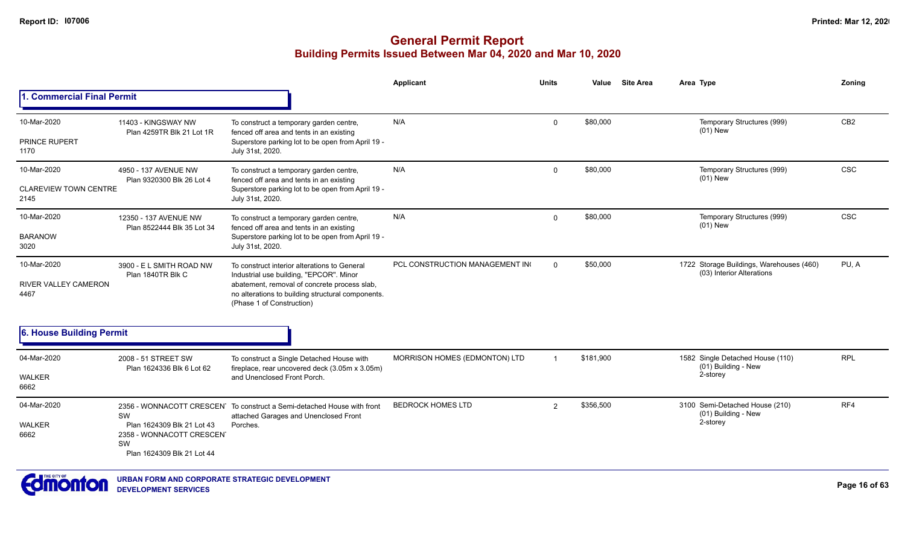# General Permit Report
## Building Permits Issued Between Mar 04, 2020 and Mar 10, 2020

### 1. Commercial Final Permit

| Date / Neighbourhood | Address / Legal | Description | Applicant | Units | Value | Site Area | Area | Type | Zoning |
|---|---|---|---|---|---|---|---|---|---|
| 10-Mar-2020 PRINCE RUPERT 1170 | 11403 - KINGSWAY NW Plan 4259TR Blk 21 Lot 1R | To construct a temporary garden centre, fenced off area and tents in an existing Superstore parking lot to be open from April 19 - July 31st, 2020. | N/A | 0 | $80,000 | | | Temporary Structures (999) (01) New | CB2 |
| 10-Mar-2020 CLAREVIEW TOWN CENTRE 2145 | 4950 - 137 AVENUE NW Plan 9320300 Blk 26 Lot 4 | To construct a temporary garden centre, fenced off area and tents in an existing Superstore parking lot to be open from April 19 - July 31st, 2020. | N/A | 0 | $80,000 | | | Temporary Structures (999) (01) New | CSC |
| 10-Mar-2020 BARANOW 3020 | 12350 - 137 AVENUE NW Plan 8522444 Blk 35 Lot 34 | To construct a temporary garden centre, fenced off area and tents in an existing Superstore parking lot to be open from April 19 - July 31st, 2020. | N/A | 0 | $80,000 | | | Temporary Structures (999) (01) New | CSC |
| 10-Mar-2020 RIVER VALLEY CAMERON 4467 | 3900 - E L SMITH ROAD NW Plan 1840TR Blk C | To construct interior alterations to General Industrial use building, "EPCOR". Minor abatement, removal of concrete process slab, no alterations to building structural components. (Phase 1 of Construction) | PCL CONSTRUCTION MANAGEMENT IN( | 0 | $50,000 | | 1722 | Storage Buildings, Warehouses (460) (03) Interior Alterations | PU, A |

### 6. House Building Permit

| Date / Neighbourhood | Address / Legal | Description | Applicant | Units | Value | Site Area | Area | Type | Zoning |
|---|---|---|---|---|---|---|---|---|---|
| 04-Mar-2020 WALKER 6662 | 2008 - 51 STREET SW Plan 1624336 Blk 6 Lot 62 | To construct a Single Detached House with fireplace, rear uncovered deck (3.05m x 3.05m) and Unenclosed Front Porch. | MORRISON HOMES (EDMONTON) LTD | 1 | $181,900 | | 1582 | Single Detached House (110) (01) Building - New 2-storey | RPL |
| 04-Mar-2020 WALKER 6662 | 2356 - WONNACOTT CRESCEN SW Plan 1624309 Blk 21 Lot 43; 2358 - WONNACOTT CRESCEN SW Plan 1624309 Blk 21 Lot 44 | To construct a Semi-detached House with front attached Garages and Unenclosed Front Porches. | BEDROCK HOMES LTD | 2 | $356,500 | | 3100 | Semi-Detached House (210) (01) Building - New 2-storey | RF4 |

URBAN FORM AND CORPORATE STRATEGIC DEVELOPMENT
DEVELOPMENT SERVICES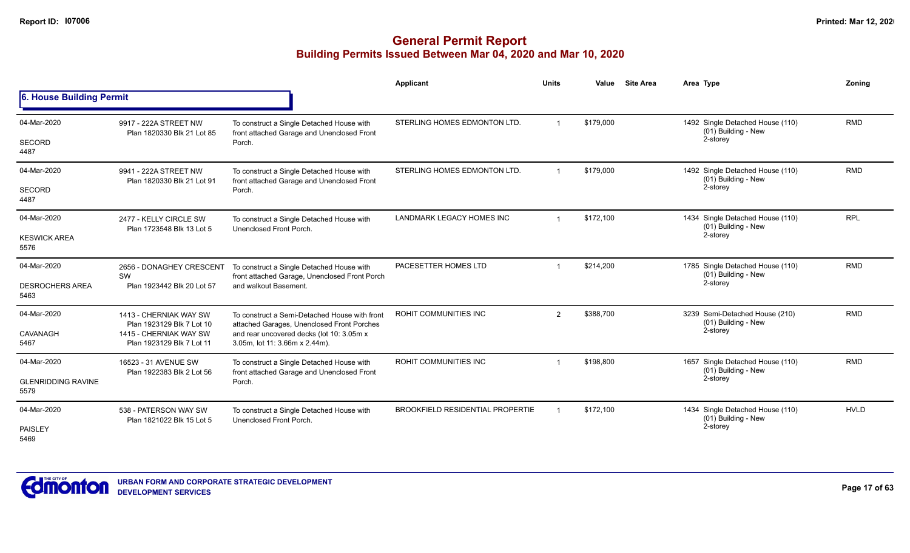# General Permit Report

## Building Permits Issued Between Mar 04, 2020 and Mar 10, 2020

### 6. House Building Permit

| Date / Neighbourhood | Address / Legal | Description | Applicant | Units | Value | Site Area | Area Type | Zoning |
|---|---|---|---|---|---|---|---|---|
| 04-Mar-2020<br>SECORD<br>4487 | 9917 - 222A STREET NW<br>Plan 1820330 Blk 21 Lot 85 | To construct a Single Detached House with front attached Garage and Unenclosed Front Porch. | STERLING HOMES EDMONTON LTD. | 1 | $179,000 | | 1492 Single Detached House (110)<br>(01) Building - New<br>2-storey | RMD |
| 04-Mar-2020<br>SECORD<br>4487 | 9941 - 222A STREET NW<br>Plan 1820330 Blk 21 Lot 91 | To construct a Single Detached House with front attached Garage and Unenclosed Front Porch. | STERLING HOMES EDMONTON LTD. | 1 | $179,000 | | 1492 Single Detached House (110)<br>(01) Building - New<br>2-storey | RMD |
| 04-Mar-2020<br>KESWICK AREA<br>5576 | 2477 - KELLY CIRCLE SW<br>Plan 1723548 Blk 13 Lot 5 | To construct a Single Detached House with Unenclosed Front Porch. | LANDMARK LEGACY HOMES INC | 1 | $172,100 | | 1434 Single Detached House (110)<br>(01) Building - New<br>2-storey | RPL |
| 04-Mar-2020<br>DESROCHERS AREA<br>5463 | 2656 - DONAGHEY CRESCENT SW<br>Plan 1923442 Blk 20 Lot 57 | To construct a Single Detached House with front attached Garage, Unenclosed Front Porch and walkout Basement. | PACESETTER HOMES LTD | 1 | $214,200 | | 1785 Single Detached House (110)<br>(01) Building - New<br>2-storey | RMD |
| 04-Mar-2020<br>CAVANAGH<br>5467 | 1413 - CHERNIAK WAY SW<br>Plan 1923129 Blk 7 Lot 10<br>1415 - CHERNIAK WAY SW<br>Plan 1923129 Blk 7 Lot 11 | To construct a Semi-Detached House with front attached Garages, Unenclosed Front Porches and rear uncovered decks (lot 10: 3.05m x 3.05m, lot 11: 3.66m x 2.44m). | ROHIT COMMUNITIES INC | 2 | $388,700 | | 3239 Semi-Detached House (210)<br>(01) Building - New<br>2-storey | RMD |
| 04-Mar-2020<br>GLENRIDDING RAVINE<br>5579 | 16523 - 31 AVENUE SW<br>Plan 1922383 Blk 2 Lot 56 | To construct a Single Detached House with front attached Garage and Unenclosed Front Porch. | ROHIT COMMUNITIES INC | 1 | $198,800 | | 1657 Single Detached House (110)<br>(01) Building - New<br>2-storey | RMD |
| 04-Mar-2020<br>PAISLEY<br>5469 | 538 - PATERSON WAY SW<br>Plan 1821022 Blk 15 Lot 5 | To construct a Single Detached House with Unenclosed Front Porch. | BROOKFIELD RESIDENTIAL PROPERTIE | 1 | $172,100 | | 1434 Single Detached House (110)<br>(01) Building - New<br>2-storey | HVLD |

**URBAN FORM AND CORPORATE STRATEGIC DEVELOPMENT**
**DEVELOPMENT SERVICES**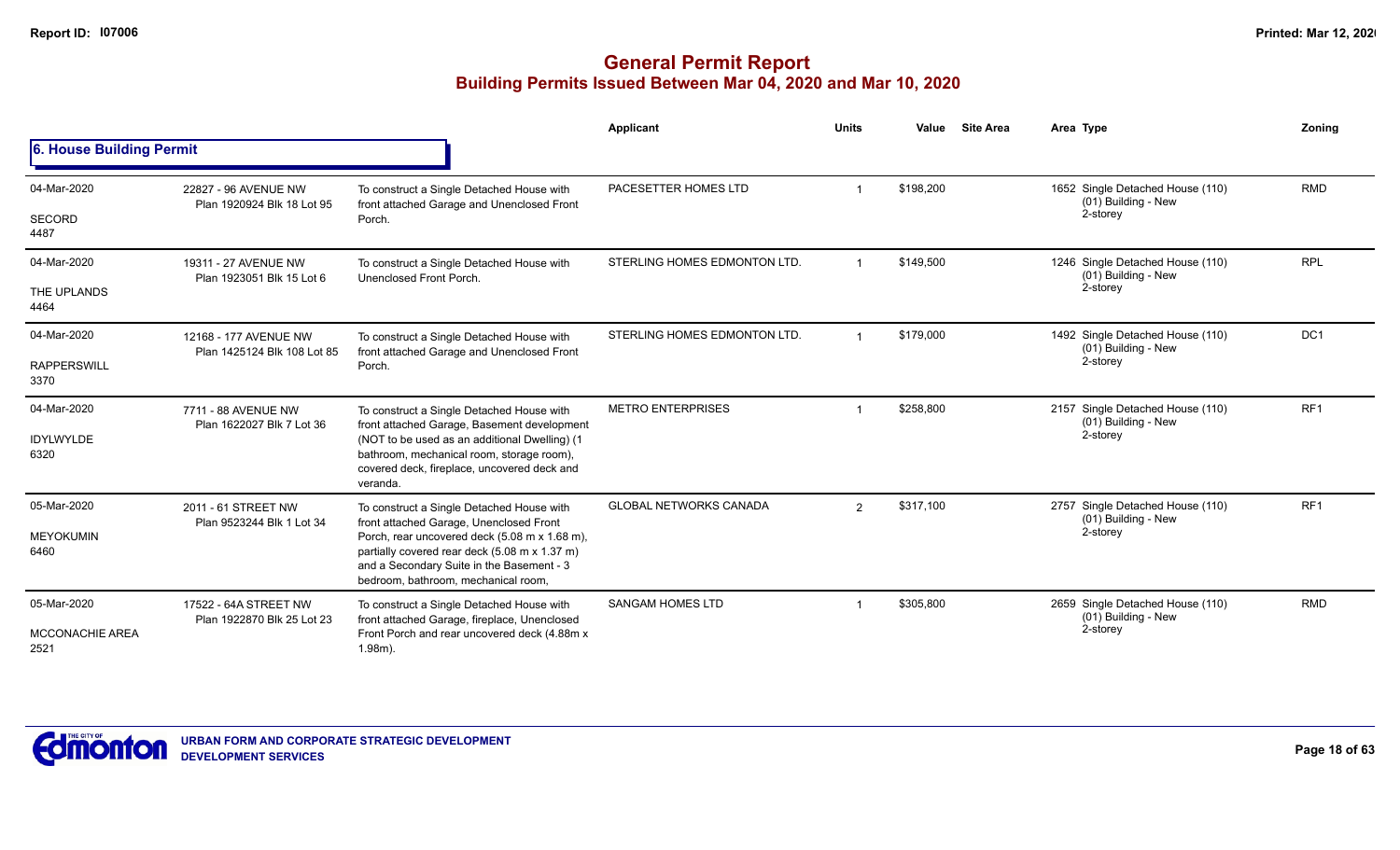# General Permit Report
## Building Permits Issued Between Mar 04, 2020 and Mar 10, 2020

### 6. House Building Permit

| Date / Neighbourhood | Address / Legal | Description | Applicant | Units | Value | Site Area | Area Type | Zoning |
|---|---|---|---|---|---|---|---|---|
| 04-Mar-2020<br>SECORD<br>4487 | 22827 - 96 AVENUE NW<br>Plan 1920924 Blk 18 Lot 95 | To construct a Single Detached House with front attached Garage and Unenclosed Front Porch. | PACESETTER HOMES LTD | 1 | $198,200 | | 1652 Single Detached House (110)<br>(01) Building - New<br>2-storey | RMD |
| 04-Mar-2020<br>THE UPLANDS<br>4464 | 19311 - 27 AVENUE NW<br>Plan 1923051 Blk 15 Lot 6 | To construct a Single Detached House with Unenclosed Front Porch. | STERLING HOMES EDMONTON LTD. | 1 | $149,500 | | 1246 Single Detached House (110)<br>(01) Building - New<br>2-storey | RPL |
| 04-Mar-2020<br>RAPPERSWILL<br>3370 | 12168 - 177 AVENUE NW<br>Plan 1425124 Blk 108 Lot 85 | To construct a Single Detached House with front attached Garage and Unenclosed Front Porch. | STERLING HOMES EDMONTON LTD. | 1 | $179,000 | | 1492 Single Detached House (110)<br>(01) Building - New<br>2-storey | DC1 |
| 04-Mar-2020<br>IDYLWYLDE<br>6320 | 7711 - 88 AVENUE NW<br>Plan 1622027 Blk 7 Lot 36 | To construct a Single Detached House with front attached Garage, Basement development (NOT to be used as an additional Dwelling) (1 bathroom, mechanical room, storage room), covered deck, fireplace, uncovered deck and veranda. | METRO ENTERPRISES | 1 | $258,800 | | 2157 Single Detached House (110)<br>(01) Building - New<br>2-storey | RF1 |
| 05-Mar-2020<br>MEYOKUMIN<br>6460 | 2011 - 61 STREET NW<br>Plan 9523244 Blk 1 Lot 34 | To construct a Single Detached House with front attached Garage, Unenclosed Front Porch, rear uncovered deck (5.08 m x 1.68 m), partially covered rear deck (5.08 m x 1.37 m) and a Secondary Suite in the Basement - 3 bedroom, bathroom, mechanical room, | GLOBAL NETWORKS CANADA | 2 | $317,100 | | 2757 Single Detached House (110)<br>(01) Building - New<br>2-storey | RF1 |
| 05-Mar-2020<br>MCCONACHIE AREA<br>2521 | 17522 - 64A STREET NW<br>Plan 1922870 Blk 25 Lot 23 | To construct a Single Detached House with front attached Garage, fireplace, Unenclosed Front Porch and rear uncovered deck (4.88m x 1.98m). | SANGAM HOMES LTD | 1 | $305,800 | | 2659 Single Detached House (110)<br>(01) Building - New<br>2-storey | RMD |

URBAN FORM AND CORPORATE STRATEGIC DEVELOPMENT
DEVELOPMENT SERVICES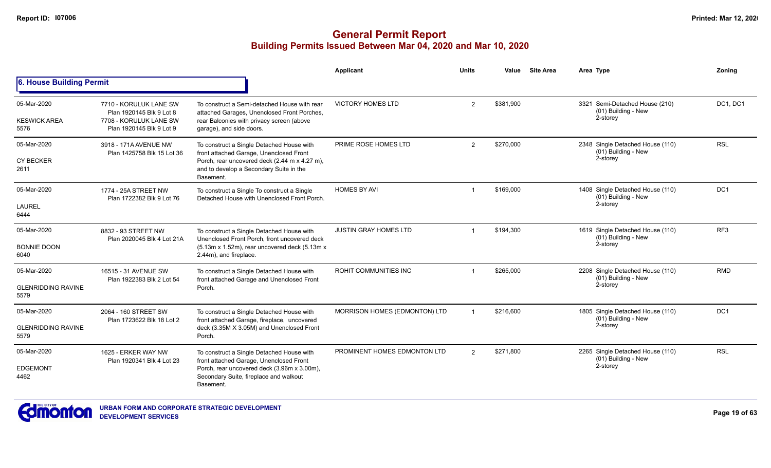# General Permit Report

## Building Permits Issued Between Mar 04, 2020 and Mar 10, 2020

### 6. House Building Permit

| Date / Neighbourhood | Address / Legal | Description | Applicant | Units | Value | Site Area | Area Type | Zoning |
|---|---|---|---|---|---|---|---|---|
| 05-Mar-2020<br>KESWICK AREA<br>5576 | 7710 - KORULUK LANE SW<br>Plan 1920145 Blk 9 Lot 8<br>7708 - KORULUK LANE SW<br>Plan 1920145 Blk 9 Lot 9 | To construct a Semi-detached House with rear attached Garages, Unenclosed Front Porches, rear Balconies with privacy screen (above garage), and side doors. | VICTORY HOMES LTD | 2 | $381,900 | | 3321 Semi-Detached House (210)<br>(01) Building - New<br>2-storey | DC1, DC1 |
| 05-Mar-2020<br>CY BECKER<br>2611 | 3918 - 171A AVENUE NW<br>Plan 1425758 Blk 15 Lot 36 | To construct a Single Detached House with front attached Garage, Unenclosed Front Porch, rear uncovered deck (2.44 m x 4.27 m), and to develop a Secondary Suite in the Basement. | PRIME ROSE HOMES LTD | 2 | $270,000 | | 2348 Single Detached House (110)<br>(01) Building - New<br>2-storey | RSL |
| 05-Mar-2020<br>LAUREL<br>6444 | 1774 - 25A STREET NW<br>Plan 1722382 Blk 9 Lot 76 | To construct a Single To construct a Single Detached House with Unenclosed Front Porch. | HOMES BY AVI | 1 | $169,000 | | 1408 Single Detached House (110)<br>(01) Building - New<br>2-storey | DC1 |
| 05-Mar-2020<br>BONNIE DOON<br>6040 | 8832 - 93 STREET NW<br>Plan 2020045 Blk 4 Lot 21A | To construct a Single Detached House with Unenclosed Front Porch, front uncovered deck (5.13m x 1.52m), rear uncovered deck (5.13m x 2.44m), and fireplace. | JUSTIN GRAY HOMES LTD | 1 | $194,300 | | 1619 Single Detached House (110)<br>(01) Building - New<br>2-storey | RF3 |
| 05-Mar-2020<br>GLENRIDDING RAVINE<br>5579 | 16515 - 31 AVENUE SW<br>Plan 1922383 Blk 2 Lot 54 | To construct a Single Detached House with front attached Garage and Unenclosed Front Porch. | ROHIT COMMUNITIES INC | 1 | $265,000 | | 2208 Single Detached House (110)<br>(01) Building - New<br>2-storey | RMD |
| 05-Mar-2020<br>GLENRIDDING RAVINE<br>5579 | 2064 - 160 STREET SW<br>Plan 1723622 Blk 18 Lot 2 | To construct a Single Detached House with front attached Garage, fireplace, uncovered deck (3.35M X 3.05M) and Unenclosed Front Porch. | MORRISON HOMES (EDMONTON) LTD | 1 | $216,600 | | 1805 Single Detached House (110)<br>(01) Building - New<br>2-storey | DC1 |
| 05-Mar-2020<br>EDGEMONT<br>4462 | 1625 - ERKER WAY NW<br>Plan 1920341 Blk 4 Lot 23 | To construct a Single Detached House with front attached Garage, Unenclosed Front Porch, rear uncovered deck (3.96m x 3.00m), Secondary Suite, fireplace and walkout Basement. | PROMINENT HOMES EDMONTON LTD | 2 | $271,800 | | 2265 Single Detached House (110)<br>(01) Building - New<br>2-storey | RSL |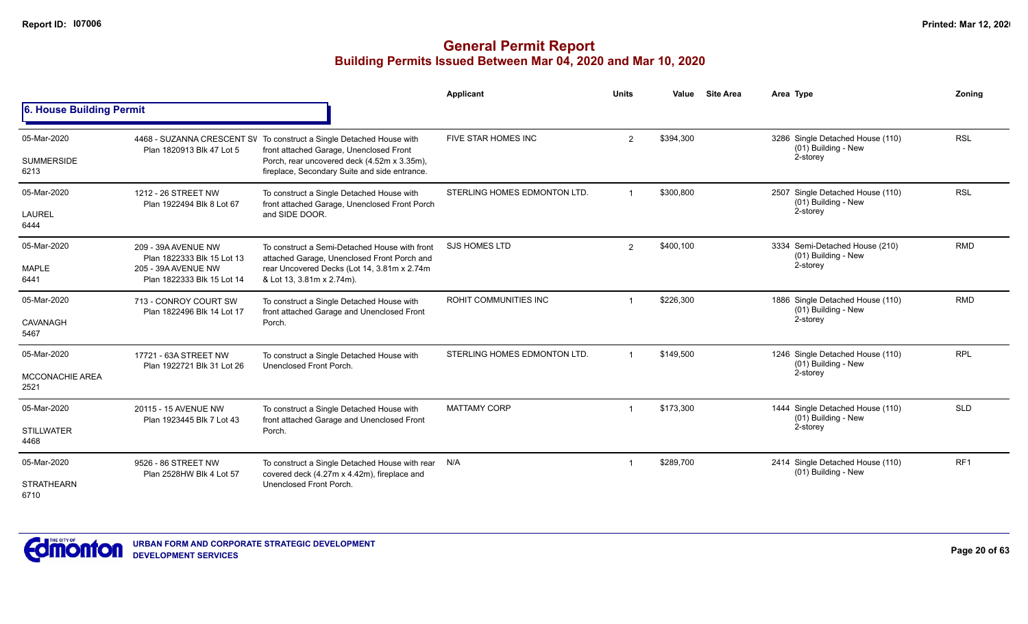# General Permit Report

## Building Permits Issued Between Mar 04, 2020 and Mar 10, 2020

| | | | Applicant | Units | Value | Site Area | Area Type | Zoning |
|---|---|---|---|---|---|---|---|---|
| **6. House Building Permit** | | | | | | | | |
| 05-Mar-2020<br>SUMMERSIDE<br>6213 | 4468 - SUZANNA CRESCENT SW<br>Plan 1820913 Blk 47 Lot 5 | To construct a Single Detached House with front attached Garage, Unenclosed Front Porch, rear uncovered deck (4.52m x 3.35m), fireplace, Secondary Suite and side entrance. | FIVE STAR HOMES INC | 2 | $394,300 | | 3286 Single Detached House (110) (01) Building - New 2-storey | RSL |
| 05-Mar-2020<br>LAUREL<br>6444 | 1212 - 26 STREET NW<br>Plan 1922494 Blk 8 Lot 67 | To construct a Single Detached House with front attached Garage, Unenclosed Front Porch and SIDE DOOR. | STERLING HOMES EDMONTON LTD. | 1 | $300,800 | | 2507 Single Detached House (110) (01) Building - New 2-storey | RSL |
| 05-Mar-2020<br>MAPLE<br>6441 | 209 - 39A AVENUE NW<br>Plan 1822333 Blk 15 Lot 13<br>205 - 39A AVENUE NW<br>Plan 1822333 Blk 15 Lot 14 | To construct a Semi-Detached House with front attached Garage, Unenclosed Front Porch and rear Uncovered Decks (Lot 14, 3.81m x 2.74m & Lot 13, 3.81m x 2.74m). | SJS HOMES LTD | 2 | $400,100 | | 3334 Semi-Detached House (210) (01) Building - New 2-storey | RMD |
| 05-Mar-2020<br>CAVANAGH<br>5467 | 713 - CONROY COURT SW<br>Plan 1822496 Blk 14 Lot 17 | To construct a Single Detached House with front attached Garage and Unenclosed Front Porch. | ROHIT COMMUNITIES INC | 1 | $226,300 | | 1886 Single Detached House (110) (01) Building - New 2-storey | RMD |
| 05-Mar-2020<br>MCCONACHIE AREA<br>2521 | 17721 - 63A STREET NW<br>Plan 1922721 Blk 31 Lot 26 | To construct a Single Detached House with Unenclosed Front Porch. | STERLING HOMES EDMONTON LTD. | 1 | $149,500 | | 1246 Single Detached House (110) (01) Building - New 2-storey | RPL |
| 05-Mar-2020<br>STILLWATER<br>4468 | 20115 - 15 AVENUE NW<br>Plan 1923445 Blk 7 Lot 43 | To construct a Single Detached House with front attached Garage and Unenclosed Front Porch. | MATTAMY CORP | 1 | $173,300 | | 1444 Single Detached House (110) (01) Building - New 2-storey | SLD |
| 05-Mar-2020<br>STRATHEARN<br>6710 | 9526 - 86 STREET NW<br>Plan 2528HW Blk 4 Lot 57 | To construct a Single Detached House with rear covered deck (4.27m x 4.42m), fireplace and Unenclosed Front Porch. | N/A | 1 | $289,700 | | 2414 Single Detached House (110) (01) Building - New | RF1 |

URBAN FORM AND CORPORATE STRATEGIC DEVELOPMENT
DEVELOPMENT SERVICES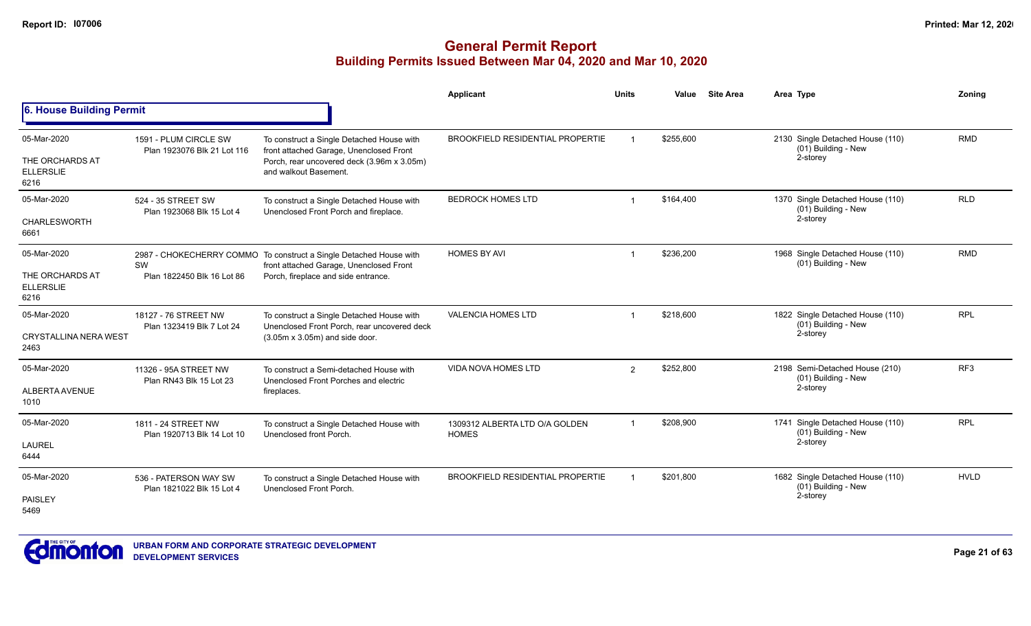# General Permit Report

## Building Permits Issued Between Mar 04, 2020 and Mar 10, 2020

### 6. House Building Permit

| Date / Neighbourhood | Address / Legal | Description | Applicant | Units | Value | Site Area | Area Type | Zoning |
|---|---|---|---|---|---|---|---|---|
| 05-Mar-2020<br>THE ORCHARDS AT ELLERSLIE<br>6216 | 1591 - PLUM CIRCLE SW<br>Plan 1923076 Blk 21 Lot 116 | To construct a Single Detached House with front attached Garage, Unenclosed Front Porch, rear uncovered deck (3.96m x 3.05m) and walkout Basement. | BROOKFIELD RESIDENTIAL PROPERTIE | 1 | $255,600 | | 2130 Single Detached House (110)<br>(01) Building - New<br>2-storey | RMD |
| 05-Mar-2020<br>CHARLESWORTH<br>6661 | 524 - 35 STREET SW<br>Plan 1923068 Blk 15 Lot 4 | To construct a Single Detached House with Unenclosed Front Porch and fireplace. | BEDROCK HOMES LTD | 1 | $164,400 | | 1370 Single Detached House (110)<br>(01) Building - New<br>2-storey | RLD |
| 05-Mar-2020<br>THE ORCHARDS AT ELLERSLIE<br>6216 | 2987 - CHOKECHERRY COMMO SW<br>Plan 1822450 Blk 16 Lot 86 | To construct a Single Detached House with front attached Garage, Unenclosed Front Porch, fireplace and side entrance. | HOMES BY AVI | 1 | $236,200 | | 1968 Single Detached House (110)<br>(01) Building - New | RMD |
| 05-Mar-2020<br>CRYSTALLINA NERA WEST<br>2463 | 18127 - 76 STREET NW<br>Plan 1323419 Blk 7 Lot 24 | To construct a Single Detached House with Unenclosed Front Porch, rear uncovered deck (3.05m x 3.05m) and side door. | VALENCIA HOMES LTD | 1 | $218,600 | | 1822 Single Detached House (110)<br>(01) Building - New<br>2-storey | RPL |
| 05-Mar-2020<br>ALBERTA AVENUE<br>1010 | 11326 - 95A STREET NW<br>Plan RN43 Blk 15 Lot 23 | To construct a Semi-detached House with Unenclosed Front Porches and electric fireplaces. | VIDA NOVA HOMES LTD | 2 | $252,800 | | 2198 Semi-Detached House (210)<br>(01) Building - New<br>2-storey | RF3 |
| 05-Mar-2020<br>LAUREL<br>6444 | 1811 - 24 STREET NW<br>Plan 1920713 Blk 14 Lot 10 | To construct a Single Detached House with Unenclosed front Porch. | 1309312 ALBERTA LTD O/A GOLDEN HOMES | 1 | $208,900 | | 1741 Single Detached House (110)<br>(01) Building - New<br>2-storey | RPL |
| 05-Mar-2020<br>PAISLEY<br>5469 | 536 - PATERSON WAY SW<br>Plan 1821022 Blk 15 Lot 4 | To construct a Single Detached House with Unenclosed Front Porch. | BROOKFIELD RESIDENTIAL PROPERTIE | 1 | $201,800 | | 1682 Single Detached House (110)<br>(01) Building - New<br>2-storey | HVLD |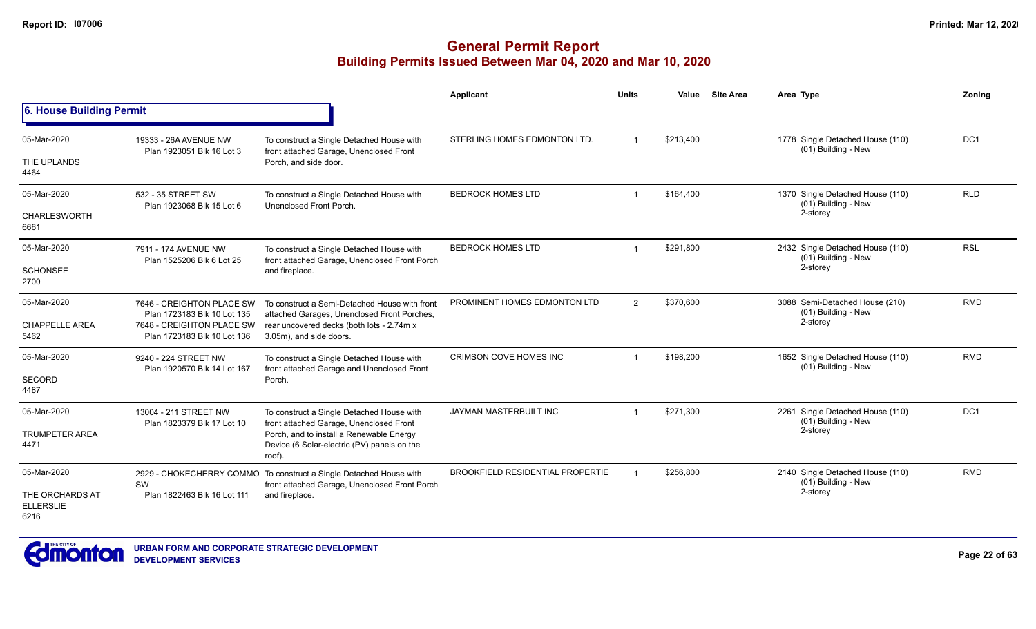# General Permit Report

## Building Permits Issued Between Mar 04, 2020 and Mar 10, 2020

### 6. House Building Permit

| Date / Neighbourhood | Address | Description | Applicant | Units | Value | Site Area | Area Type | Zoning |
|---|---|---|---|---|---|---|---|---|
| 05-Mar-2020<br>THE UPLANDS<br>4464 | 19333 - 26A AVENUE NW<br>Plan 1923051 Blk 16 Lot 3 | To construct a Single Detached House with front attached Garage, Unenclosed Front Porch, and side door. | STERLING HOMES EDMONTON LTD. | 1 | $213,400 | | 1778 Single Detached House (110)<br>(01) Building - New | DC1 |
| 05-Mar-2020<br>CHARLESWORTH<br>6661 | 532 - 35 STREET SW<br>Plan 1923068 Blk 15 Lot 6 | To construct a Single Detached House with Unenclosed Front Porch. | BEDROCK HOMES LTD | 1 | $164,400 | | 1370 Single Detached House (110)<br>(01) Building - New<br>2-storey | RLD |
| 05-Mar-2020<br>SCHONSEE<br>2700 | 7911 - 174 AVENUE NW<br>Plan 1525206 Blk 6 Lot 25 | To construct a Single Detached House with front attached Garage, Unenclosed Front Porch and fireplace. | BEDROCK HOMES LTD | 1 | $291,800 | | 2432 Single Detached House (110)<br>(01) Building - New<br>2-storey | RSL |
| 05-Mar-2020<br>CHAPPELLE AREA<br>5462 | 7646 - CREIGHTON PLACE SW<br>Plan 1723183 Blk 10 Lot 135<br>7648 - CREIGHTON PLACE SW<br>Plan 1723183 Blk 10 Lot 136 | To construct a Semi-Detached House with front attached Garages, Unenclosed Front Porches, rear uncovered decks (both lots - 2.74m x 3.05m), and side doors. | PROMINENT HOMES EDMONTON LTD | 2 | $370,600 | | 3088 Semi-Detached House (210)<br>(01) Building - New<br>2-storey | RMD |
| 05-Mar-2020<br>SECORD<br>4487 | 9240 - 224 STREET NW<br>Plan 1920570 Blk 14 Lot 167 | To construct a Single Detached House with front attached Garage and Unenclosed Front Porch. | CRIMSON COVE HOMES INC | 1 | $198,200 | | 1652 Single Detached House (110)<br>(01) Building - New | RMD |
| 05-Mar-2020<br>TRUMPETER AREA<br>4471 | 13004 - 211 STREET NW<br>Plan 1823379 Blk 17 Lot 10 | To construct a Single Detached House with front attached Garage, Unenclosed Front Porch, and to install a Renewable Energy Device (6 Solar-electric (PV) panels on the roof). | JAYMAN MASTERBUILT INC | 1 | $271,300 | | 2261 Single Detached House (110)<br>(01) Building - New<br>2-storey | DC1 |
| 05-Mar-2020<br>THE ORCHARDS AT ELLERSLIE<br>6216 | 2929 - CHOKECHERRY COMMO SW<br>Plan 1822463 Blk 16 Lot 111 | To construct a Single Detached House with front attached Garage, Unenclosed Front Porch and fireplace. | BROOKFIELD RESIDENTIAL PROPERTIE | 1 | $256,800 | | 2140 Single Detached House (110)<br>(01) Building - New<br>2-storey | RMD |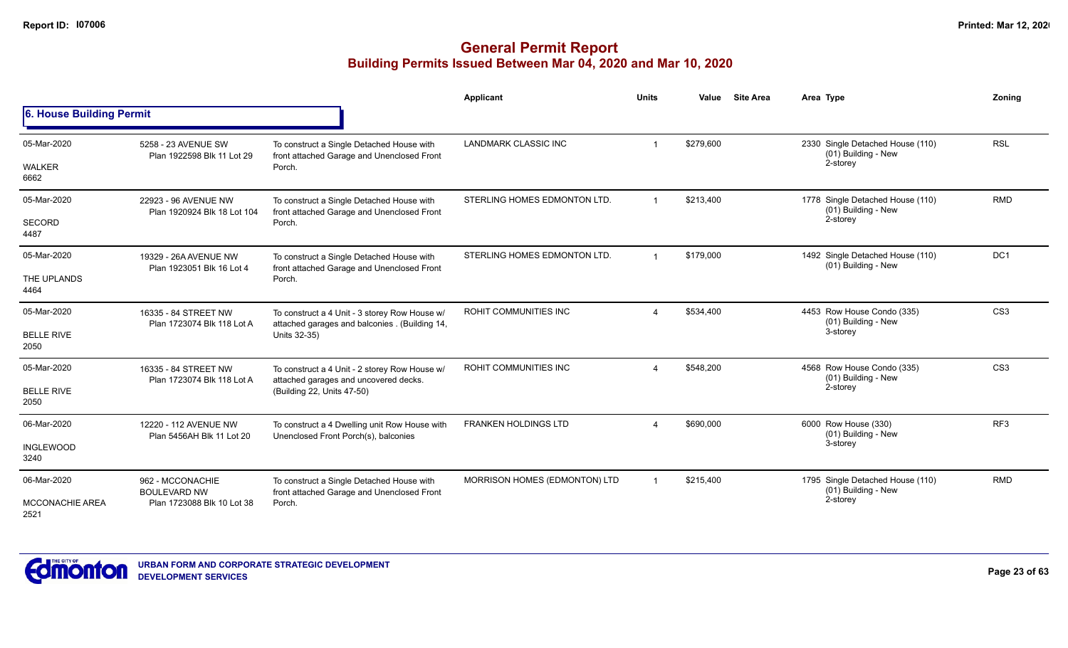# General Permit Report
## Building Permits Issued Between Mar 04, 2020 and Mar 10, 2020

### 6. House Building Permit

| Date / Neighbourhood | Address / Legal | Description | Applicant | Units | Value | Site Area | Area | Type | Zoning |
|---|---|---|---|---|---|---|---|---|---|
| 05-Mar-2020<br>WALKER<br>6662 | 5258 - 23 AVENUE SW<br>Plan 1922598 Blk 11 Lot 29 | To construct a Single Detached House with front attached Garage and Unenclosed Front Porch. | LANDMARK CLASSIC INC | 1 | $279,600 | | 2330 | Single Detached House (110)<br>(01) Building - New<br>2-storey | RSL |
| 05-Mar-2020<br>SECORD<br>4487 | 22923 - 96 AVENUE NW<br>Plan 1920924 Blk 18 Lot 104 | To construct a Single Detached House with front attached Garage and Unenclosed Front Porch. | STERLING HOMES EDMONTON LTD. | 1 | $213,400 | | 1778 | Single Detached House (110)<br>(01) Building - New<br>2-storey | RMD |
| 05-Mar-2020<br>THE UPLANDS<br>4464 | 19329 - 26A AVENUE NW<br>Plan 1923051 Blk 16 Lot 4 | To construct a Single Detached House with front attached Garage and Unenclosed Front Porch. | STERLING HOMES EDMONTON LTD. | 1 | $179,000 | | 1492 | Single Detached House (110)<br>(01) Building - New | DC1 |
| 05-Mar-2020<br>BELLE RIVE<br>2050 | 16335 - 84 STREET NW<br>Plan 1723074 Blk 118 Lot A | To construct a 4 Unit - 3 storey Row House w/ attached garages and balconies . (Building 14, Units 32-35) | ROHIT COMMUNITIES INC | 4 | $534,400 | | 4453 | Row House Condo (335)<br>(01) Building - New<br>3-storey | CS3 |
| 05-Mar-2020<br>BELLE RIVE<br>2050 | 16335 - 84 STREET NW<br>Plan 1723074 Blk 118 Lot A | To construct a 4 Unit - 2 storey Row House w/ attached garages and uncovered decks. (Building 22, Units 47-50) | ROHIT COMMUNITIES INC | 4 | $548,200 | | 4568 | Row House Condo (335)<br>(01) Building - New<br>2-storey | CS3 |
| 06-Mar-2020<br>INGLEWOOD<br>3240 | 12220 - 112 AVENUE NW<br>Plan 5456AH Blk 11 Lot 20 | To construct a 4 Dwelling unit Row House with Unenclosed Front Porch(s), balconies | FRANKEN HOLDINGS LTD | 4 | $690,000 | | 6000 | Row House (330)<br>(01) Building - New<br>3-storey | RF3 |
| 06-Mar-2020<br>MCCONACHIE AREA<br>2521 | 962 - MCCONACHIE BOULEVARD NW<br>Plan 1723088 Blk 10 Lot 38 | To construct a Single Detached House with front attached Garage and Unenclosed Front Porch. | MORRISON HOMES (EDMONTON) LTD | 1 | $215,400 | | 1795 | Single Detached House (110)<br>(01) Building - New<br>2-storey | RMD |

URBAN FORM AND CORPORATE STRATEGIC DEVELOPMENT
DEVELOPMENT SERVICES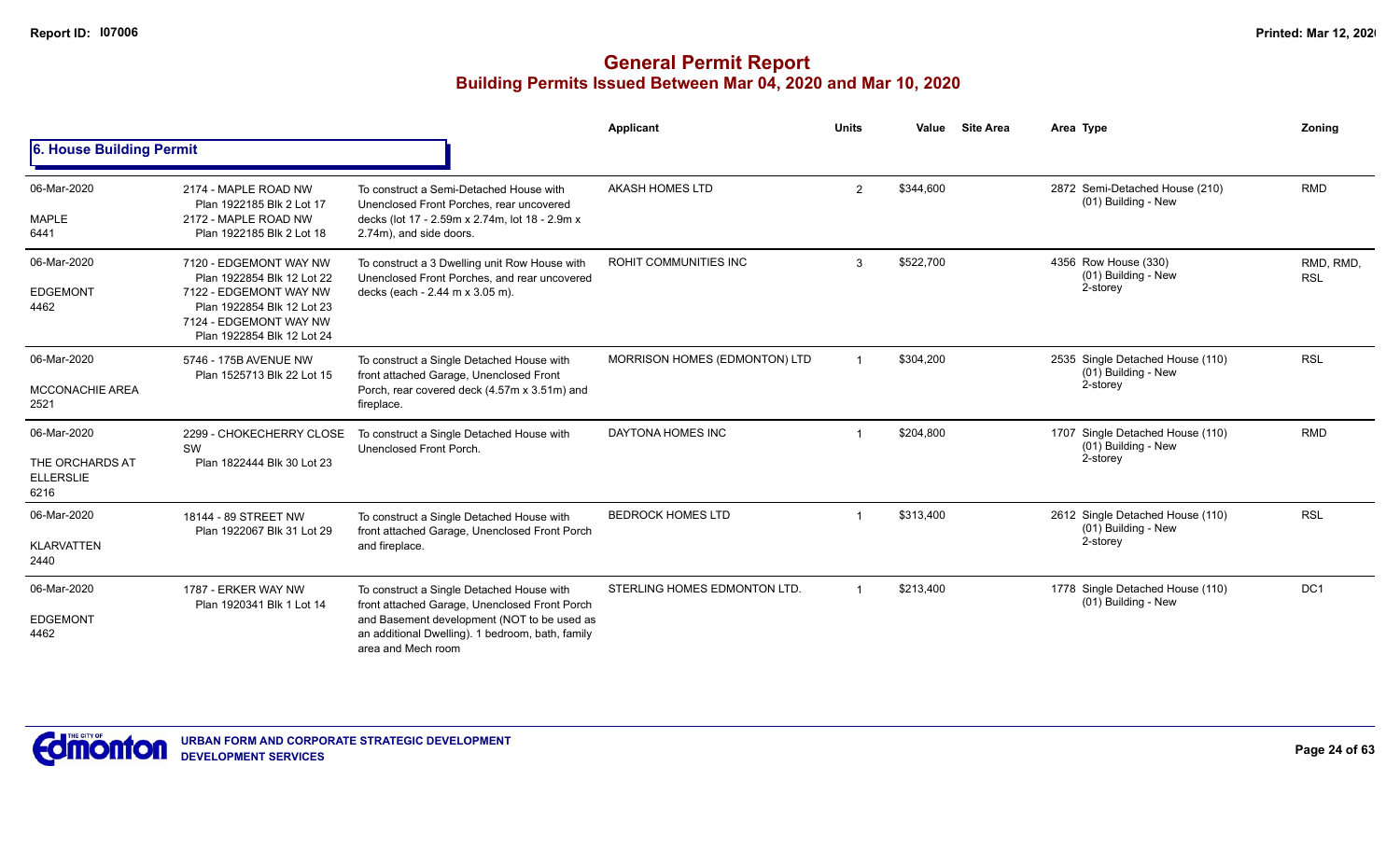# General Permit Report

## Building Permits Issued Between Mar 04, 2020 and Mar 10, 2020

### 6. House Building Permit

| Date / Neighbourhood | Address | Description | Applicant | Units | Value | Site Area | Area Type | Zoning |
|---|---|---|---|---|---|---|---|---|
| 06-Mar-2020<br>MAPLE<br>6441 | 2174 - MAPLE ROAD NW<br>Plan 1922185 Blk 2 Lot 17<br>2172 - MAPLE ROAD NW<br>Plan 1922185 Blk 2 Lot 18 | To construct a Semi-Detached House with Unenclosed Front Porches, rear uncovered decks (lot 17 - 2.59m x 2.74m, lot 18 - 2.9m x 2.74m), and side doors. | AKASH HOMES LTD | 2 | $344,600 | | 2872 Semi-Detached House (210)<br>(01) Building - New | RMD |
| 06-Mar-2020<br>EDGEMONT<br>4462 | 7120 - EDGEMONT WAY NW<br>Plan 1922854 Blk 12 Lot 22<br>7122 - EDGEMONT WAY NW<br>Plan 1922854 Blk 12 Lot 23<br>7124 - EDGEMONT WAY NW<br>Plan 1922854 Blk 12 Lot 24 | To construct a 3 Dwelling unit Row House with Unenclosed Front Porches, and rear uncovered decks (each - 2.44 m x 3.05 m). | ROHIT COMMUNITIES INC | 3 | $522,700 | | 4356 Row House (330)<br>(01) Building - New<br>2-storey | RMD, RMD, RSL |
| 06-Mar-2020<br>MCCONACHIE AREA<br>2521 | 5746 - 175B AVENUE NW<br>Plan 1525713 Blk 22 Lot 15 | To construct a Single Detached House with front attached Garage, Unenclosed Front Porch, rear covered deck (4.57m x 3.51m) and fireplace. | MORRISON HOMES (EDMONTON) LTD | 1 | $304,200 | | 2535 Single Detached House (110)<br>(01) Building - New<br>2-storey | RSL |
| 06-Mar-2020<br>THE ORCHARDS AT ELLERSLIE<br>6216 | 2299 - CHOKECHERRY CLOSE SW<br>Plan 1822444 Blk 30 Lot 23 | To construct a Single Detached House with Unenclosed Front Porch. | DAYTONA HOMES INC | 1 | $204,800 | | 1707 Single Detached House (110)<br>(01) Building - New<br>2-storey | RMD |
| 06-Mar-2020<br>KLARVATTEN<br>2440 | 18144 - 89 STREET NW<br>Plan 1922067 Blk 31 Lot 29 | To construct a Single Detached House with front attached Garage, Unenclosed Front Porch and fireplace. | BEDROCK HOMES LTD | 1 | $313,400 | | 2612 Single Detached House (110)<br>(01) Building - New<br>2-storey | RSL |
| 06-Mar-2020<br>EDGEMONT<br>4462 | 1787 - ERKER WAY NW<br>Plan 1920341 Blk 1 Lot 14 | To construct a Single Detached House with front attached Garage, Unenclosed Front Porch and Basement development (NOT to be used as an additional Dwelling). 1 bedroom, bath, family area and Mech room | STERLING HOMES EDMONTON LTD. | 1 | $213,400 | | 1778 Single Detached House (110)<br>(01) Building - New | DC1 |

URBAN FORM AND CORPORATE STRATEGIC DEVELOPMENT
DEVELOPMENT SERVICES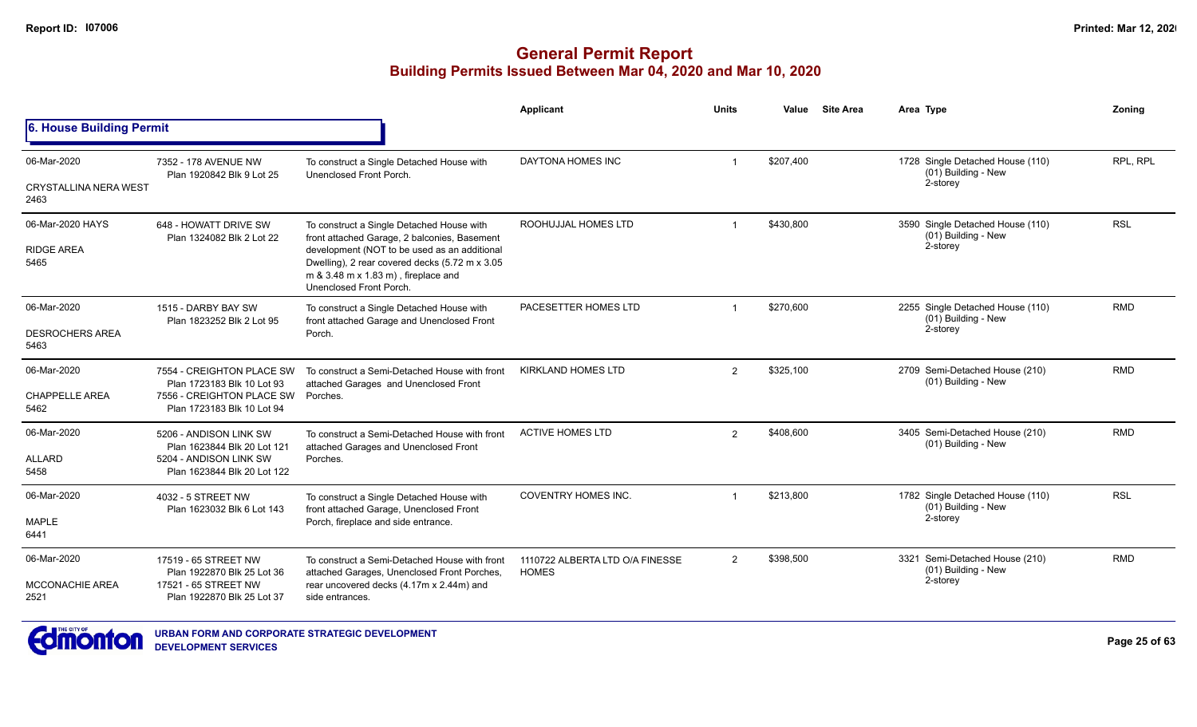# General Permit Report

## Building Permits Issued Between Mar 04, 2020 and Mar 10, 2020

### 6. House Building Permit

| | | | Applicant | Units | Value | Site Area | Area | Type | Zoning |
|---|---|---|---|---|---|---|---|---|---|
| 06-Mar-2020 CRYSTALLINA NERA WEST 2463 | 7352 - 178 AVENUE NW Plan 1920842 Blk 9 Lot 25 | To construct a Single Detached House with Unenclosed Front Porch. | DAYTONA HOMES INC | 1 | $207,400 | | 1728 | Single Detached House (110) (01) Building - New 2-storey | RPL, RPL |
| 06-Mar-2020 HAYS RIDGE AREA 5465 | 648 - HOWATT DRIVE SW Plan 1324082 Blk 2 Lot 22 | To construct a Single Detached House with front attached Garage, 2 balconies, Basement development (NOT to be used as an additional Dwelling), 2 rear covered decks (5.72 m x 3.05 m & 3.48 m x 1.83 m) , fireplace and Unenclosed Front Porch. | ROOHUJJAL HOMES LTD | 1 | $430,800 | | 3590 | Single Detached House (110) (01) Building - New 2-storey | RSL |
| 06-Mar-2020 DESROCHERS AREA 5463 | 1515 - DARBY BAY SW Plan 1823252 Blk 2 Lot 95 | To construct a Single Detached House with front attached Garage and Unenclosed Front Porch. | PACESETTER HOMES LTD | 1 | $270,600 | | 2255 | Single Detached House (110) (01) Building - New 2-storey | RMD |
| 06-Mar-2020 CHAPPELLE AREA 5462 | 7554 - CREIGHTON PLACE SW Plan 1723183 Blk 10 Lot 93 7556 - CREIGHTON PLACE SW Plan 1723183 Blk 10 Lot 94 | To construct a Semi-Detached House with front attached Garages and Unenclosed Front Porches. | KIRKLAND HOMES LTD | 2 | $325,100 | | 2709 | Semi-Detached House (210) (01) Building - New | RMD |
| 06-Mar-2020 ALLARD 5458 | 5206 - ANDISON LINK SW Plan 1623844 Blk 20 Lot 121 5204 - ANDISON LINK SW Plan 1623844 Blk 20 Lot 122 | To construct a Semi-Detached House with front attached Garages and Unenclosed Front Porches. | ACTIVE HOMES LTD | 2 | $408,600 | | 3405 | Semi-Detached House (210) (01) Building - New | RMD |
| 06-Mar-2020 MAPLE 6441 | 4032 - 5 STREET NW Plan 1623032 Blk 6 Lot 143 | To construct a Single Detached House with front attached Garage, Unenclosed Front Porch, fireplace and side entrance. | COVENTRY HOMES INC. | 1 | $213,800 | | 1782 | Single Detached House (110) (01) Building - New 2-storey | RSL |
| 06-Mar-2020 MCCONACHIE AREA 2521 | 17519 - 65 STREET NW Plan 1922870 Blk 25 Lot 36 17521 - 65 STREET NW Plan 1922870 Blk 25 Lot 37 | To construct a Semi-Detached House with front attached Garages, Unenclosed Front Porches, rear uncovered decks (4.17m x 2.44m) and side entrances. | 1110722 ALBERTA LTD O/A FINESSE HOMES | 2 | $398,500 | | 3321 | Semi-Detached House (210) (01) Building - New 2-storey | RMD |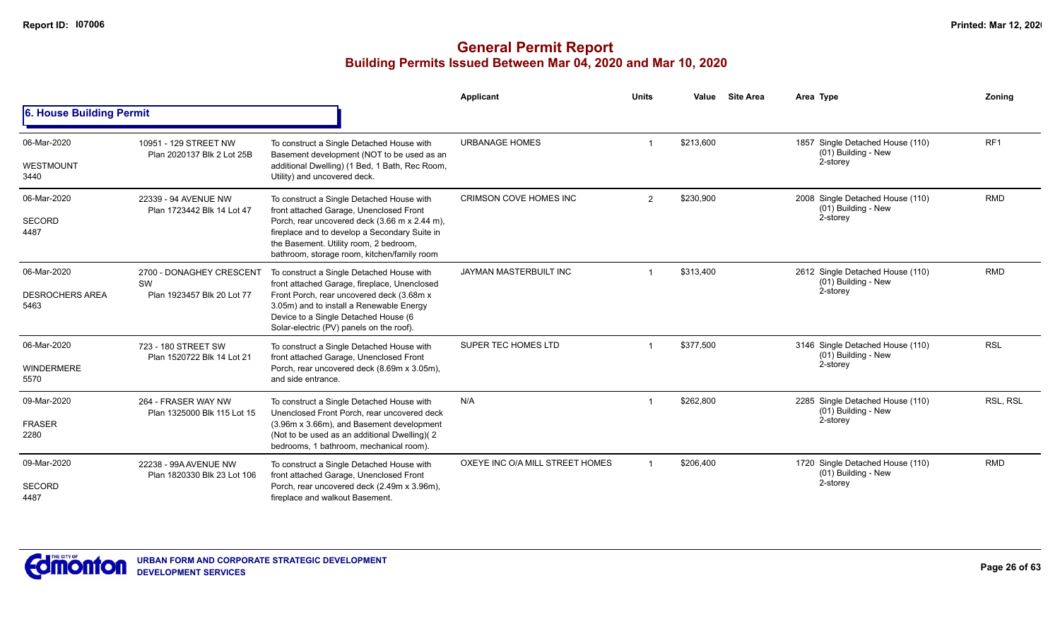# General Permit Report
## Building Permits Issued Between Mar 04, 2020 and Mar 10, 2020

### 6. House Building Permit

| Date / Neighbourhood | Address / Legal | Description | Applicant | Units | Value | Site Area | Area | Type | Zoning |
|---|---|---|---|---|---|---|---|---|---|
| 06-Mar-2020 WESTMOUNT 3440 | 10951 - 129 STREET NW Plan 2020137 Blk 2 Lot 25B | To construct a Single Detached House with Basement development (NOT to be used as an additional Dwelling) (1 Bed, 1 Bath, Rec Room, Utility) and uncovered deck. | URBANAGE HOMES | 1 | $213,600 | | 1857 | Single Detached House (110) (01) Building - New 2-storey | RF1 |
| 06-Mar-2020 SECORD 4487 | 22339 - 94 AVENUE NW Plan 1723442 Blk 14 Lot 47 | To construct a Single Detached House with front attached Garage, Unenclosed Front Porch, rear uncovered deck (3.66 m x 2.44 m), fireplace and to develop a Secondary Suite in the Basement. Utility room, 2 bedroom, bathroom, storage room, kitchen/family room | CRIMSON COVE HOMES INC | 2 | $230,900 | | 2008 | Single Detached House (110) (01) Building - New 2-storey | RMD |
| 06-Mar-2020 DESROCHERS AREA 5463 | 2700 - DONAGHEY CRESCENT SW Plan 1923457 Blk 20 Lot 77 | To construct a Single Detached House with front attached Garage, fireplace, Unenclosed Front Porch, rear uncovered deck (3.68m x 3.05m) and to install a Renewable Energy Device to a Single Detached House (6 Solar-electric (PV) panels on the roof). | JAYMAN MASTERBUILT INC | 1 | $313,400 | | 2612 | Single Detached House (110) (01) Building - New 2-storey | RMD |
| 06-Mar-2020 WINDERMERE 5570 | 723 - 180 STREET SW Plan 1520722 Blk 14 Lot 21 | To construct a Single Detached House with front attached Garage, Unenclosed Front Porch, rear uncovered deck (8.69m x 3.05m), and side entrance. | SUPER TEC HOMES LTD | 1 | $377,500 | | 3146 | Single Detached House (110) (01) Building - New 2-storey | RSL |
| 09-Mar-2020 FRASER 2280 | 264 - FRASER WAY NW Plan 1325000 Blk 115 Lot 15 | To construct a Single Detached House with Unenclosed Front Porch, rear uncovered deck (3.96m x 3.66m), and Basement development (Not to be used as an additional Dwelling)( 2 bedrooms, 1 bathroom, mechanical room). | N/A | 1 | $262,800 | | 2285 | Single Detached House (110) (01) Building - New 2-storey | RSL, RSL |
| 09-Mar-2020 SECORD 4487 | 22238 - 99A AVENUE NW Plan 1820330 Blk 23 Lot 106 | To construct a Single Detached House with front attached Garage, Unenclosed Front Porch, rear uncovered deck (2.49m x 3.96m), fireplace and walkout Basement. | OXEYE INC O/A MILL STREET HOMES | 1 | $206,400 | | 1720 | Single Detached House (110) (01) Building - New 2-storey | RMD |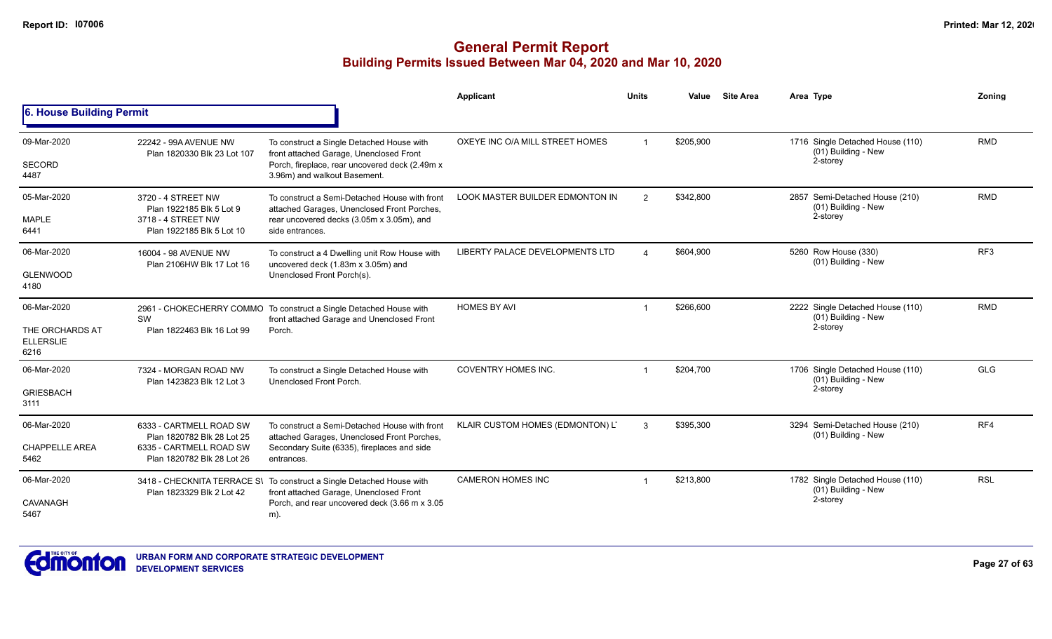# General Permit Report
## Building Permits Issued Between Mar 04, 2020 and Mar 10, 2020

### 6. House Building Permit

| Date / Neighbourhood | Address / Legal | Description | Applicant | Units | Value | Site Area | Area Type | Zoning |
|---|---|---|---|---|---|---|---|---|
| 09-Mar-2020<br>SECORD<br>4487 | 22242 - 99A AVENUE NW<br>Plan 1820330 Blk 23 Lot 107 | To construct a Single Detached House with front attached Garage, Unenclosed Front Porch, fireplace, rear uncovered deck (2.49m x 3.96m) and walkout Basement. | OXEYE INC O/A MILL STREET HOMES | 1 | $205,900 | | 1716 Single Detached House (110)<br>(01) Building - New<br>2-storey | RMD |
| 05-Mar-2020<br>MAPLE<br>6441 | 3720 - 4 STREET NW<br>Plan 1922185 Blk 5 Lot 9<br>3718 - 4 STREET NW<br>Plan 1922185 Blk 5 Lot 10 | To construct a Semi-Detached House with front attached Garages, Unenclosed Front Porches, rear uncovered decks (3.05m x 3.05m), and side entrances. | LOOK MASTER BUILDER EDMONTON IN | 2 | $342,800 | | 2857 Semi-Detached House (210)<br>(01) Building - New<br>2-storey | RMD |
| 06-Mar-2020<br>GLENWOOD<br>4180 | 16004 - 98 AVENUE NW<br>Plan 2106HW Blk 17 Lot 16 | To construct a 4 Dwelling unit Row House with uncovered deck (1.83m x 3.05m) and Unenclosed Front Porch(s). | LIBERTY PALACE DEVELOPMENTS LTD | 4 | $604,900 | | 5260 Row House (330)<br>(01) Building - New | RF3 |
| 06-Mar-2020<br>THE ORCHARDS AT ELLERSLIE<br>6216 | 2961 - CHOKECHERRY COMMO SW<br>Plan 1822463 Blk 16 Lot 99 | To construct a Single Detached House with front attached Garage and Unenclosed Front Porch. | HOMES BY AVI | 1 | $266,600 | | 2222 Single Detached House (110)<br>(01) Building - New<br>2-storey | RMD |
| 06-Mar-2020<br>GRIESBACH<br>3111 | 7324 - MORGAN ROAD NW<br>Plan 1423823 Blk 12 Lot 3 | To construct a Single Detached House with Unenclosed Front Porch. | COVENTRY HOMES INC. | 1 | $204,700 | | 1706 Single Detached House (110)<br>(01) Building - New<br>2-storey | GLG |
| 06-Mar-2020<br>CHAPPELLE AREA<br>5462 | 6333 - CARTMELL ROAD SW<br>Plan 1820782 Blk 28 Lot 25<br>6335 - CARTMELL ROAD SW<br>Plan 1820782 Blk 28 Lot 26 | To construct a Semi-Detached House with front attached Garages, Unenclosed Front Porches, Secondary Suite (6335), fireplaces and side entrances. | KLAIR CUSTOM HOMES (EDMONTON) L' | 3 | $395,300 | | 3294 Semi-Detached House (210)<br>(01) Building - New | RF4 |
| 06-Mar-2020<br>CAVANAGH<br>5467 | 3418 - CHECKNITA TERRACE S\<br>Plan 1823329 Blk 2 Lot 42 | To construct a Single Detached House with front attached Garage, Unenclosed Front Porch, and rear uncovered deck (3.66 m x 3.05 m). | CAMERON HOMES INC | 1 | $213,800 | | 1782 Single Detached House (110)<br>(01) Building - New<br>2-storey | RSL |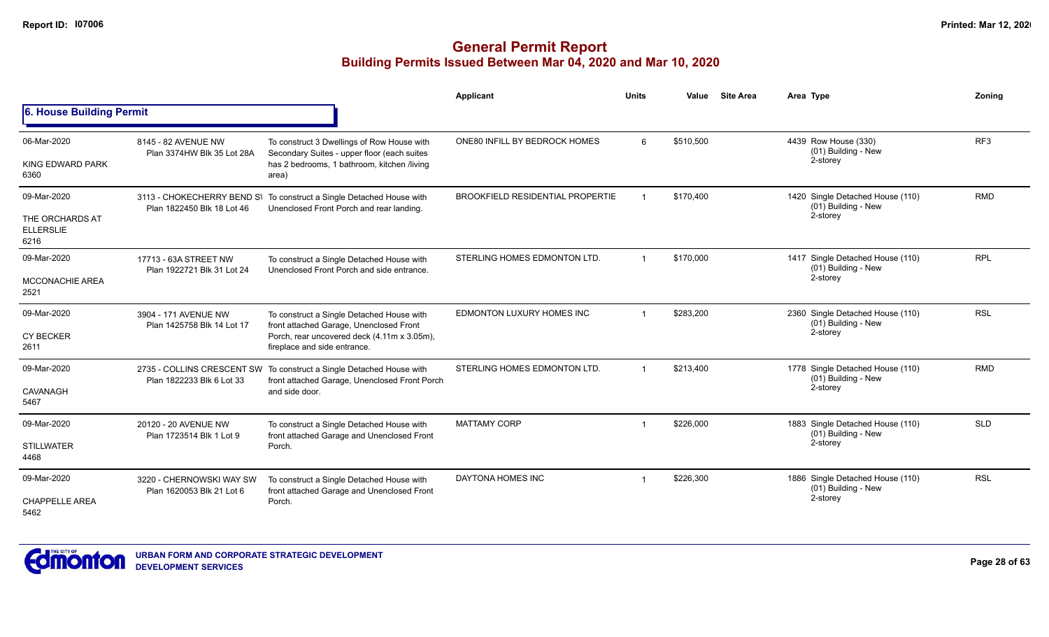# General Permit Report
## Building Permits Issued Between Mar 04, 2020 and Mar 10, 2020

### 6. House Building Permit

| Date / Neighbourhood | Address / Legal | Description | Applicant | Units | Value | Site Area | Area Type | Zoning |
|---|---|---|---|---|---|---|---|---|
| 06-Mar-2020<br>KING EDWARD PARK<br>6360 | 8145 - 82 AVENUE NW<br>Plan 3374HW Blk 35 Lot 28A | To construct 3 Dwellings of Row House with Secondary Suites - upper floor (each suites has 2 bedrooms, 1 bathroom, kitchen /living area) | ONE80 INFILL BY BEDROCK HOMES | 6 | $510,500 | | 4439 Row House (330)<br>(01) Building - New<br>2-storey | RF3 |
| 09-Mar-2020<br>THE ORCHARDS AT ELLERSLIE<br>6216 | 3113 - CHOKECHERRY BEND SW<br>Plan 1822450 Blk 18 Lot 46 | To construct a Single Detached House with Unenclosed Front Porch and rear landing. | BROOKFIELD RESIDENTIAL PROPERTIE | 1 | $170,400 | | 1420 Single Detached House (110)<br>(01) Building - New<br>2-storey | RMD |
| 09-Mar-2020<br>MCCONACHIE AREA<br>2521 | 17713 - 63A STREET NW<br>Plan 1922721 Blk 31 Lot 24 | To construct a Single Detached House with Unenclosed Front Porch and side entrance. | STERLING HOMES EDMONTON LTD. | 1 | $170,000 | | 1417 Single Detached House (110)<br>(01) Building - New<br>2-storey | RPL |
| 09-Mar-2020<br>CY BECKER<br>2611 | 3904 - 171 AVENUE NW<br>Plan 1425758 Blk 14 Lot 17 | To construct a Single Detached House with front attached Garage, Unenclosed Front Porch, rear uncovered deck (4.11m x 3.05m), fireplace and side entrance. | EDMONTON LUXURY HOMES INC | 1 | $283,200 | | 2360 Single Detached House (110)<br>(01) Building - New<br>2-storey | RSL |
| 09-Mar-2020<br>CAVANAGH<br>5467 | 2735 - COLLINS CRESCENT SW<br>Plan 1822233 Blk 6 Lot 33 | To construct a Single Detached House with front attached Garage, Unenclosed Front Porch and side door. | STERLING HOMES EDMONTON LTD. | 1 | $213,400 | | 1778 Single Detached House (110)<br>(01) Building - New<br>2-storey | RMD |
| 09-Mar-2020<br>STILLWATER<br>4468 | 20120 - 20 AVENUE NW<br>Plan 1723514 Blk 1 Lot 9 | To construct a Single Detached House with front attached Garage and Unenclosed Front Porch. | MATTAMY CORP | 1 | $226,000 | | 1883 Single Detached House (110)<br>(01) Building - New<br>2-storey | SLD |
| 09-Mar-2020<br>CHAPPELLE AREA<br>5462 | 3220 - CHERNOWSKI WAY SW<br>Plan 1620053 Blk 21 Lot 6 | To construct a Single Detached House with front attached Garage and Unenclosed Front Porch. | DAYTONA HOMES INC | 1 | $226,300 | | 1886 Single Detached House (110)<br>(01) Building - New<br>2-storey | RSL |

URBAN FORM AND CORPORATE STRATEGIC DEVELOPMENT
DEVELOPMENT SERVICES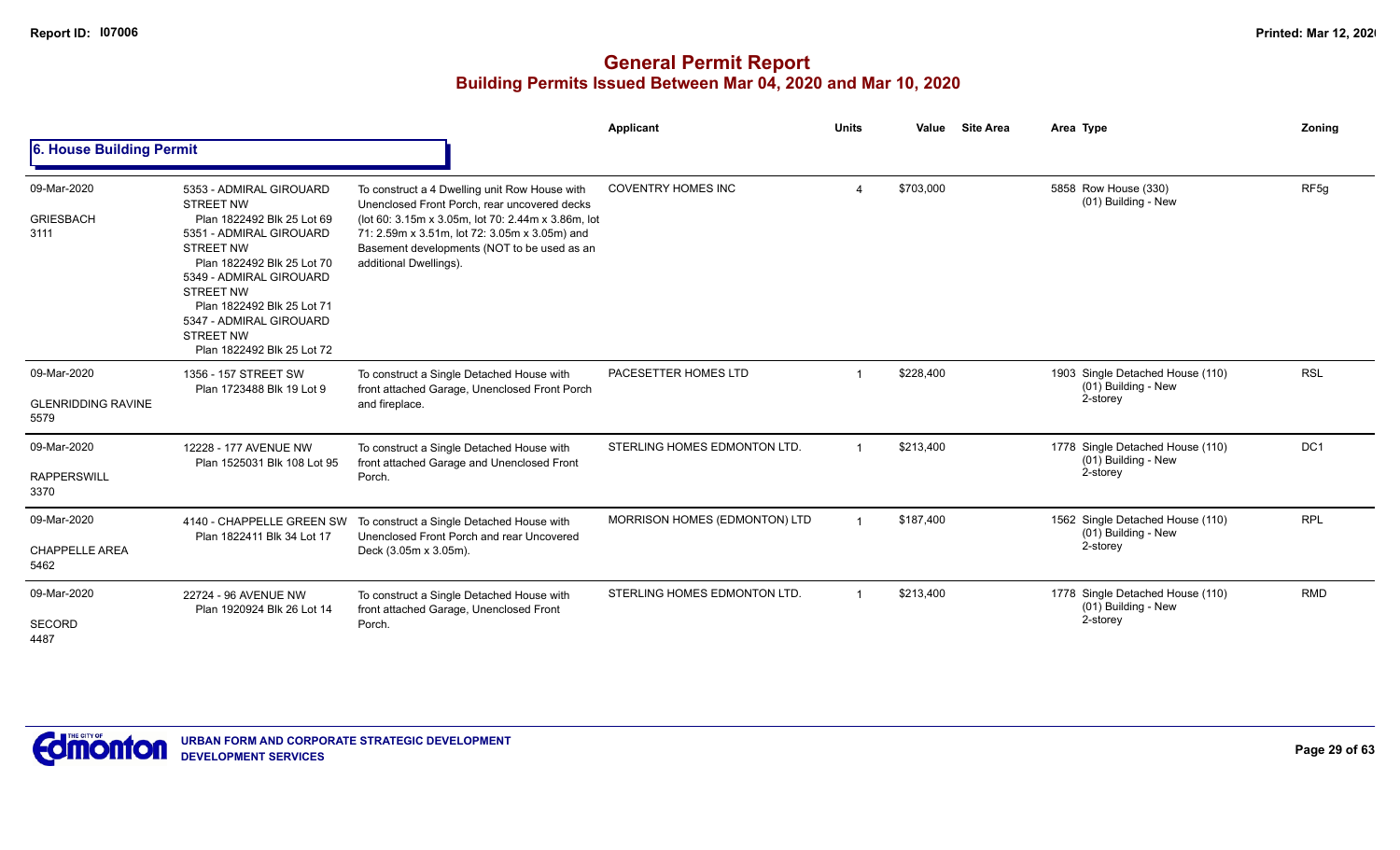# General Permit Report
## Building Permits Issued Between Mar 04, 2020 and Mar 10, 2020

### 6. House Building Permit

| | | | Applicant | Units | Value | Site Area | Area Type | Zoning |
|---|---|---|---|---|---|---|---|---|
| 09-Mar-2020 GRIESBACH 3111 | 5353 - ADMIRAL GIROUARD STREET NW Plan 1822492 Blk 25 Lot 69 5351 - ADMIRAL GIROUARD STREET NW Plan 1822492 Blk 25 Lot 70 5349 - ADMIRAL GIROUARD STREET NW Plan 1822492 Blk 25 Lot 71 5347 - ADMIRAL GIROUARD STREET NW Plan 1822492 Blk 25 Lot 72 | To construct a 4 Dwelling unit Row House with Unenclosed Front Porch, rear uncovered decks (lot 60: 3.15m x 3.05m, lot 70: 2.44m x 3.86m, lot 71: 2.59m x 3.51m, lot 72: 3.05m x 3.05m) and Basement developments (NOT to be used as an additional Dwellings). | COVENTRY HOMES INC | 4 | $703,000 | | 5858 Row House (330) (01) Building - New | RF5g |
| 09-Mar-2020 GLENRIDDING RAVINE 5579 | 1356 - 157 STREET SW Plan 1723488 Blk 19 Lot 9 | To construct a Single Detached House with front attached Garage, Unenclosed Front Porch and fireplace. | PACESETTER HOMES LTD | 1 | $228,400 | | 1903 Single Detached House (110) (01) Building - New 2-storey | RSL |
| 09-Mar-2020 RAPPERSWILL 3370 | 12228 - 177 AVENUE NW Plan 1525031 Blk 108 Lot 95 | To construct a Single Detached House with front attached Garage and Unenclosed Front Porch. | STERLING HOMES EDMONTON LTD. | 1 | $213,400 | | 1778 Single Detached House (110) (01) Building - New 2-storey | DC1 |
| 09-Mar-2020 CHAPPELLE AREA 5462 | 4140 - CHAPPELLE GREEN SW Plan 1822411 Blk 34 Lot 17 | To construct a Single Detached House with Unenclosed Front Porch and rear Uncovered Deck (3.05m x 3.05m). | MORRISON HOMES (EDMONTON) LTD | 1 | $187,400 | | 1562 Single Detached House (110) (01) Building - New 2-storey | RPL |
| 09-Mar-2020 SECORD 4487 | 22724 - 96 AVENUE NW Plan 1920924 Blk 26 Lot 14 | To construct a Single Detached House with front attached Garage, Unenclosed Front Porch. | STERLING HOMES EDMONTON LTD. | 1 | $213,400 | | 1778 Single Detached House (110) (01) Building - New 2-storey | RMD |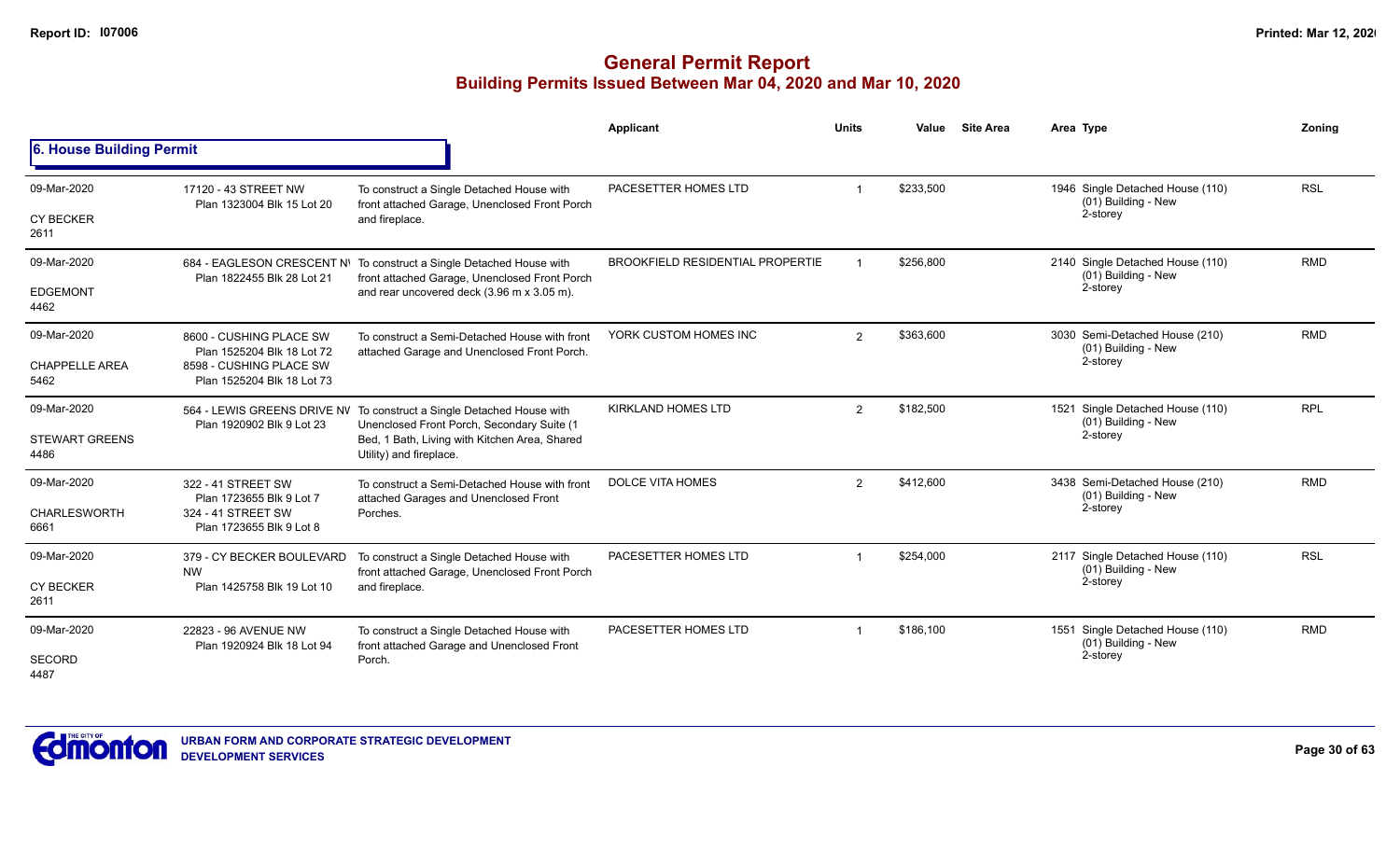# General Permit Report
## Building Permits Issued Between Mar 04, 2020 and Mar 10, 2020

### 6. House Building Permit

| Date / Neighbourhood | Address / Legal | Description | Applicant | Units | Value | Site Area | Area Type | Zoning |
|---|---|---|---|---|---|---|---|---|
| 09-Mar-2020<br>CY BECKER<br>2611 | 17120 - 43 STREET NW<br>Plan 1323004 Blk 15 Lot 20 | To construct a Single Detached House with front attached Garage, Unenclosed Front Porch and fireplace. | PACESETTER HOMES LTD | 1 | $233,500 | | 1946 Single Detached House (110)<br>(01) Building - New<br>2-storey | RSL |
| 09-Mar-2020<br>EDGEMONT<br>4462 | 684 - EAGLESON CRESCENT NW<br>Plan 1822455 Blk 28 Lot 21 | To construct a Single Detached House with front attached Garage, Unenclosed Front Porch and rear uncovered deck (3.96 m x 3.05 m). | BROOKFIELD RESIDENTIAL PROPERTIE | 1 | $256,800 | | 2140 Single Detached House (110)<br>(01) Building - New<br>2-storey | RMD |
| 09-Mar-2020<br>CHAPPELLE AREA<br>5462 | 8600 - CUSHING PLACE SW<br>Plan 1525204 Blk 18 Lot 72<br>8598 - CUSHING PLACE SW<br>Plan 1525204 Blk 18 Lot 73 | To construct a Semi-Detached House with front attached Garage and Unenclosed Front Porch. | YORK CUSTOM HOMES INC | 2 | $363,600 | | 3030 Semi-Detached House (210)<br>(01) Building - New<br>2-storey | RMD |
| 09-Mar-2020<br>STEWART GREENS<br>4486 | 564 - LEWIS GREENS DRIVE NW<br>Plan 1920902 Blk 9 Lot 23 | To construct a Single Detached House with Unenclosed Front Porch, Secondary Suite (1 Bed, 1 Bath, Living with Kitchen Area, Shared Utility) and fireplace. | KIRKLAND HOMES LTD | 2 | $182,500 | | 1521 Single Detached House (110)<br>(01) Building - New<br>2-storey | RPL |
| 09-Mar-2020<br>CHARLESWORTH<br>6661 | 322 - 41 STREET SW<br>Plan 1723655 Blk 9 Lot 7<br>324 - 41 STREET SW<br>Plan 1723655 Blk 9 Lot 8 | To construct a Semi-Detached House with front attached Garages and Unenclosed Front Porches. | DOLCE VITA HOMES | 2 | $412,600 | | 3438 Semi-Detached House (210)<br>(01) Building - New<br>2-storey | RMD |
| 09-Mar-2020<br>CY BECKER<br>2611 | 379 - CY BECKER BOULEVARD NW<br>Plan 1425758 Blk 19 Lot 10 | To construct a Single Detached House with front attached Garage, Unenclosed Front Porch and fireplace. | PACESETTER HOMES LTD | 1 | $254,000 | | 2117 Single Detached House (110)<br>(01) Building - New<br>2-storey | RSL |
| 09-Mar-2020<br>SECORD<br>4487 | 22823 - 96 AVENUE NW<br>Plan 1920924 Blk 18 Lot 94 | To construct a Single Detached House with front attached Garage and Unenclosed Front Porch. | PACESETTER HOMES LTD | 1 | $186,100 | | 1551 Single Detached House (110)<br>(01) Building - New<br>2-storey | RMD |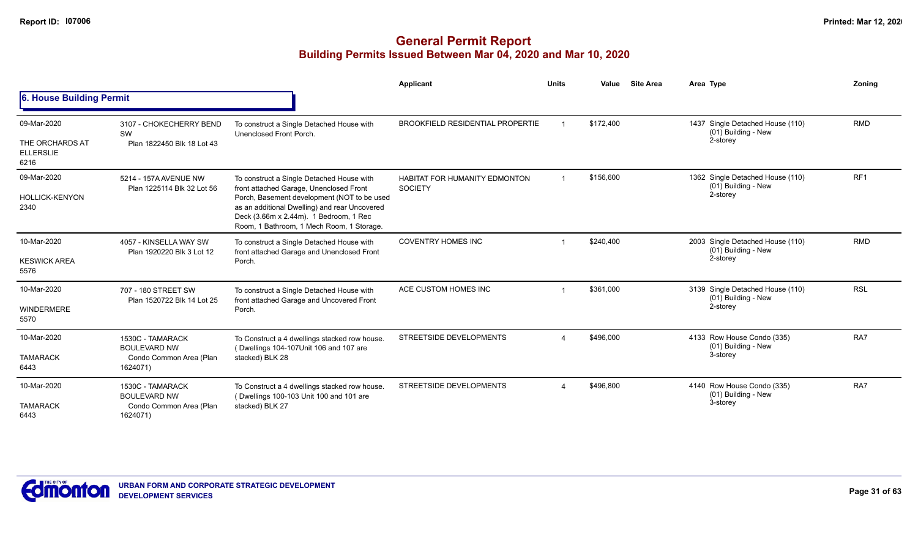# General Permit Report

## Building Permits Issued Between Mar 04, 2020 and Mar 10, 2020

### 6. House Building Permit

| | | | Applicant | Units | Value | Site Area | Area Type | Zoning |
|---|---|---|---|---|---|---|---|---|
| 09-Mar-2020<br>THE ORCHARDS AT ELLERSLIE<br>6216 | 3107 - CHOKECHERRY BEND SW<br>Plan 1822450 Blk 18 Lot 43 | To construct a Single Detached House with Unenclosed Front Porch. | BROOKFIELD RESIDENTIAL PROPERTIE | 1 | $172,400 | | 1437 Single Detached House (110)<br>(01) Building - New<br>2-storey | RMD |
| 09-Mar-2020<br>HOLLICK-KENYON<br>2340 | 5214 - 157A AVENUE NW<br>Plan 1225114 Blk 32 Lot 56 | To construct a Single Detached House with front attached Garage, Unenclosed Front Porch, Basement development (NOT to be used as an additional Dwelling) and rear Uncovered Deck (3.66m x 2.44m). 1 Bedroom, 1 Rec Room, 1 Bathroom, 1 Mech Room, 1 Storage. | HABITAT FOR HUMANITY EDMONTON SOCIETY | 1 | $156,600 | | 1362 Single Detached House (110)<br>(01) Building - New<br>2-storey | RF1 |
| 10-Mar-2020<br>KESWICK AREA<br>5576 | 4057 - KINSELLA WAY SW<br>Plan 1920220 Blk 3 Lot 12 | To construct a Single Detached House with front attached Garage and Unenclosed Front Porch. | COVENTRY HOMES INC | 1 | $240,400 | | 2003 Single Detached House (110)<br>(01) Building - New<br>2-storey | RMD |
| 10-Mar-2020<br>WINDERMERE<br>5570 | 707 - 180 STREET SW<br>Plan 1520722 Blk 14 Lot 25 | To construct a Single Detached House with front attached Garage and Uncovered Front Porch. | ACE CUSTOM HOMES INC | 1 | $361,000 | | 3139 Single Detached House (110)<br>(01) Building - New<br>2-storey | RSL |
| 10-Mar-2020<br>TAMARACK<br>6443 | 1530C - TAMARACK BOULEVARD NW<br>Condo Common Area (Plan 1624071) | To Construct a 4 dwellings stacked row house. ( Dwellings 104-107Unit 106 and 107 are stacked) BLK 28 | STREETSIDE DEVELOPMENTS | 4 | $496,000 | | 4133 Row House Condo (335)<br>(01) Building - New<br>3-storey | RA7 |
| 10-Mar-2020<br>TAMARACK<br>6443 | 1530C - TAMARACK BOULEVARD NW<br>Condo Common Area (Plan 1624071) | To Construct a 4 dwellings stacked row house. ( Dwellings 100-103 Unit 100 and 101 are stacked) BLK 27 | STREETSIDE DEVELOPMENTS | 4 | $496,800 | | 4140 Row House Condo (335)<br>(01) Building - New<br>3-storey | RA7 |

URBAN FORM AND CORPORATE STRATEGIC DEVELOPMENT
DEVELOPMENT SERVICES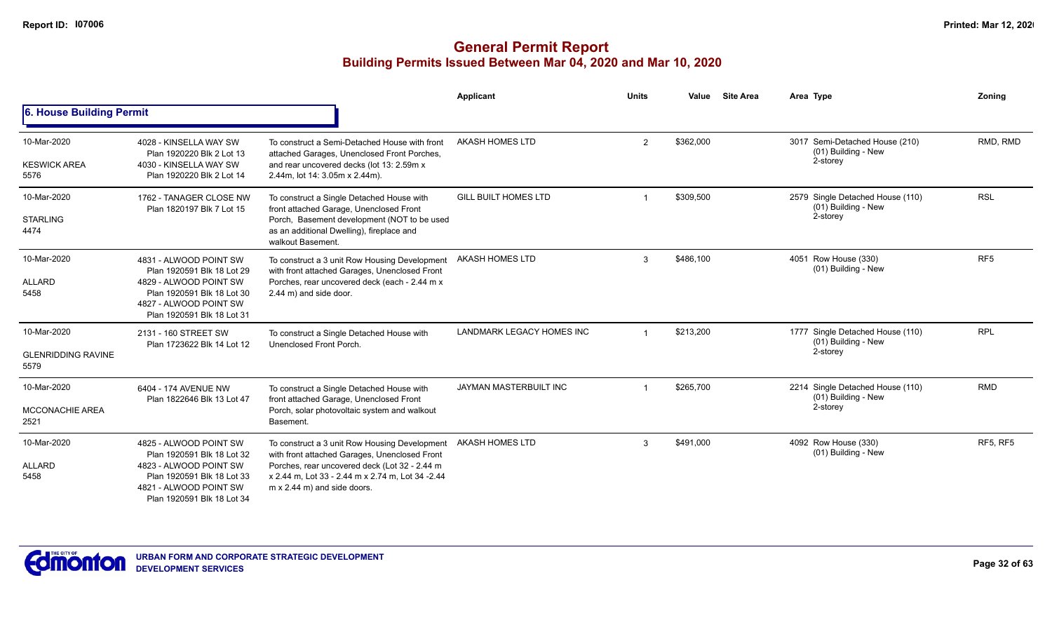# General Permit Report

## Building Permits Issued Between Mar 04, 2020 and Mar 10, 2020

### 6. House Building Permit

| Date / Neighbourhood | Address / Legal | Description | Applicant | Units | Value | Site Area | Area Type | Zoning |
|---|---|---|---|---|---|---|---|---|
| 10-Mar-2020<br>KESWICK AREA<br>5576 | 4028 - KINSELLA WAY SW<br>Plan 1920220 Blk 2 Lot 13<br>4030 - KINSELLA WAY SW<br>Plan 1920220 Blk 2 Lot 14 | To construct a Semi-Detached House with front attached Garages, Unenclosed Front Porches, and rear uncovered decks (lot 13: 2.59m x 2.44m, lot 14: 3.05m x 2.44m). | AKASH HOMES LTD | 2 | $362,000 | | 3017 Semi-Detached House (210)<br>(01) Building - New<br>2-storey | RMD, RMD |
| 10-Mar-2020<br>STARLING<br>4474 | 1762 - TANAGER CLOSE NW<br>Plan 1820197 Blk 7 Lot 15 | To construct a Single Detached House with front attached Garage, Unenclosed Front Porch, Basement development (NOT to be used as an additional Dwelling), fireplace and walkout Basement. | GILL BUILT HOMES LTD | 1 | $309,500 | | 2579 Single Detached House (110)<br>(01) Building - New<br>2-storey | RSL |
| 10-Mar-2020<br>ALLARD<br>5458 | 4831 - ALWOOD POINT SW<br>Plan 1920591 Blk 18 Lot 29<br>4829 - ALWOOD POINT SW<br>Plan 1920591 Blk 18 Lot 30<br>4827 - ALWOOD POINT SW<br>Plan 1920591 Blk 18 Lot 31 | To construct a 3 unit Row Housing Development with front attached Garages, Unenclosed Front Porches, rear uncovered deck (each - 2.44 m x 2.44 m) and side door. | AKASH HOMES LTD | 3 | $486,100 | | 4051 Row House (330)<br>(01) Building - New | RF5 |
| 10-Mar-2020<br>GLENRIDDING RAVINE<br>5579 | 2131 - 160 STREET SW<br>Plan 1723622 Blk 14 Lot 12 | To construct a Single Detached House with Unenclosed Front Porch. | LANDMARK LEGACY HOMES INC | 1 | $213,200 | | 1777 Single Detached House (110)<br>(01) Building - New<br>2-storey | RPL |
| 10-Mar-2020<br>MCCONACHIE AREA<br>2521 | 6404 - 174 AVENUE NW<br>Plan 1822646 Blk 13 Lot 47 | To construct a Single Detached House with front attached Garage, Unenclosed Front Porch, solar photovoltaic system and walkout Basement. | JAYMAN MASTERBUILT INC | 1 | $265,700 | | 2214 Single Detached House (110)<br>(01) Building - New<br>2-storey | RMD |
| 10-Mar-2020<br>ALLARD<br>5458 | 4825 - ALWOOD POINT SW<br>Plan 1920591 Blk 18 Lot 32<br>4823 - ALWOOD POINT SW<br>Plan 1920591 Blk 18 Lot 33<br>4821 - ALWOOD POINT SW<br>Plan 1920591 Blk 18 Lot 34 | To construct a 3 unit Row Housing Development with front attached Garages, Unenclosed Front Porches, rear uncovered deck (Lot 32 - 2.44 m x 2.44 m, Lot 33 - 2.44 m x 2.74 m, Lot 34 -2.44 m x 2.44 m) and side doors. | AKASH HOMES LTD | 3 | $491,000 | | 4092 Row House (330)<br>(01) Building - New | RF5, RF5 |

URBAN FORM AND CORPORATE STRATEGIC DEVELOPMENT
DEVELOPMENT SERVICES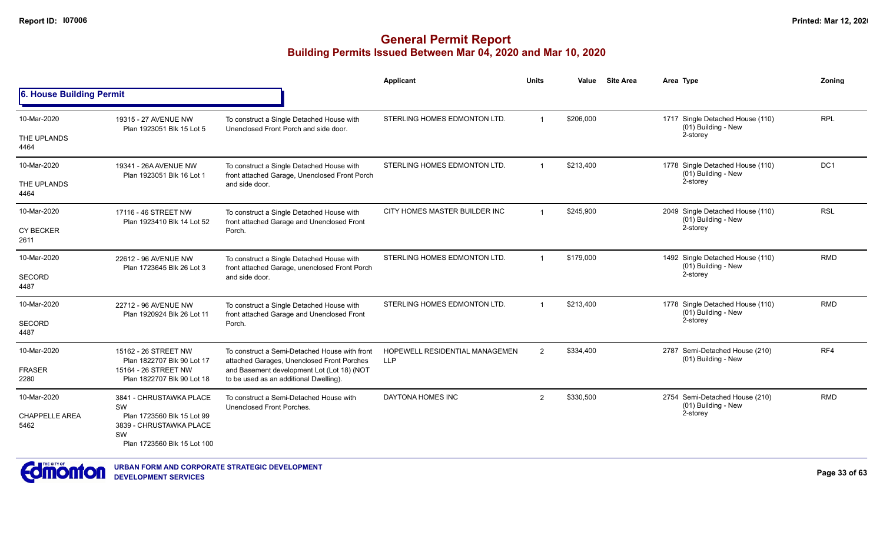# General Permit Report
## Building Permits Issued Between Mar 04, 2020 and Mar 10, 2020

### 6. House Building Permit

| Date / Neighbourhood | Address / Legal | Description | Applicant | Units | Value | Site Area | Area Type | Zoning |
|---|---|---|---|---|---|---|---|---|
| 10-Mar-2020<br>THE UPLANDS<br>4464 | 19315 - 27 AVENUE NW<br>Plan 1923051 Blk 15 Lot 5 | To construct a Single Detached House with Unenclosed Front Porch and side door. | STERLING HOMES EDMONTON LTD. | 1 | $206,000 | | 1717 Single Detached House (110)<br>(01) Building - New<br>2-storey | RPL |
| 10-Mar-2020<br>THE UPLANDS<br>4464 | 19341 - 26A AVENUE NW<br>Plan 1923051 Blk 16 Lot 1 | To construct a Single Detached House with front attached Garage, Unenclosed Front Porch and side door. | STERLING HOMES EDMONTON LTD. | 1 | $213,400 | | 1778 Single Detached House (110)<br>(01) Building - New<br>2-storey | DC1 |
| 10-Mar-2020<br>CY BECKER<br>2611 | 17116 - 46 STREET NW<br>Plan 1923410 Blk 14 Lot 52 | To construct a Single Detached House with front attached Garage and Unenclosed Front Porch. | CITY HOMES MASTER BUILDER INC | 1 | $245,900 | | 2049 Single Detached House (110)<br>(01) Building - New<br>2-storey | RSL |
| 10-Mar-2020<br>SECORD<br>4487 | 22612 - 96 AVENUE NW<br>Plan 1723645 Blk 26 Lot 3 | To construct a Single Detached House with front attached Garage, unenclosed Front Porch and side door. | STERLING HOMES EDMONTON LTD. | 1 | $179,000 | | 1492 Single Detached House (110)<br>(01) Building - New<br>2-storey | RMD |
| 10-Mar-2020<br>SECORD<br>4487 | 22712 - 96 AVENUE NW<br>Plan 1920924 Blk 26 Lot 11 | To construct a Single Detached House with front attached Garage and Unenclosed Front Porch. | STERLING HOMES EDMONTON LTD. | 1 | $213,400 | | 1778 Single Detached House (110)<br>(01) Building - New<br>2-storey | RMD |
| 10-Mar-2020<br>FRASER<br>2280 | 15162 - 26 STREET NW<br>Plan 1822707 Blk 90 Lot 17<br>15164 - 26 STREET NW<br>Plan 1822707 Blk 90 Lot 18 | To construct a Semi-Detached House with front attached Garages, Unenclosed Front Porches and Basement development Lot (Lot 18) (NOT to be used as an additional Dwelling). | HOPEWELL RESIDENTIAL MANAGEMEN LLP | 2 | $334,400 | | 2787 Semi-Detached House (210)<br>(01) Building - New | RF4 |
| 10-Mar-2020<br>CHAPPELLE AREA<br>5462 | 3841 - CHRUSTAWKA PLACE SW<br>Plan 1723560 Blk 15 Lot 99<br>3839 - CHRUSTAWKA PLACE SW<br>Plan 1723560 Blk 15 Lot 100 | To construct a Semi-Detached House with Unenclosed Front Porches. | DAYTONA HOMES INC | 2 | $330,500 | | 2754 Semi-Detached House (210)<br>(01) Building - New<br>2-storey | RMD |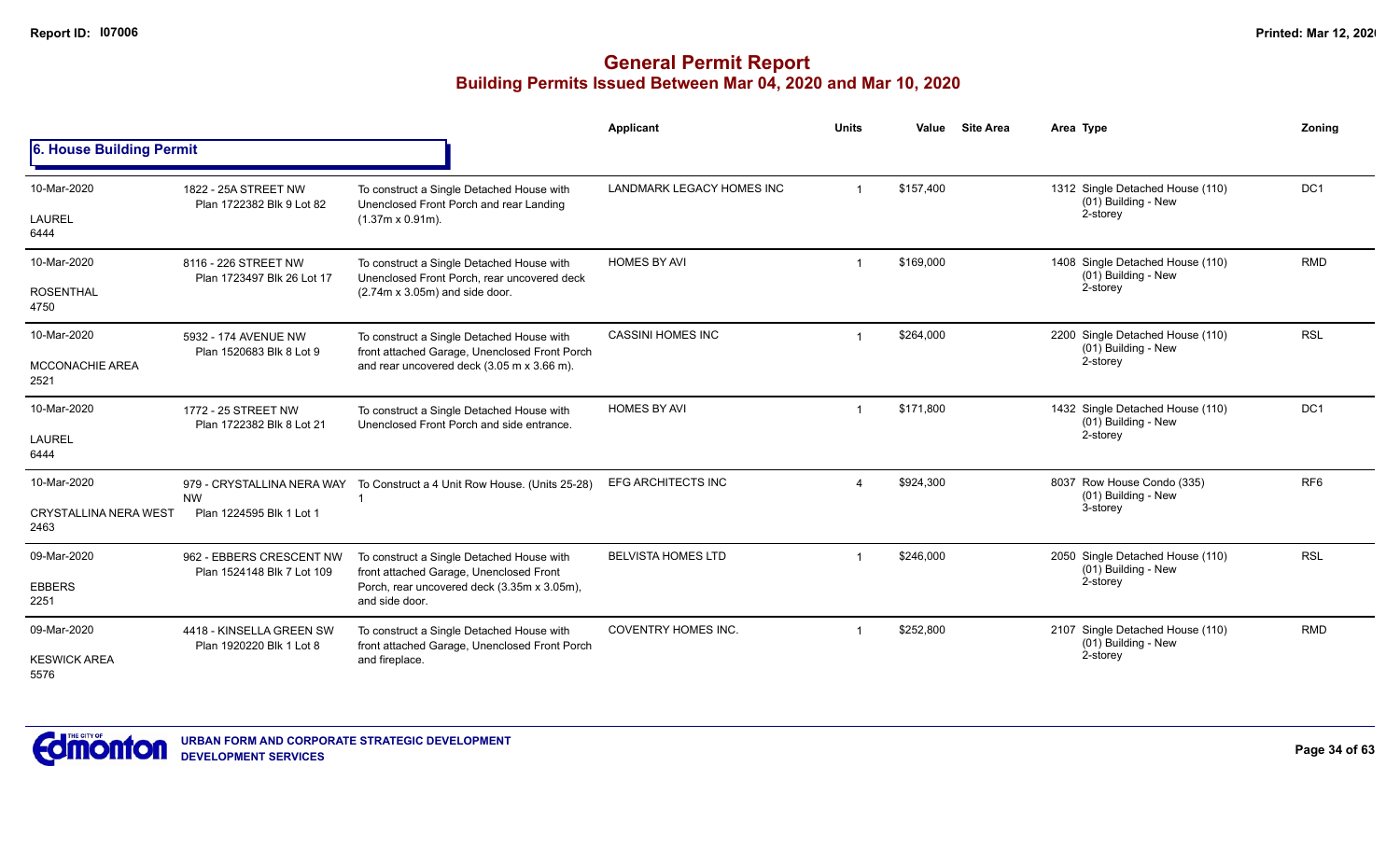# General Permit Report
## Building Permits Issued Between Mar 04, 2020 and Mar 10, 2020

### 6. House Building Permit

| Date / Neighbourhood | Address / Legal | Description | Applicant | Units | Value | Site Area | Area Type | Zoning |
|---|---|---|---|---|---|---|---|---|
| 10-Mar-2020<br>LAUREL<br>6444 | 1822 - 25A STREET NW<br>Plan 1722382 Blk 9 Lot 82 | To construct a Single Detached House with Unenclosed Front Porch and rear Landing (1.37m x 0.91m). | LANDMARK LEGACY HOMES INC | 1 | $157,400 | | 1312 Single Detached House (110)<br>(01) Building - New<br>2-storey | DC1 |
| 10-Mar-2020<br>ROSENTHAL<br>4750 | 8116 - 226 STREET NW<br>Plan 1723497 Blk 26 Lot 17 | To construct a Single Detached House with Unenclosed Front Porch, rear uncovered deck (2.74m x 3.05m) and side door. | HOMES BY AVI | 1 | $169,000 | | 1408 Single Detached House (110)<br>(01) Building - New<br>2-storey | RMD |
| 10-Mar-2020<br>MCCONACHIE AREA<br>2521 | 5932 - 174 AVENUE NW<br>Plan 1520683 Blk 8 Lot 9 | To construct a Single Detached House with front attached Garage, Unenclosed Front Porch and rear uncovered deck (3.05 m x 3.66 m). | CASSINI HOMES INC | 1 | $264,000 | | 2200 Single Detached House (110)<br>(01) Building - New<br>2-storey | RSL |
| 10-Mar-2020<br>LAUREL<br>6444 | 1772 - 25 STREET NW<br>Plan 1722382 Blk 8 Lot 21 | To construct a Single Detached House with Unenclosed Front Porch and side entrance. | HOMES BY AVI | 1 | $171,800 | | 1432 Single Detached House (110)<br>(01) Building - New<br>2-storey | DC1 |
| 10-Mar-2020<br>CRYSTALLINA NERA WEST<br>2463 | 979 - CRYSTALLINA NERA WAY NW<br>Plan 1224595 Blk 1 Lot 1 | To Construct a 4 Unit Row House. (Units 25-28) 1 | EFG ARCHITECTS INC | 4 | $924,300 | | 8037 Row House Condo (335)<br>(01) Building - New<br>3-storey | RF6 |
| 09-Mar-2020<br>EBBERS<br>2251 | 962 - EBBERS CRESCENT NW<br>Plan 1524148 Blk 7 Lot 109 | To construct a Single Detached House with front attached Garage, Unenclosed Front Porch, rear uncovered deck (3.35m x 3.05m), and side door. | BELVISTA HOMES LTD | 1 | $246,000 | | 2050 Single Detached House (110)<br>(01) Building - New<br>2-storey | RSL |
| 09-Mar-2020<br>KESWICK AREA<br>5576 | 4418 - KINSELLA GREEN SW<br>Plan 1920220 Blk 1 Lot 8 | To construct a Single Detached House with front attached Garage, Unenclosed Front Porch and fireplace. | COVENTRY HOMES INC. | 1 | $252,800 | | 2107 Single Detached House (110)<br>(01) Building - New<br>2-storey | RMD |

URBAN FORM AND CORPORATE STRATEGIC DEVELOPMENT
DEVELOPMENT SERVICES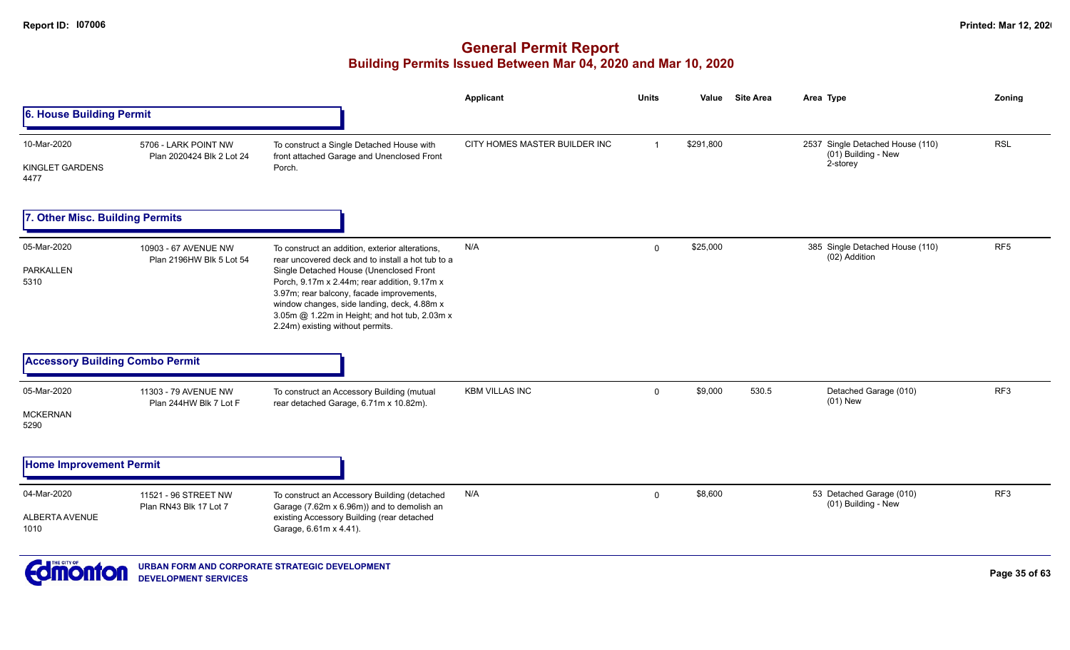# General Permit Report
## Building Permits Issued Between Mar 04, 2020 and Mar 10, 2020

### 6. House Building Permit

| Date / Neighbourhood | Address / Legal | Description | Applicant | Units | Value | Site Area | Area | Type | Zoning |
|---|---|---|---|---|---|---|---|---|---|
| 10-Mar-2020 KINGLET GARDENS 4477 | 5706 - LARK POINT NW Plan 2020424 Blk 2 Lot 24 | To construct a Single Detached House with front attached Garage and Unenclosed Front Porch. | CITY HOMES MASTER BUILDER INC | 1 | $291,800 | | 2537 | Single Detached House (110) (01) Building - New 2-storey | RSL |

### 7. Other Misc. Building Permits

| Date / Neighbourhood | Address / Legal | Description | Applicant | Units | Value | Site Area | Area | Type | Zoning |
|---|---|---|---|---|---|---|---|---|---|
| 05-Mar-2020 PARKALLEN 5310 | 10903 - 67 AVENUE NW Plan 2196HW Blk 5 Lot 54 | To construct an addition, exterior alterations, rear uncovered deck and to install a hot tub to a Single Detached House (Unenclosed Front Porch, 9.17m x 2.44m; rear addition, 9.17m x 3.97m; rear balcony, facade improvements, window changes, side landing, deck, 4.88m x 3.05m @ 1.22m in Height; and hot tub, 2.03m x 2.24m) existing without permits. | N/A | 0 | $25,000 | | 385 | Single Detached House (110) (02) Addition | RF5 |

### Accessory Building Combo Permit

| Date / Neighbourhood | Address / Legal | Description | Applicant | Units | Value | Site Area | Area | Type | Zoning |
|---|---|---|---|---|---|---|---|---|---|
| 05-Mar-2020 MCKERNAN 5290 | 11303 - 79 AVENUE NW Plan 244HW Blk 7 Lot F | To construct an Accessory Building (mutual rear detached Garage, 6.71m x 10.82m). | KBM VILLAS INC | 0 | $9,000 | 530.5 | | Detached Garage (010) (01) New | RF3 |

### Home Improvement Permit

| Date / Neighbourhood | Address / Legal | Description | Applicant | Units | Value | Site Area | Area | Type | Zoning |
|---|---|---|---|---|---|---|---|---|---|
| 04-Mar-2020 ALBERTA AVENUE 1010 | 11521 - 96 STREET NW Plan RN43 Blk 17 Lot 7 | To construct an Accessory Building (detached Garage (7.62m x 6.96m)) and to demolish an existing Accessory Building (rear detached Garage, 6.61m x 4.41). | N/A | 0 | $8,600 | | 53 | Detached Garage (010) (01) Building - New | RF3 |

URBAN FORM AND CORPORATE STRATEGIC DEVELOPMENT
DEVELOPMENT SERVICES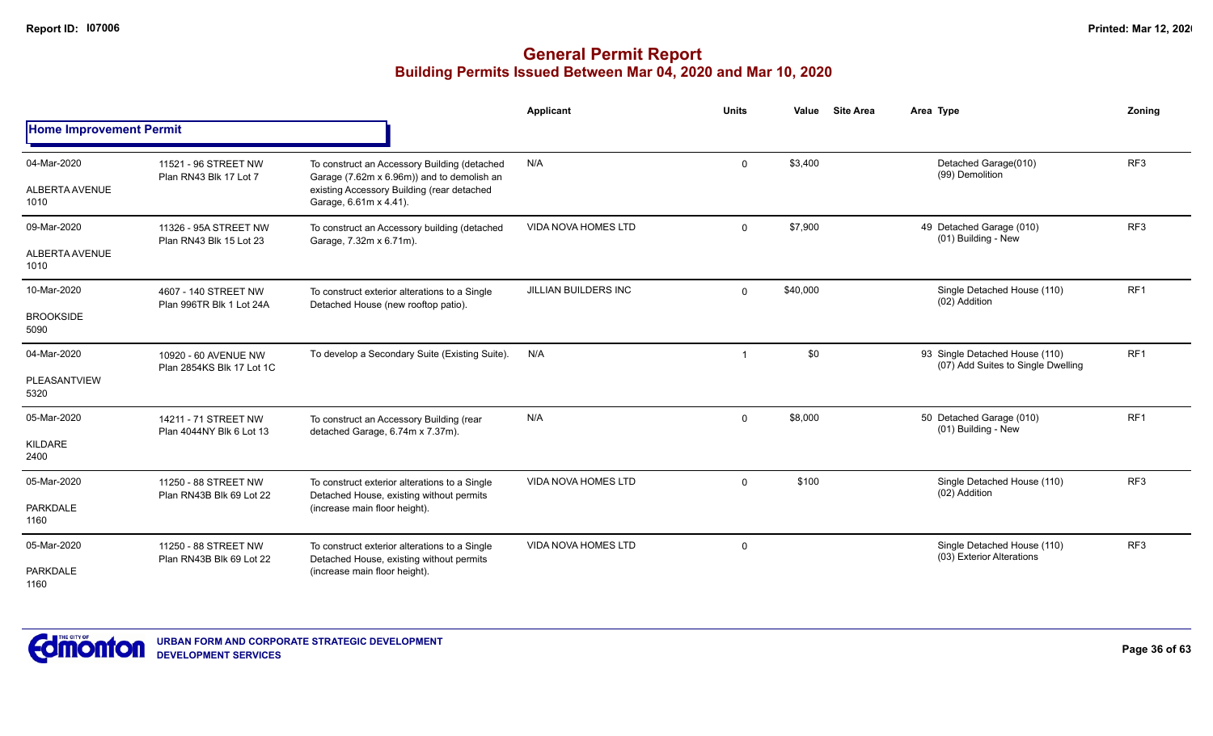# General Permit Report

## Building Permits Issued Between Mar 04, 2020 and Mar 10, 2020

### Home Improvement Permit

| Date / Neighbourhood | Address / Legal | Description | Applicant | Units | Value | Site Area | Area Type | Zoning |
|---|---|---|---|---|---|---|---|---|
| 04-Mar-2020<br>ALBERTA AVENUE<br>1010 | 11521 - 96 STREET NW<br>Plan RN43 Blk 17 Lot 7 | To construct an Accessory Building (detached Garage (7.62m x 6.96m)) and to demolish an existing Accessory Building (rear detached Garage, 6.61m x 4.41). | N/A | 0 | $3,400 | | Detached Garage(010)<br>(99) Demolition | RF3 |
| 09-Mar-2020<br>ALBERTA AVENUE<br>1010 | 11326 - 95A STREET NW<br>Plan RN43 Blk 15 Lot 23 | To construct an Accessory building (detached Garage, 7.32m x 6.71m). | VIDA NOVA HOMES LTD | 0 | $7,900 | | 49 Detached Garage (010)<br>(01) Building - New | RF3 |
| 10-Mar-2020<br>BROOKSIDE<br>5090 | 4607 - 140 STREET NW<br>Plan 996TR Blk 1 Lot 24A | To construct exterior alterations to a Single Detached House (new rooftop patio). | JILLIAN BUILDERS INC | 0 | $40,000 | | Single Detached House (110)<br>(02) Addition | RF1 |
| 04-Mar-2020<br>PLEASANTVIEW<br>5320 | 10920 - 60 AVENUE NW<br>Plan 2854KS Blk 17 Lot 1C | To develop a Secondary Suite (Existing Suite). | N/A | 1 | $0 | | 93 Single Detached House (110)<br>(07) Add Suites to Single Dwelling | RF1 |
| 05-Mar-2020<br>KILDARE<br>2400 | 14211 - 71 STREET NW<br>Plan 4044NY Blk 6 Lot 13 | To construct an Accessory Building (rear detached Garage, 6.74m x 7.37m). | N/A | 0 | $8,000 | | 50 Detached Garage (010)<br>(01) Building - New | RF1 |
| 05-Mar-2020<br>PARKDALE<br>1160 | 11250 - 88 STREET NW<br>Plan RN43B Blk 69 Lot 22 | To construct exterior alterations to a Single Detached House, existing without permits (increase main floor height). | VIDA NOVA HOMES LTD | 0 | $100 | | Single Detached House (110)<br>(02) Addition | RF3 |
| 05-Mar-2020<br>PARKDALE<br>1160 | 11250 - 88 STREET NW<br>Plan RN43B Blk 69 Lot 22 | To construct exterior alterations to a Single Detached House, existing without permits (increase main floor height). | VIDA NOVA HOMES LTD | 0 | | | Single Detached House (110)<br>(03) Exterior Alterations | RF3 |

URBAN FORM AND CORPORATE STRATEGIC DEVELOPMENT
DEVELOPMENT SERVICES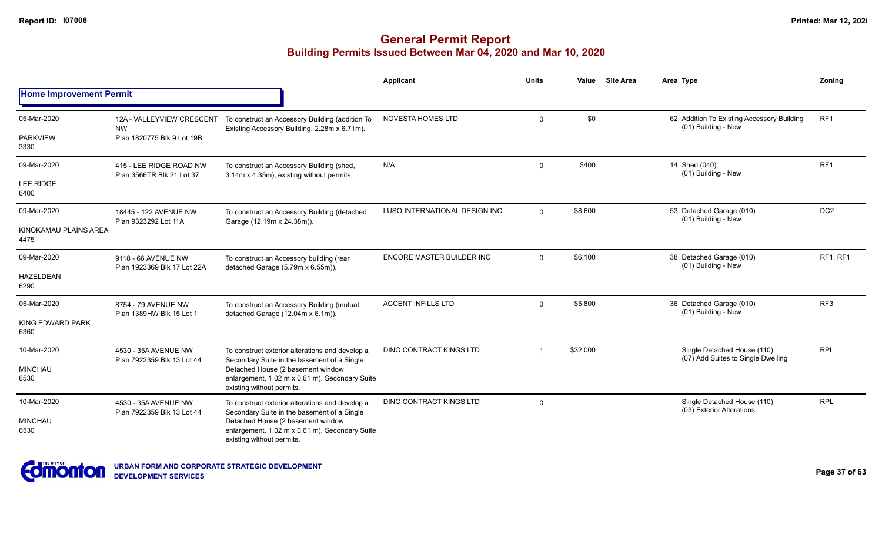# General Permit Report
## Building Permits Issued Between Mar 04, 2020 and Mar 10, 2020

### Home Improvement Permit

| Date / Neighbourhood | Address / Legal | Description | Applicant | Units | Value | Site Area | Area Type | Zoning |
|---|---|---|---|---|---|---|---|---|
| 05-Mar-2020<br>PARKVIEW<br>3330 | 12A - VALLEYVIEW CRESCENT NW<br>Plan 1820775 Blk 9 Lot 19B | To construct an Accessory Building (addition To Existing Accessory Building, 2.28m x 6.71m). | NOVESTA HOMES LTD | 0 | $0 | | 62 Addition To Existing Accessory Building<br>(01) Building - New | RF1 |
| 09-Mar-2020<br>LEE RIDGE<br>6400 | 415 - LEE RIDGE ROAD NW<br>Plan 3566TR Blk 21 Lot 37 | To construct an Accessory Building (shed, 3.14m x 4.35m), existing without permits. | N/A | 0 | $400 | | 14 Shed (040)<br>(01) Building - New | RF1 |
| 09-Mar-2020<br>KINOKAMAU PLAINS AREA<br>4475 | 18445 - 122 AVENUE NW<br>Plan 9323292 Lot 11A | To construct an Accessory Building (detached Garage (12.19m x 24.38m)). | LUSO INTERNATIONAL DESIGN INC | 0 | $8,600 | | 53 Detached Garage (010)<br>(01) Building - New | DC2 |
| 09-Mar-2020<br>HAZELDEAN<br>6290 | 9118 - 66 AVENUE NW<br>Plan 1923369 Blk 17 Lot 22A | To construct an Accessory building (rear detached Garage (5.79m x 6.55m)). | ENCORE MASTER BUILDER INC | 0 | $6,100 | | 38 Detached Garage (010)<br>(01) Building - New | RF1, RF1 |
| 06-Mar-2020<br>KING EDWARD PARK<br>6360 | 8754 - 79 AVENUE NW<br>Plan 1389HW Blk 15 Lot 1 | To construct an Accessory Building (mutual detached Garage (12.04m x 6.1m)). | ACCENT INFILLS LTD | 0 | $5,800 | | 36 Detached Garage (010)<br>(01) Building - New | RF3 |
| 10-Mar-2020<br>MINCHAU<br>6530 | 4530 - 35A AVENUE NW<br>Plan 7922359 Blk 13 Lot 44 | To construct exterior alterations and develop a Secondary Suite in the basement of a Single Detached House (2 basement window enlargement, 1.02 m x 0.61 m). Secondary Suite existing without permits. | DINO CONTRACT KINGS LTD | 1 | $32,000 | | Single Detached House (110)<br>(07) Add Suites to Single Dwelling | RPL |
| 10-Mar-2020<br>MINCHAU<br>6530 | 4530 - 35A AVENUE NW<br>Plan 7922359 Blk 13 Lot 44 | To construct exterior alterations and develop a Secondary Suite in the basement of a Single Detached House (2 basement window enlargement, 1.02 m x 0.61 m). Secondary Suite existing without permits. | DINO CONTRACT KINGS LTD | 0 | | | Single Detached House (110)<br>(03) Exterior Alterations | RPL |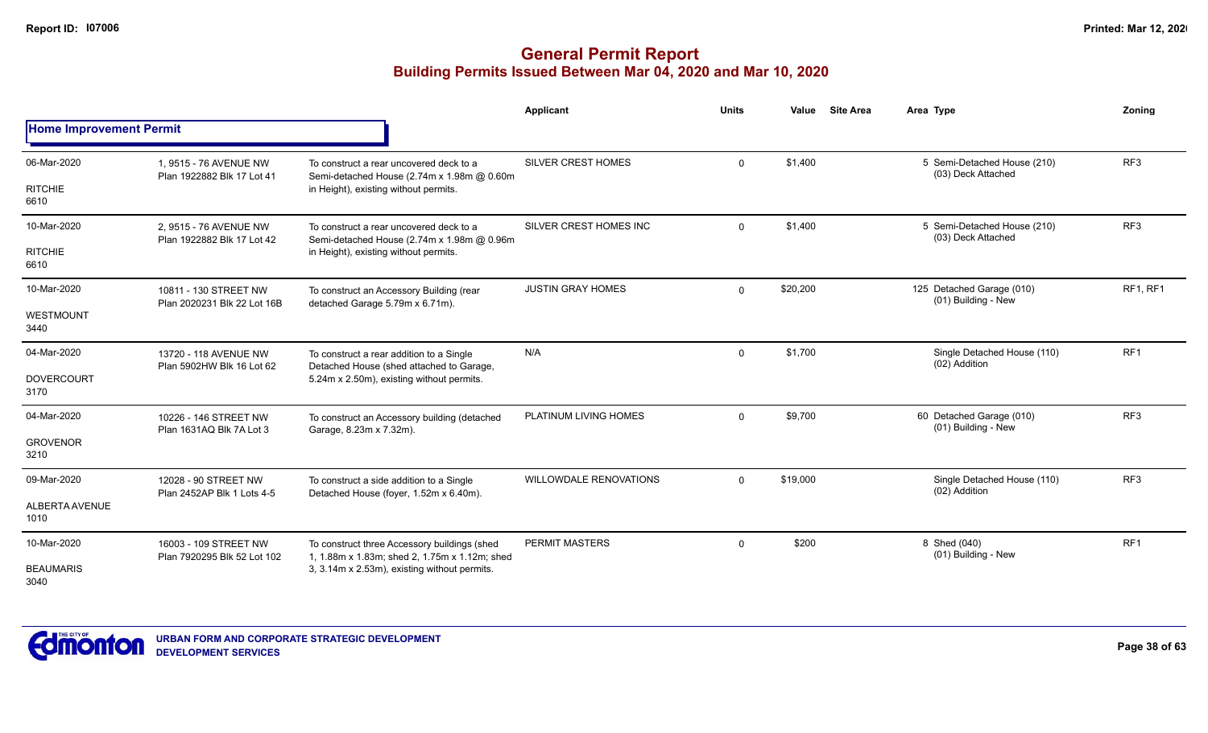# General Permit Report

## Building Permits Issued Between Mar 04, 2020 and Mar 10, 2020

### Home Improvement Permit

| Date / Neighbourhood | Address / Legal | Description | Applicant | Units | Value | Site Area | Area | Type | Zoning |
|---|---|---|---|---|---|---|---|---|---|
| 06-Mar-2020<br>RITCHIE<br>6610 | 1, 9515 - 76 AVENUE NW<br>Plan 1922882 Blk 17 Lot 41 | To construct a rear uncovered deck to a Semi-detached House (2.74m x 1.98m @ 0.60m in Height), existing without permits. | SILVER CREST HOMES | 0 | $1,400 | | 5 | Semi-Detached House (210)<br>(03) Deck Attached | RF3 |
| 10-Mar-2020<br>RITCHIE<br>6610 | 2, 9515 - 76 AVENUE NW<br>Plan 1922882 Blk 17 Lot 42 | To construct a rear uncovered deck to a Semi-detached House (2.74m x 1.98m @ 0.96m in Height), existing without permits. | SILVER CREST HOMES INC | 0 | $1,400 | | 5 | Semi-Detached House (210)<br>(03) Deck Attached | RF3 |
| 10-Mar-2020<br>WESTMOUNT<br>3440 | 10811 - 130 STREET NW<br>Plan 2020231 Blk 22 Lot 16B | To construct an Accessory Building (rear detached Garage 5.79m x 6.71m). | JUSTIN GRAY HOMES | 0 | $20,200 | | 125 | Detached Garage (010)<br>(01) Building - New | RF1, RF1 |
| 04-Mar-2020<br>DOVERCOURT<br>3170 | 13720 - 118 AVENUE NW<br>Plan 5902HW Blk 16 Lot 62 | To construct a rear addition to a Single Detached House (shed attached to Garage, 5.24m x 2.50m), existing without permits. | N/A | 0 | $1,700 | | | Single Detached House (110)<br>(02) Addition | RF1 |
| 04-Mar-2020<br>GROVENOR<br>3210 | 10226 - 146 STREET NW<br>Plan 1631AQ Blk 7A Lot 3 | To construct an Accessory building (detached Garage, 8.23m x 7.32m). | PLATINUM LIVING HOMES | 0 | $9,700 | | 60 | Detached Garage (010)<br>(01) Building - New | RF3 |
| 09-Mar-2020<br>ALBERTA AVENUE<br>1010 | 12028 - 90 STREET NW<br>Plan 2452AP Blk 1 Lots 4-5 | To construct a side addition to a Single Detached House (foyer, 1.52m x 6.40m). | WILLOWDALE RENOVATIONS | 0 | $19,000 | | | Single Detached House (110)<br>(02) Addition | RF3 |
| 10-Mar-2020<br>BEAUMARIS<br>3040 | 16003 - 109 STREET NW<br>Plan 7920295 Blk 52 Lot 102 | To construct three Accessory buildings (shed 1, 1.88m x 1.83m; shed 2, 1.75m x 1.12m; shed 3, 3.14m x 2.53m), existing without permits. | PERMIT MASTERS | 0 | $200 | | 8 | Shed (040)<br>(01) Building - New | RF1 |

URBAN FORM AND CORPORATE STRATEGIC DEVELOPMENT
DEVELOPMENT SERVICES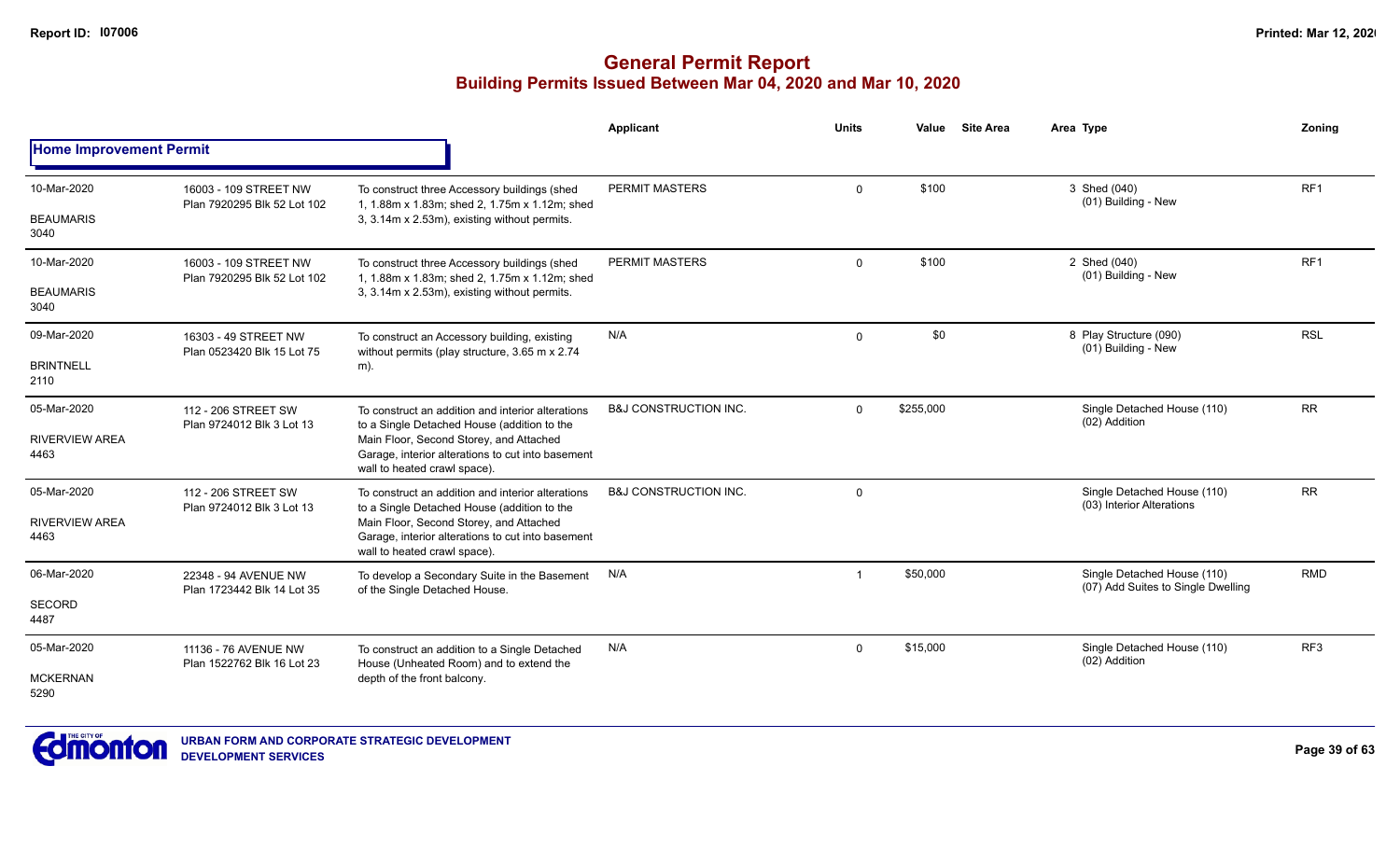# General Permit Report
## Building Permits Issued Between Mar 04, 2020 and Mar 10, 2020

| Date / Neighbourhood | Address / Legal | Description | Applicant | Units | Value | Site Area | Area Type | Zoning |
|---|---|---|---|---|---|---|---|---|
| **Home Improvement Permit** | | | | | | | | |
| 10-Mar-2020 BEAUMARIS 3040 | 16003 - 109 STREET NW Plan 7920295 Blk 52 Lot 102 | To construct three Accessory buildings (shed 1, 1.88m x 1.83m; shed 2, 1.75m x 1.12m; shed 3, 3.14m x 2.53m), existing without permits. | PERMIT MASTERS | 0 | $100 | | 3 Shed (040) (01) Building - New | RF1 |
| 10-Mar-2020 BEAUMARIS 3040 | 16003 - 109 STREET NW Plan 7920295 Blk 52 Lot 102 | To construct three Accessory buildings (shed 1, 1.88m x 1.83m; shed 2, 1.75m x 1.12m; shed 3, 3.14m x 2.53m), existing without permits. | PERMIT MASTERS | 0 | $100 | | 2 Shed (040) (01) Building - New | RF1 |
| 09-Mar-2020 BRINTNELL 2110 | 16303 - 49 STREET NW Plan 0523420 Blk 15 Lot 75 | To construct an Accessory building, existing without permits (play structure, 3.65 m x 2.74 m). | N/A | 0 | $0 | | 8 Play Structure (090) (01) Building - New | RSL |
| 05-Mar-2020 RIVERVIEW AREA 4463 | 112 - 206 STREET SW Plan 9724012 Blk 3 Lot 13 | To construct an addition and interior alterations to a Single Detached House (addition to the Main Floor, Second Storey, and Attached Garage, interior alterations to cut into basement wall to heated crawl space). | B&J CONSTRUCTION INC. | 0 | $255,000 | | Single Detached House (110) (02) Addition | RR |
| 05-Mar-2020 RIVERVIEW AREA 4463 | 112 - 206 STREET SW Plan 9724012 Blk 3 Lot 13 | To construct an addition and interior alterations to a Single Detached House (addition to the Main Floor, Second Storey, and Attached Garage, interior alterations to cut into basement wall to heated crawl space). | B&J CONSTRUCTION INC. | 0 | | | Single Detached House (110) (03) Interior Alterations | RR |
| 06-Mar-2020 SECORD 4487 | 22348 - 94 AVENUE NW Plan 1723442 Blk 14 Lot 35 | To develop a Secondary Suite in the Basement of the Single Detached House. | N/A | 1 | $50,000 | | Single Detached House (110) (07) Add Suites to Single Dwelling | RMD |
| 05-Mar-2020 MCKERNAN 5290 | 11136 - 76 AVENUE NW Plan 1522762 Blk 16 Lot 23 | To construct an addition to a Single Detached House (Unheated Room) and to extend the depth of the front balcony. | N/A | 0 | $15,000 | | Single Detached House (110) (02) Addition | RF3 |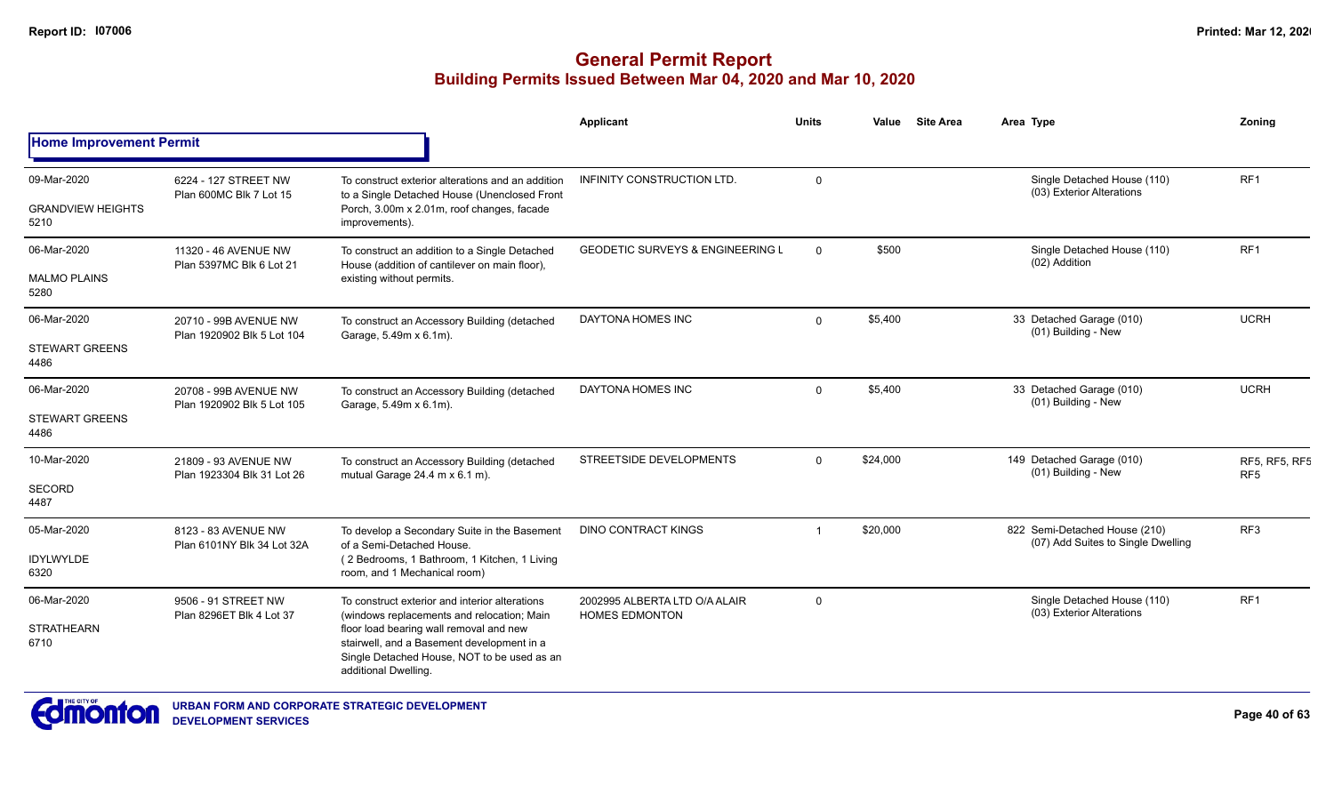# General Permit Report
## Building Permits Issued Between Mar 04, 2020 and Mar 10, 2020

### Home Improvement Permit

| Date / Neighbourhood | Address / Legal | Description | Applicant | Units | Value | Site Area | Area | Type | Zoning |
|---|---|---|---|---|---|---|---|---|---|
| 09-Mar-2020<br>GRANDVIEW HEIGHTS<br>5210 | 6224 - 127 STREET NW<br>Plan 600MC Blk 7 Lot 15 | To construct exterior alterations and an addition to a Single Detached House (Unenclosed Front Porch, 3.00m x 2.01m, roof changes, facade improvements). | INFINITY CONSTRUCTION LTD. | 0 | | | | Single Detached House (110)<br>(03) Exterior Alterations | RF1 |
| 06-Mar-2020<br>MALMO PLAINS<br>5280 | 11320 - 46 AVENUE NW<br>Plan 5397MC Blk 6 Lot 21 | To construct an addition to a Single Detached House (addition of cantilever on main floor), existing without permits. | GEODETIC SURVEYS & ENGINEERING L | 0 | $500 | | | Single Detached House (110)<br>(02) Addition | RF1 |
| 06-Mar-2020<br>STEWART GREENS<br>4486 | 20710 - 99B AVENUE NW<br>Plan 1920902 Blk 5 Lot 104 | To construct an Accessory Building (detached Garage, 5.49m x 6.1m). | DAYTONA HOMES INC | 0 | $5,400 | | 33 | Detached Garage (010)<br>(01) Building - New | UCRH |
| 06-Mar-2020<br>STEWART GREENS<br>4486 | 20708 - 99B AVENUE NW<br>Plan 1920902 Blk 5 Lot 105 | To construct an Accessory Building (detached Garage, 5.49m x 6.1m). | DAYTONA HOMES INC | 0 | $5,400 | | 33 | Detached Garage (010)<br>(01) Building - New | UCRH |
| 10-Mar-2020<br>SECORD<br>4487 | 21809 - 93 AVENUE NW<br>Plan 1923304 Blk 31 Lot 26 | To construct an Accessory Building (detached mutual Garage 24.4 m x 6.1 m). | STREETSIDE DEVELOPMENTS | 0 | $24,000 | | 149 | Detached Garage (010)<br>(01) Building - New | RF5, RF5, RF5 RF5 |
| 05-Mar-2020<br>IDYLWYLDE<br>6320 | 8123 - 83 AVENUE NW<br>Plan 6101NY Blk 34 Lot 32A | To develop a Secondary Suite in the Basement of a Semi-Detached House.<br>(2 Bedrooms, 1 Bathroom, 1 Kitchen, 1 Living room, and 1 Mechanical room) | DINO CONTRACT KINGS | 1 | $20,000 | | 822 | Semi-Detached House (210)<br>(07) Add Suites to Single Dwelling | RF3 |
| 06-Mar-2020<br>STRATHEARN<br>6710 | 9506 - 91 STREET NW<br>Plan 8296ET Blk 4 Lot 37 | To construct exterior and interior alterations (windows replacements and relocation; Main floor load bearing wall removal and new stairwell, and a Basement development in a Single Detached House, NOT to be used as an additional Dwelling. | 2002995 ALBERTA LTD O/A ALAIR HOMES EDMONTON | 0 | | | | Single Detached House (110)<br>(03) Exterior Alterations | RF1 |

URBAN FORM AND CORPORATE STRATEGIC DEVELOPMENT
DEVELOPMENT SERVICES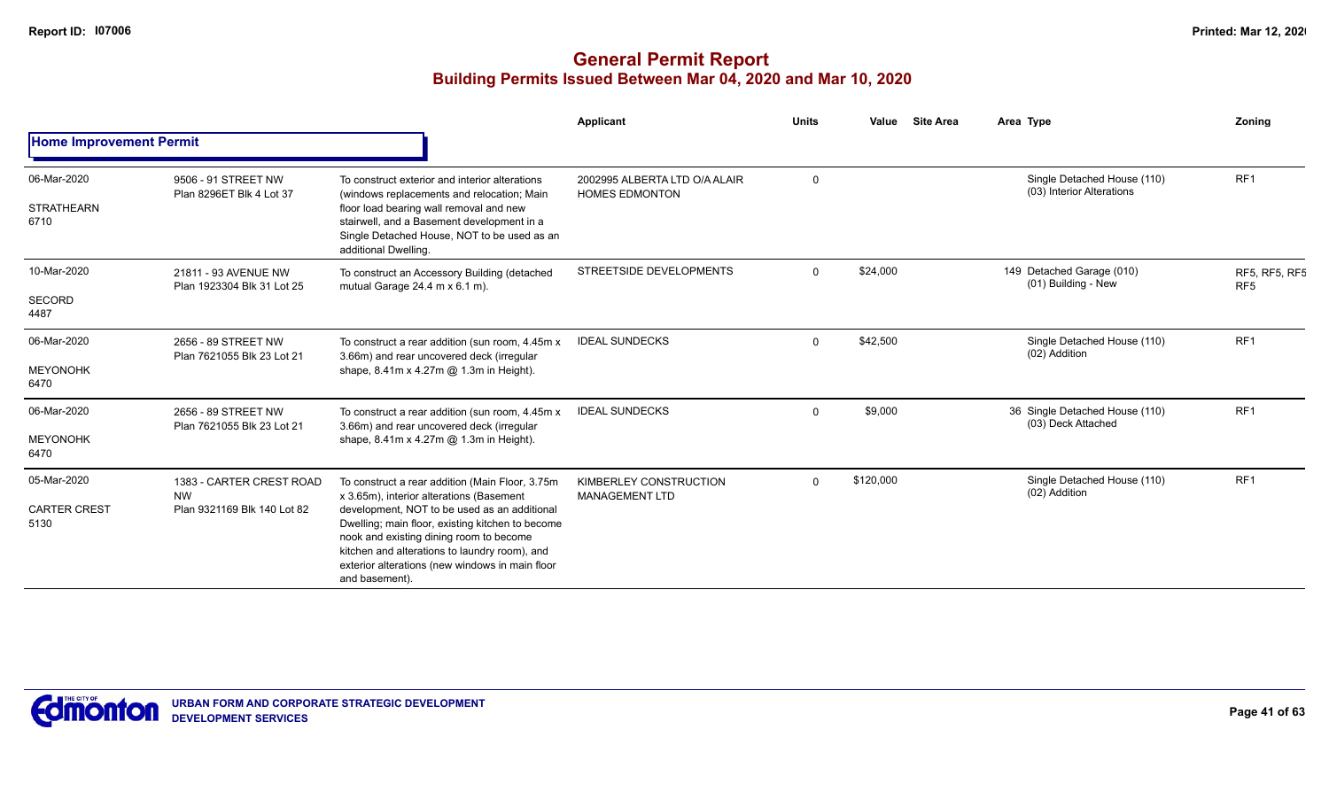# General Permit Report
## Building Permits Issued Between Mar 04, 2020 and Mar 10, 2020

**Home Improvement Permit**

| Date / Neighbourhood | Address / Legal | Description | Applicant | Units | Value | Site Area | Area Type | Zoning |
|---|---|---|---|---|---|---|---|---|
| 06-Mar-2020<br>STRATHEARN<br>6710 | 9506 - 91 STREET NW<br>Plan 8296ET Blk 4 Lot 37 | To construct exterior and interior alterations (windows replacements and relocation; Main floor load bearing wall removal and new stairwell, and a Basement development in a Single Detached House, NOT to be used as an additional Dwelling. | 2002995 ALBERTA LTD O/A ALAIR HOMES EDMONTON | 0 | | | Single Detached House (110)<br>(03) Interior Alterations | RF1 |
| 10-Mar-2020<br>SECORD<br>4487 | 21811 - 93 AVENUE NW<br>Plan 1923304 Blk 31 Lot 25 | To construct an Accessory Building (detached mutual Garage 24.4 m x 6.1 m). | STREETSIDE DEVELOPMENTS | 0 | $24,000 | | 149 Detached Garage (010)<br>(01) Building - New | RF5, RF5, RF5 RF5 |
| 06-Mar-2020<br>MEYONOHK<br>6470 | 2656 - 89 STREET NW<br>Plan 7621055 Blk 23 Lot 21 | To construct a rear addition (sun room, 4.45m x 3.66m) and rear uncovered deck (irregular shape, 8.41m x 4.27m @ 1.3m in Height). | IDEAL SUNDECKS | 0 | $42,500 | | Single Detached House (110)<br>(02) Addition | RF1 |
| 06-Mar-2020<br>MEYONOHK<br>6470 | 2656 - 89 STREET NW<br>Plan 7621055 Blk 23 Lot 21 | To construct a rear addition (sun room, 4.45m x 3.66m) and rear uncovered deck (irregular shape, 8.41m x 4.27m @ 1.3m in Height). | IDEAL SUNDECKS | 0 | $9,000 | | 36 Single Detached House (110)<br>(03) Deck Attached | RF1 |
| 05-Mar-2020<br>CARTER CREST<br>5130 | 1383 - CARTER CREST ROAD NW<br>Plan 9321169 Blk 140 Lot 82 | To construct a rear addition (Main Floor, 3.75m x 3.65m), interior alterations (Basement development, NOT to be used as an additional Dwelling; main floor, existing kitchen to become nook and existing dining room to become kitchen and alterations to laundry room), and exterior alterations (new windows in main floor and basement). | KIMBERLEY CONSTRUCTION MANAGEMENT LTD | 0 | $120,000 | | Single Detached House (110)<br>(02) Addition | RF1 |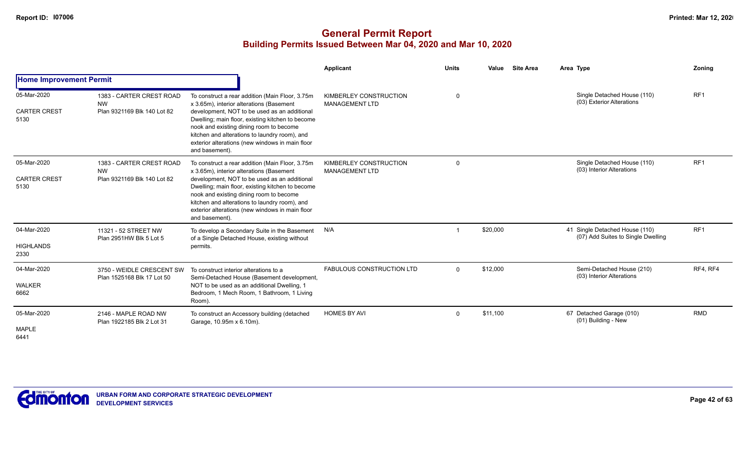# General Permit Report

## Building Permits Issued Between Mar 04, 2020 and Mar 10, 2020

| | | | Applicant | Units | Value | Site Area | Area | Type | Zoning |
|---|---|---|---|---|---|---|---|---|---|
| **Home Improvement Permit** | | | | | | | | | |
| 05-Mar-2020<br>CARTER CREST<br>5130 | 1383 - CARTER CREST ROAD NW<br>Plan 9321169 Blk 140 Lot 82 | To construct a rear addition (Main Floor, 3.75m x 3.65m), interior alterations (Basement development, NOT to be used as an additional Dwelling; main floor, existing kitchen to become nook and existing dining room to become kitchen and alterations to laundry room), and exterior alterations (new windows in main floor and basement). | KIMBERLEY CONSTRUCTION MANAGEMENT LTD | 0 | | | | Single Detached House (110)<br>(03) Exterior Alterations | RF1 |
| 05-Mar-2020<br>CARTER CREST<br>5130 | 1383 - CARTER CREST ROAD NW<br>Plan 9321169 Blk 140 Lot 82 | To construct a rear addition (Main Floor, 3.75m x 3.65m), interior alterations (Basement development, NOT to be used as an additional Dwelling; main floor, existing kitchen to become nook and existing dining room to become kitchen and alterations to laundry room), and exterior alterations (new windows in main floor and basement). | KIMBERLEY CONSTRUCTION MANAGEMENT LTD | 0 | | | | Single Detached House (110)<br>(03) Interior Alterations | RF1 |
| 04-Mar-2020<br>HIGHLANDS<br>2330 | 11321 - 52 STREET NW<br>Plan 2951HW Blk 5 Lot 5 | To develop a Secondary Suite in the Basement of a Single Detached House, existing without permits. | N/A | 1 | $20,000 | | 41 | Single Detached House (110)<br>(07) Add Suites to Single Dwelling | RF1 |
| 04-Mar-2020<br>WALKER<br>6662 | 3750 - WEIDLE CRESCENT SW<br>Plan 1525168 Blk 17 Lot 50 | To construct interior alterations to a Semi-Detached House (Basement development, NOT to be used as an additional Dwelling, 1 Bedroom, 1 Mech Room, 1 Bathroom, 1 Living Room). | FABULOUS CONSTRUCTION LTD | 0 | $12,000 | | | Semi-Detached House (210)<br>(03) Interior Alterations | RF4, RF4 |
| 05-Mar-2020<br>MAPLE<br>6441 | 2146 - MAPLE ROAD NW<br>Plan 1922185 Blk 2 Lot 31 | To construct an Accessory building (detached Garage, 10.95m x 6.10m). | HOMES BY AVI | 0 | $11,100 | | 67 | Detached Garage (010)<br>(01) Building - New | RMD |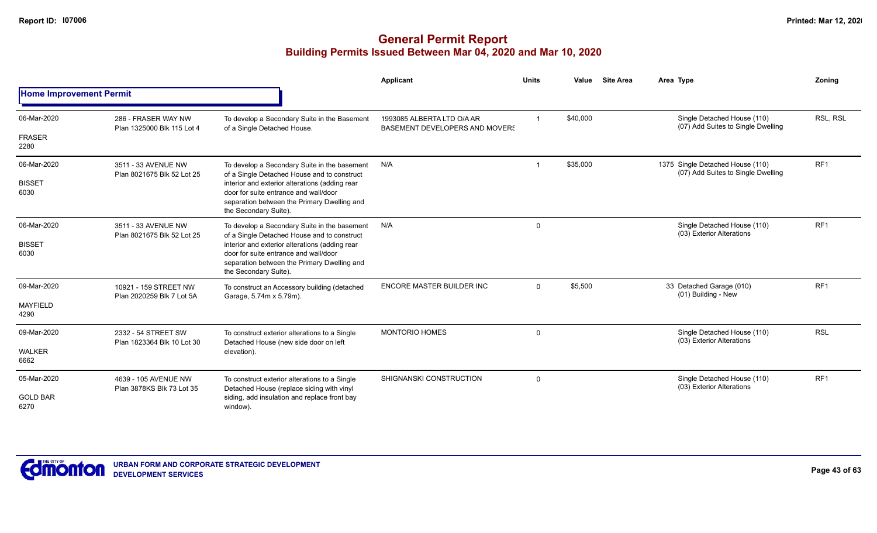# General Permit Report

## Building Permits Issued Between Mar 04, 2020 and Mar 10, 2020

### Home Improvement Permit

| Date / Neighbourhood | Address / Legal | Description | Applicant | Units | Value | Site Area | Area | Type | Zoning |
|---|---|---|---|---|---|---|---|---|---|
| 06-Mar-2020<br>FRASER<br>2280 | 286 - FRASER WAY NW<br>Plan 1325000 Blk 115 Lot 4 | To develop a Secondary Suite in the Basement of a Single Detached House. | 1993085 ALBERTA LTD O/A AR BASEMENT DEVELOPERS AND MOVERS | 1 | $40,000 | | | Single Detached House (110)<br>(07) Add Suites to Single Dwelling | RSL, RSL |
| 06-Mar-2020<br>BISSET<br>6030 | 3511 - 33 AVENUE NW<br>Plan 8021675 Blk 52 Lot 25 | To develop a Secondary Suite in the basement of a Single Detached House and to construct interior and exterior alterations (adding rear door for suite entrance and wall/door separation between the Primary Dwelling and the Secondary Suite). | N/A | 1 | $35,000 | | 1375 | Single Detached House (110)<br>(07) Add Suites to Single Dwelling | RF1 |
| 06-Mar-2020<br>BISSET<br>6030 | 3511 - 33 AVENUE NW<br>Plan 8021675 Blk 52 Lot 25 | To develop a Secondary Suite in the basement of a Single Detached House and to construct interior and exterior alterations (adding rear door for suite entrance and wall/door separation between the Primary Dwelling and the Secondary Suite). | N/A | 0 | | | | Single Detached House (110)<br>(03) Exterior Alterations | RF1 |
| 09-Mar-2020<br>MAYFIELD<br>4290 | 10921 - 159 STREET NW<br>Plan 2020259 Blk 7 Lot 5A | To construct an Accessory building (detached Garage, 5.74m x 5.79m). | ENCORE MASTER BUILDER INC | 0 | $5,500 | | 33 | Detached Garage (010)<br>(01) Building - New | RF1 |
| 09-Mar-2020<br>WALKER<br>6662 | 2332 - 54 STREET SW<br>Plan 1823364 Blk 10 Lot 30 | To construct exterior alterations to a Single Detached House (new side door on left elevation). | MONTORIO HOMES | 0 | | | | Single Detached House (110)<br>(03) Exterior Alterations | RSL |
| 05-Mar-2020<br>GOLD BAR<br>6270 | 4639 - 105 AVENUE NW<br>Plan 3878KS Blk 73 Lot 35 | To construct exterior alterations to a Single Detached House (replace siding with vinyl siding, add insulation and replace front bay window). | SHIGNANSKI CONSTRUCTION | 0 | | | | Single Detached House (110)<br>(03) Exterior Alterations | RF1 |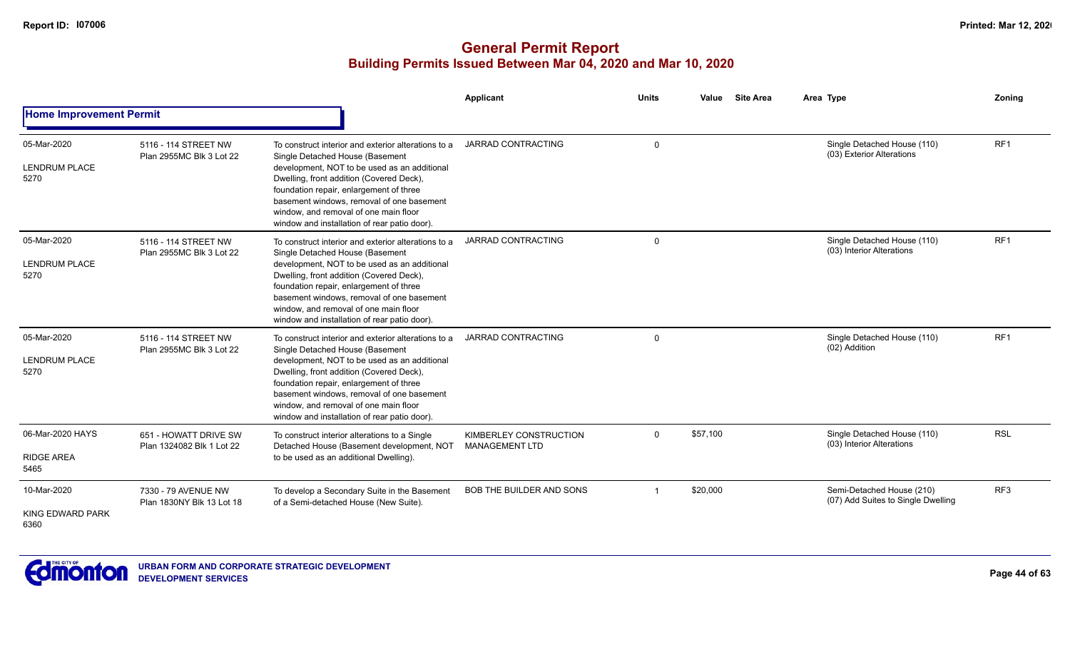# General Permit Report

## Building Permits Issued Between Mar 04, 2020 and Mar 10, 2020

### Home Improvement Permit

| Date / Neighbourhood | Address / Legal | Description | Applicant | Units | Value | Site Area | Area Type | Zoning |
|---|---|---|---|---|---|---|---|---|
| 05-Mar-2020 LENDRUM PLACE 5270 | 5116 - 114 STREET NW Plan 2955MC Blk 3 Lot 22 | To construct interior and exterior alterations to a Single Detached House (Basement development, NOT to be used as an additional Dwelling, front addition (Covered Deck), foundation repair, enlargement of three basement windows, removal of one basement window, and removal of one main floor window and installation of rear patio door). | JARRAD CONTRACTING | 0 | | | Single Detached House (110) (03) Exterior Alterations | RF1 |
| 05-Mar-2020 LENDRUM PLACE 5270 | 5116 - 114 STREET NW Plan 2955MC Blk 3 Lot 22 | To construct interior and exterior alterations to a Single Detached House (Basement development, NOT to be used as an additional Dwelling, front addition (Covered Deck), foundation repair, enlargement of three basement windows, removal of one basement window, and removal of one main floor window and installation of rear patio door). | JARRAD CONTRACTING | 0 | | | Single Detached House (110) (03) Interior Alterations | RF1 |
| 05-Mar-2020 LENDRUM PLACE 5270 | 5116 - 114 STREET NW Plan 2955MC Blk 3 Lot 22 | To construct interior and exterior alterations to a Single Detached House (Basement development, NOT to be used as an additional Dwelling, front addition (Covered Deck), foundation repair, enlargement of three basement windows, removal of one basement window, and removal of one main floor window and installation of rear patio door). | JARRAD CONTRACTING | 0 | | | Single Detached House (110) (02) Addition | RF1 |
| 06-Mar-2020 HAYS RIDGE AREA 5465 | 651 - HOWATT DRIVE SW Plan 1324082 Blk 1 Lot 22 | To construct interior alterations to a Single Detached House (Basement development, NOT to be used as an additional Dwelling). | KIMBERLEY CONSTRUCTION MANAGEMENT LTD | 0 | $57,100 | | Single Detached House (110) (03) Interior Alterations | RSL |
| 10-Mar-2020 KING EDWARD PARK 6360 | 7330 - 79 AVENUE NW Plan 1830NY Blk 13 Lot 18 | To develop a Secondary Suite in the Basement of a Semi-detached House (New Suite). | BOB THE BUILDER AND SONS | 1 | $20,000 | | Semi-Detached House (210) (07) Add Suites to Single Dwelling | RF3 |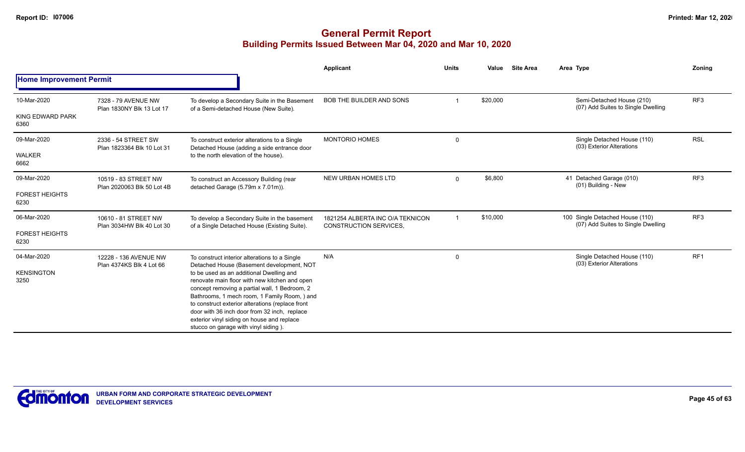# General Permit Report

## Building Permits Issued Between Mar 04, 2020 and Mar 10, 2020

**Home Improvement Permit**

| Date / Neighbourhood | Address | Description | Applicant | Units | Value | Site Area | Area | Type | Zoning |
|---|---|---|---|---|---|---|---|---|---|
| 10-Mar-2020<br>KING EDWARD PARK<br>6360 | 7328 - 79 AVENUE NW<br>Plan 1830NY Blk 13 Lot 17 | To develop a Secondary Suite in the Basement of a Semi-detached House (New Suite). | BOB THE BUILDER AND SONS | 1 | $20,000 | | | Semi-Detached House (210)<br>(07) Add Suites to Single Dwelling | RF3 |
| 09-Mar-2020<br>WALKER<br>6662 | 2336 - 54 STREET SW<br>Plan 1823364 Blk 10 Lot 31 | To construct exterior alterations to a Single Detached House (adding a side entrance door to the north elevation of the house). | MONTORIO HOMES | 0 | | | | Single Detached House (110)<br>(03) Exterior Alterations | RSL |
| 09-Mar-2020<br>FOREST HEIGHTS<br>6230 | 10519 - 83 STREET NW<br>Plan 2020063 Blk 50 Lot 4B | To construct an Accessory Building (rear detached Garage (5.79m x 7.01m)). | NEW URBAN HOMES LTD | 0 | $6,800 | | 41 | Detached Garage (010)<br>(01) Building - New | RF3 |
| 06-Mar-2020<br>FOREST HEIGHTS<br>6230 | 10610 - 81 STREET NW<br>Plan 3034HW Blk 40 Lot 30 | To develop a Secondary Suite in the basement of a Single Detached House (Existing Suite). | 1821254 ALBERTA INC O/A TEKNICON CONSTRUCTION SERVICES, | 1 | $10,000 | | 100 | Single Detached House (110)<br>(07) Add Suites to Single Dwelling | RF3 |
| 04-Mar-2020<br>KENSINGTON<br>3250 | 12228 - 136 AVENUE NW<br>Plan 4374KS Blk 4 Lot 66 | To construct interior alterations to a Single Detached House (Basement development, NOT to be used as an additional Dwelling and renovate main floor with new kitchen and open concept removing a partial wall, 1 Bedroom, 2 Bathrooms, 1 mech room, 1 Family Room, ) and to construct exterior alterations (replace front door with 36 inch door from 32 inch, replace exterior vinyl siding on house and replace stucco on garage with vinyl siding ). | N/A | 0 | | | | Single Detached House (110)<br>(03) Exterior Alterations | RF1 |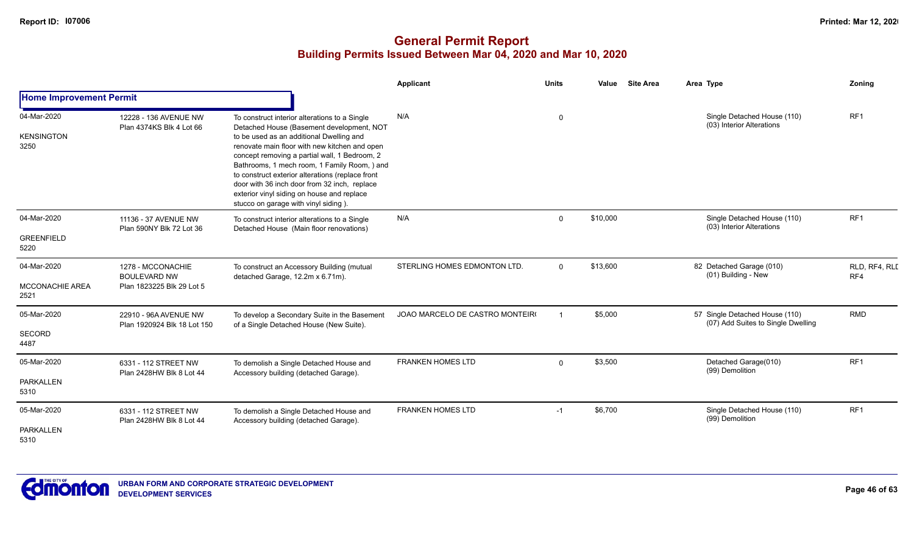# General Permit Report
## Building Permits Issued Between Mar 04, 2020 and Mar 10, 2020

| | | | Applicant | Units | Value | Site Area | Area Type | Zoning |
|---|---|---|---|---|---|---|---|---|
| **Home Improvement Permit** | | | | | | | | |
| 04-Mar-2020<br>KENSINGTON<br>3250 | 12228 - 136 AVENUE NW<br>Plan 4374KS Blk 4 Lot 66 | To construct interior alterations to a Single Detached House (Basement development, NOT to be used as an additional Dwelling and renovate main floor with new kitchen and open concept removing a partial wall, 1 Bedroom, 2 Bathrooms, 1 mech room, 1 Family Room, ) and to construct exterior alterations (replace front door with 36 inch door from 32 inch, replace exterior vinyl siding on house and replace stucco on garage with vinyl siding ). | N/A | 0 | | | Single Detached House (110)<br>(03) Interior Alterations | RF1 |
| 04-Mar-2020<br>GREENFIELD<br>5220 | 11136 - 37 AVENUE NW<br>Plan 590NY Blk 72 Lot 36 | To construct interior alterations to a Single Detached House (Main floor renovations) | N/A | 0 | $10,000 | | Single Detached House (110)<br>(03) Interior Alterations | RF1 |
| 04-Mar-2020<br>MCCONACHIE AREA<br>2521 | 1278 - MCCONACHIE BOULEVARD NW<br>Plan 1823225 Blk 29 Lot 5 | To construct an Accessory Building (mutual detached Garage, 12.2m x 6.71m). | STERLING HOMES EDMONTON LTD. | 0 | $13,600 | | 82 Detached Garage (010)<br>(01) Building - New | RLD, RF4, RLD RF4 |
| 05-Mar-2020<br>SECORD<br>4487 | 22910 - 96A AVENUE NW<br>Plan 1920924 Blk 18 Lot 150 | To develop a Secondary Suite in the Basement of a Single Detached House (New Suite). | JOAO MARCELO DE CASTRO MONTEIRO | 1 | $5,000 | | 57 Single Detached House (110)<br>(07) Add Suites to Single Dwelling | RMD |
| 05-Mar-2020<br>PARKALLEN<br>5310 | 6331 - 112 STREET NW<br>Plan 2428HW Blk 8 Lot 44 | To demolish a Single Detached House and Accessory building (detached Garage). | FRANKEN HOMES LTD | 0 | $3,500 | | Detached Garage(010)<br>(99) Demolition | RF1 |
| 05-Mar-2020<br>PARKALLEN<br>5310 | 6331 - 112 STREET NW<br>Plan 2428HW Blk 8 Lot 44 | To demolish a Single Detached House and Accessory building (detached Garage). | FRANKEN HOMES LTD | -1 | $6,700 | | Single Detached House (110)<br>(99) Demolition | RF1 |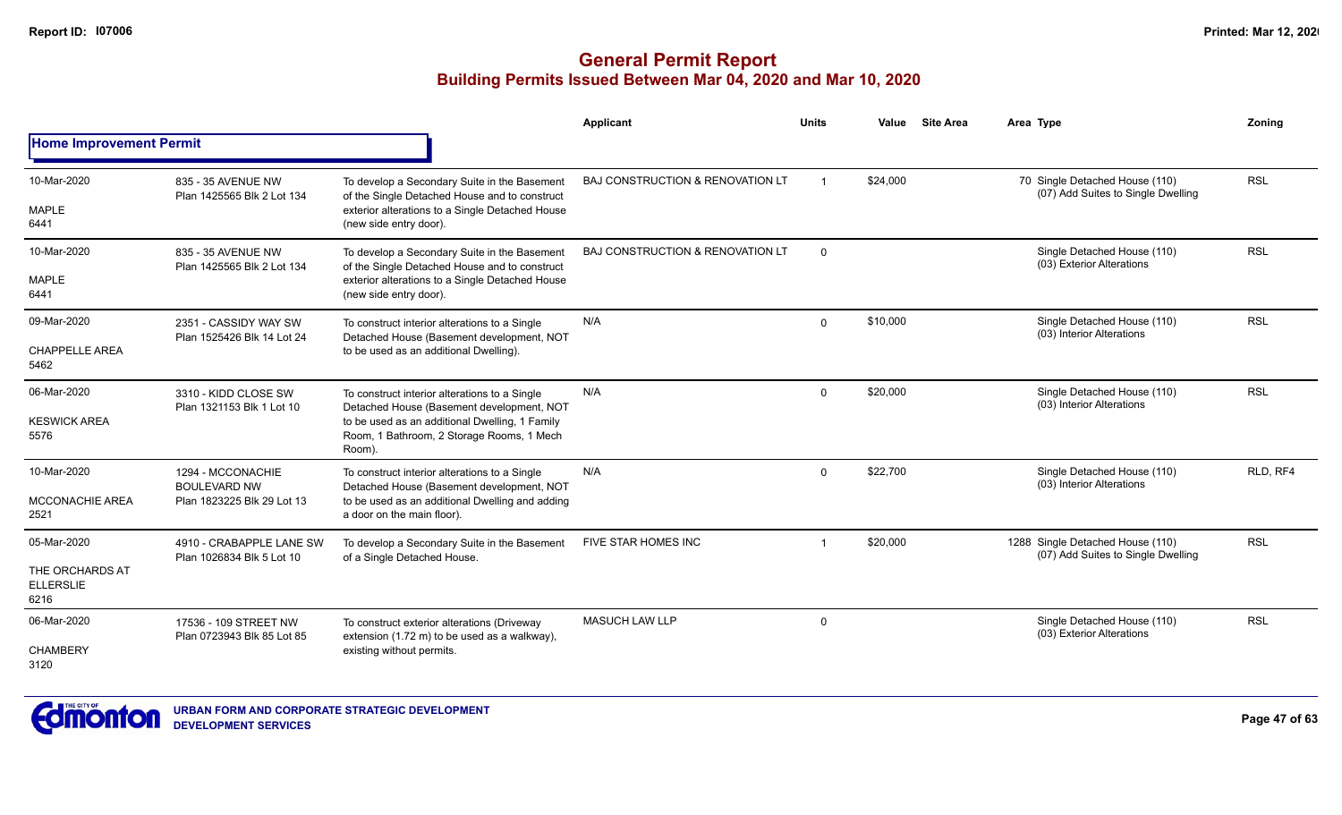# General Permit Report

## Building Permits Issued Between Mar 04, 2020 and Mar 10, 2020

### Home Improvement Permit

| Date / Neighbourhood | Address | Description | Applicant | Units | Value | Site Area | Area | Type | Zoning |
|---|---|---|---|---|---|---|---|---|---|
| 10-Mar-2020<br>MAPLE<br>6441 | 835 - 35 AVENUE NW<br>Plan 1425565 Blk 2 Lot 134 | To develop a Secondary Suite in the Basement of the Single Detached House and to construct exterior alterations to a Single Detached House (new side entry door). | BAJ CONSTRUCTION & RENOVATION LT | 1 | $24,000 | | 70 | Single Detached House (110)<br>(07) Add Suites to Single Dwelling | RSL |
| 10-Mar-2020<br>MAPLE<br>6441 | 835 - 35 AVENUE NW<br>Plan 1425565 Blk 2 Lot 134 | To develop a Secondary Suite in the Basement of the Single Detached House and to construct exterior alterations to a Single Detached House (new side entry door). | BAJ CONSTRUCTION & RENOVATION LT | 0 | | | | Single Detached House (110)<br>(03) Exterior Alterations | RSL |
| 09-Mar-2020<br>CHAPPELLE AREA<br>5462 | 2351 - CASSIDY WAY SW<br>Plan 1525426 Blk 14 Lot 24 | To construct interior alterations to a Single Detached House (Basement development, NOT to be used as an additional Dwelling). | N/A | 0 | $10,000 | | | Single Detached House (110)<br>(03) Interior Alterations | RSL |
| 06-Mar-2020<br>KESWICK AREA<br>5576 | 3310 - KIDD CLOSE SW<br>Plan 1321153 Blk 1 Lot 10 | To construct interior alterations to a Single Detached House (Basement development, NOT to be used as an additional Dwelling, 1 Family Room, 1 Bathroom, 2 Storage Rooms, 1 Mech Room). | N/A | 0 | $20,000 | | | Single Detached House (110)<br>(03) Interior Alterations | RSL |
| 10-Mar-2020<br>MCCONACHIE AREA<br>2521 | 1294 - MCCONACHIE BOULEVARD NW<br>Plan 1823225 Blk 29 Lot 13 | To construct interior alterations to a Single Detached House (Basement development, NOT to be used as an additional Dwelling and adding a door on the main floor). | N/A | 0 | $22,700 | | | Single Detached House (110)<br>(03) Interior Alterations | RLD, RF4 |
| 05-Mar-2020<br>THE ORCHARDS AT ELLERSLIE<br>6216 | 4910 - CRABAPPLE LANE SW<br>Plan 1026834 Blk 5 Lot 10 | To develop a Secondary Suite in the Basement of a Single Detached House. | FIVE STAR HOMES INC | 1 | $20,000 | | 1288 | Single Detached House (110)<br>(07) Add Suites to Single Dwelling | RSL |
| 06-Mar-2020<br>CHAMBERY<br>3120 | 17536 - 109 STREET NW<br>Plan 0723943 Blk 85 Lot 85 | To construct exterior alterations (Driveway extension (1.72 m) to be used as a walkway), existing without permits. | MASUCH LAW LLP | 0 | | | | Single Detached House (110)<br>(03) Exterior Alterations | RSL |

URBAN FORM AND CORPORATE STRATEGIC DEVELOPMENT
DEVELOPMENT SERVICES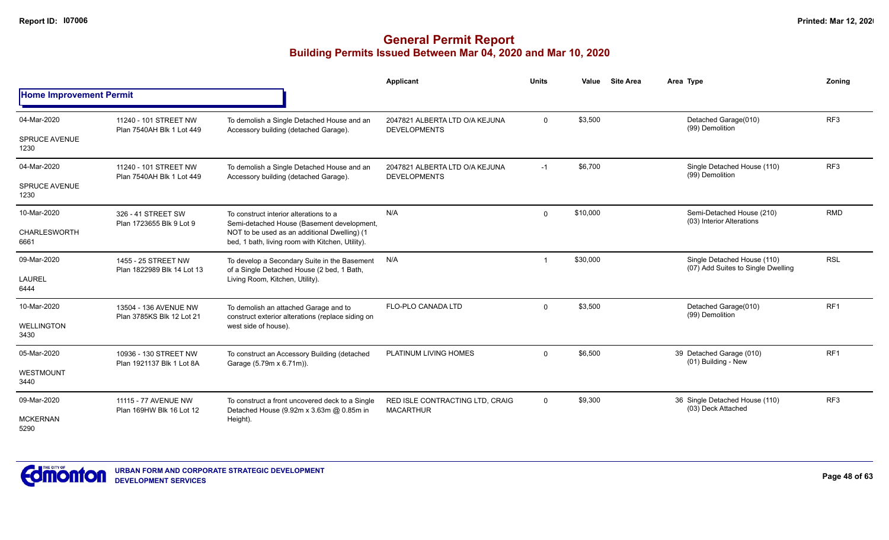# General Permit Report

## Building Permits Issued Between Mar 04, 2020 and Mar 10, 2020

| | | | Applicant | Units | Value | Site Area | Area | Type | Zoning |
|---|---|---|---|---|---|---|---|---|---|
| **Home Improvement Permit** | | | | | | | | | |
| 04-Mar-2020<br>SPRUCE AVENUE<br>1230 | 11240 - 101 STREET NW<br>Plan 7540AH Blk 1 Lot 449 | To demolish a Single Detached House and an Accessory building (detached Garage). | 2047821 ALBERTA LTD O/A KEJUNA DEVELOPMENTS | 0 | $3,500 | | | Detached Garage(010)<br>(99) Demolition | RF3 |
| 04-Mar-2020<br>SPRUCE AVENUE<br>1230 | 11240 - 101 STREET NW<br>Plan 7540AH Blk 1 Lot 449 | To demolish a Single Detached House and an Accessory building (detached Garage). | 2047821 ALBERTA LTD O/A KEJUNA DEVELOPMENTS | -1 | $6,700 | | | Single Detached House (110)<br>(99) Demolition | RF3 |
| 10-Mar-2020<br>CHARLESWORTH<br>6661 | 326 - 41 STREET SW<br>Plan 1723655 Blk 9 Lot 9 | To construct interior alterations to a Semi-detached House (Basement development, NOT to be used as an additional Dwelling) (1 bed, 1 bath, living room with Kitchen, Utility). | N/A | 0 | $10,000 | | | Semi-Detached House (210)<br>(03) Interior Alterations | RMD |
| 09-Mar-2020<br>LAUREL<br>6444 | 1455 - 25 STREET NW<br>Plan 1822989 Blk 14 Lot 13 | To develop a Secondary Suite in the Basement of a Single Detached House (2 bed, 1 Bath, Living Room, Kitchen, Utility). | N/A | 1 | $30,000 | | | Single Detached House (110)<br>(07) Add Suites to Single Dwelling | RSL |
| 10-Mar-2020<br>WELLINGTON<br>3430 | 13504 - 136 AVENUE NW<br>Plan 3785KS Blk 12 Lot 21 | To demolish an attached Garage and to construct exterior alterations (replace siding on west side of house). | FLO-PLO CANADA LTD | 0 | $3,500 | | | Detached Garage(010)<br>(99) Demolition | RF1 |
| 05-Mar-2020<br>WESTMOUNT<br>3440 | 10936 - 130 STREET NW<br>Plan 1921137 Blk 1 Lot 8A | To construct an Accessory Building (detached Garage (5.79m x 6.71m)). | PLATINUM LIVING HOMES | 0 | $6,500 | | 39 | Detached Garage (010)<br>(01) Building - New | RF1 |
| 09-Mar-2020<br>MCKERNAN<br>5290 | 11115 - 77 AVENUE NW<br>Plan 169HW Blk 16 Lot 12 | To construct a front uncovered deck to a Single Detached House (9.92m x 3.63m @ 0.85m in Height). | RED ISLE CONTRACTING LTD, CRAIG MACARTHUR | 0 | $9,300 | | 36 | Single Detached House (110)<br>(03) Deck Attached | RF3 |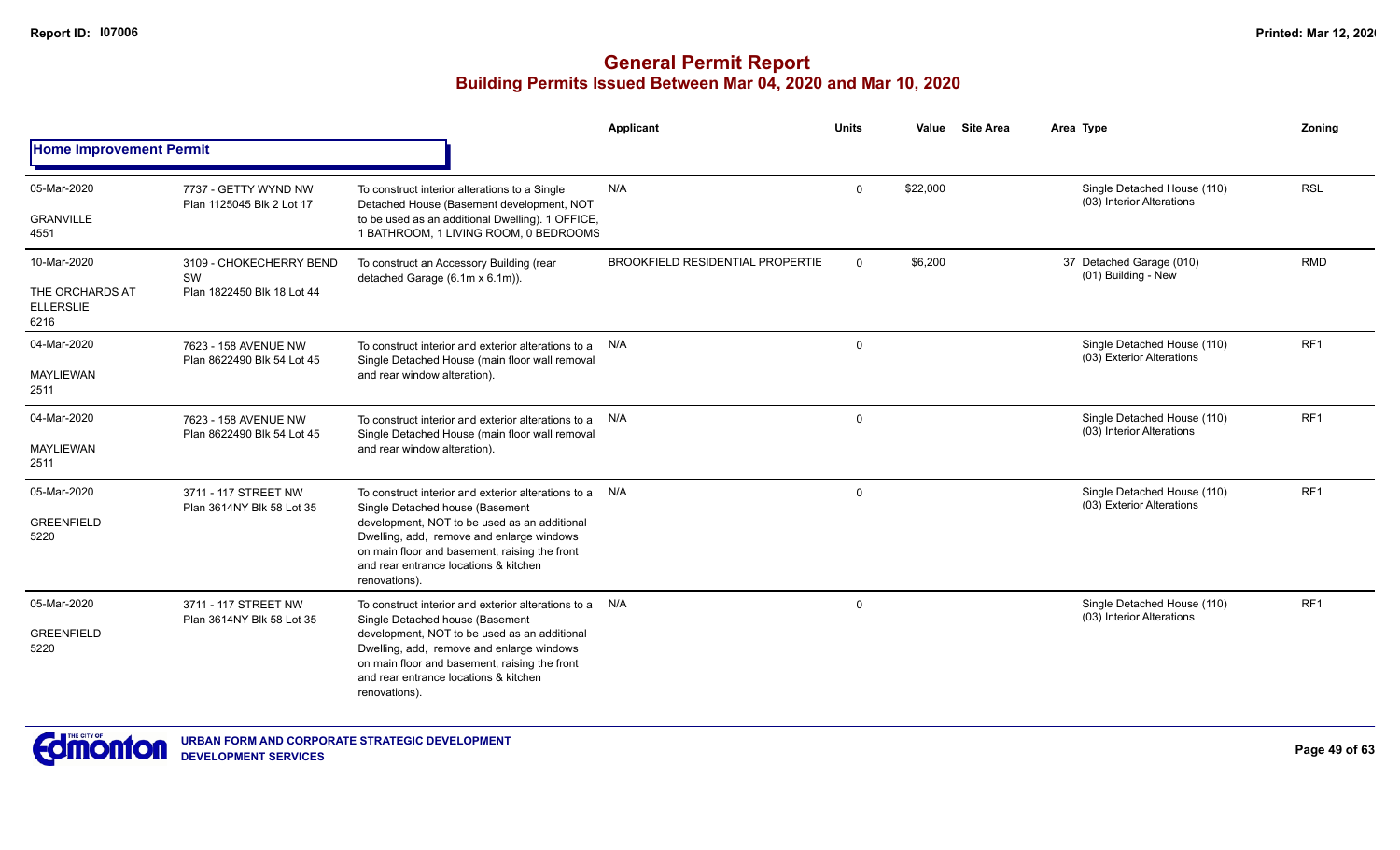## General Permit Report

### Building Permits Issued Between Mar 04, 2020 and Mar 10, 2020

**Home Improvement Permit**

| Date / Neighbourhood | Address | Description | Applicant | Units | Value | Site Area | Area Type | Zoning |
|---|---|---|---|---|---|---|---|---|
| 05-Mar-2020<br>GRANVILLE<br>4551 | 7737 - GETTY WYND NW<br>Plan 1125045 Blk 2 Lot 17 | To construct interior alterations to a Single Detached House (Basement development, NOT to be used as an additional Dwelling). 1 OFFICE, 1 BATHROOM, 1 LIVING ROOM, 0 BEDROOMS | N/A | 0 | $22,000 | | Single Detached House (110)<br>(03) Interior Alterations | RSL |
| 10-Mar-2020<br>THE ORCHARDS AT ELLERSLIE<br>6216 | 3109 - CHOKECHERRY BEND SW<br>Plan 1822450 Blk 18 Lot 44 | To construct an Accessory Building (rear detached Garage (6.1m x 6.1m)). | BROOKFIELD RESIDENTIAL PROPERTIE | 0 | $6,200 | 37 | Detached Garage (010)<br>(01) Building - New | RMD |
| 04-Mar-2020<br>MAYLIEWAN<br>2511 | 7623 - 158 AVENUE NW<br>Plan 8622490 Blk 54 Lot 45 | To construct interior and exterior alterations to a Single Detached House (main floor wall removal and rear window alteration). | N/A | 0 | | | Single Detached House (110)<br>(03) Exterior Alterations | RF1 |
| 04-Mar-2020<br>MAYLIEWAN<br>2511 | 7623 - 158 AVENUE NW<br>Plan 8622490 Blk 54 Lot 45 | To construct interior and exterior alterations to a Single Detached House (main floor wall removal and rear window alteration). | N/A | 0 | | | Single Detached House (110)<br>(03) Interior Alterations | RF1 |
| 05-Mar-2020<br>GREENFIELD<br>5220 | 3711 - 117 STREET NW<br>Plan 3614NY Blk 58 Lot 35 | To construct interior and exterior alterations to a Single Detached house (Basement development, NOT to be used as an additional Dwelling, add, remove and enlarge windows on main floor and basement, raising the front and rear entrance locations & kitchen renovations). | N/A | 0 | | | Single Detached House (110)<br>(03) Exterior Alterations | RF1 |
| 05-Mar-2020<br>GREENFIELD<br>5220 | 3711 - 117 STREET NW<br>Plan 3614NY Blk 58 Lot 35 | To construct interior and exterior alterations to a Single Detached house (Basement development, NOT to be used as an additional Dwelling, add, remove and enlarge windows on main floor and basement, raising the front and rear entrance locations & kitchen renovations). | N/A | 0 | | | Single Detached House (110)<br>(03) Interior Alterations | RF1 |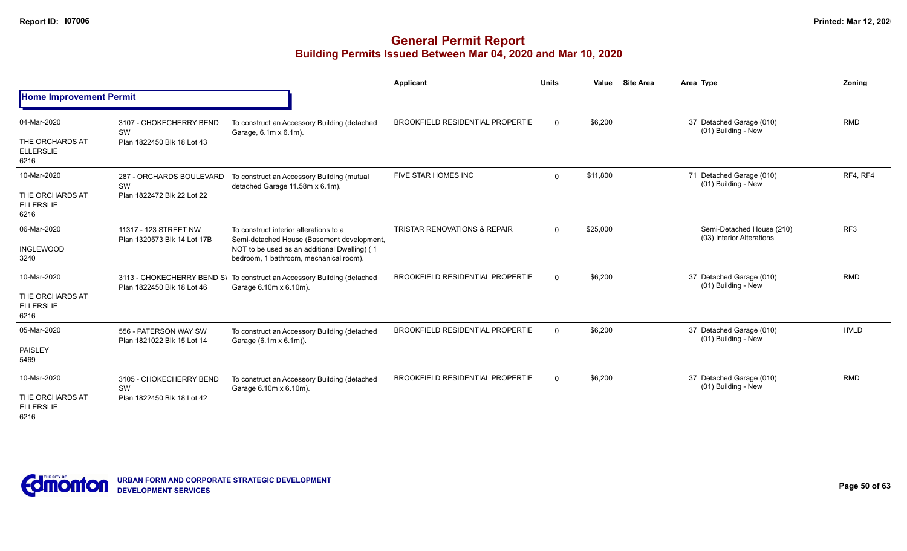# General Permit Report
## Building Permits Issued Between Mar 04, 2020 and Mar 10, 2020

**Home Improvement Permit**

| Date / Neighbourhood | Address / Legal | Description | Applicant | Units | Value | Site Area | Area Type | Zoning |
|---|---|---|---|---|---|---|---|---|
| 04-Mar-2020<br>THE ORCHARDS AT ELLERSLIE<br>6216 | 3107 - CHOKECHERRY BEND SW<br>Plan 1822450 Blk 18 Lot 43 | To construct an Accessory Building (detached Garage, 6.1m x 6.1m). | BROOKFIELD RESIDENTIAL PROPERTIE | 0 | $6,200 | | 37 Detached Garage (010)<br>(01) Building - New | RMD |
| 10-Mar-2020<br>THE ORCHARDS AT ELLERSLIE<br>6216 | 287 - ORCHARDS BOULEVARD SW<br>Plan 1822472 Blk 22 Lot 22 | To construct an Accessory Building (mutual detached Garage 11.58m x 6.1m). | FIVE STAR HOMES INC | 0 | $11,800 | | 71 Detached Garage (010)<br>(01) Building - New | RF4, RF4 |
| 06-Mar-2020<br>INGLEWOOD<br>3240 | 11317 - 123 STREET NW<br>Plan 1320573 Blk 14 Lot 17B | To construct interior alterations to a Semi-detached House (Basement development, NOT to be used as an additional Dwelling) ( 1 bedroom, 1 bathroom, mechanical room). | TRISTAR RENOVATIONS & REPAIR | 0 | $25,000 | | Semi-Detached House (210)<br>(03) Interior Alterations | RF3 |
| 10-Mar-2020<br>THE ORCHARDS AT ELLERSLIE<br>6216 | 3113 - CHOKECHERRY BEND S\<br>Plan 1822450 Blk 18 Lot 46 | To construct an Accessory Building (detached Garage 6.10m x 6.10m). | BROOKFIELD RESIDENTIAL PROPERTIE | 0 | $6,200 | | 37 Detached Garage (010)<br>(01) Building - New | RMD |
| 05-Mar-2020<br>PAISLEY<br>5469 | 556 - PATERSON WAY SW<br>Plan 1821022 Blk 15 Lot 14 | To construct an Accessory Building (detached Garage (6.1m x 6.1m)). | BROOKFIELD RESIDENTIAL PROPERTIE | 0 | $6,200 | | 37 Detached Garage (010)<br>(01) Building - New | HVLD |
| 10-Mar-2020<br>THE ORCHARDS AT ELLERSLIE<br>6216 | 3105 - CHOKECHERRY BEND SW<br>Plan 1822450 Blk 18 Lot 42 | To construct an Accessory Building (detached Garage 6.10m x 6.10m). | BROOKFIELD RESIDENTIAL PROPERTIE | 0 | $6,200 | | 37 Detached Garage (010)<br>(01) Building - New | RMD |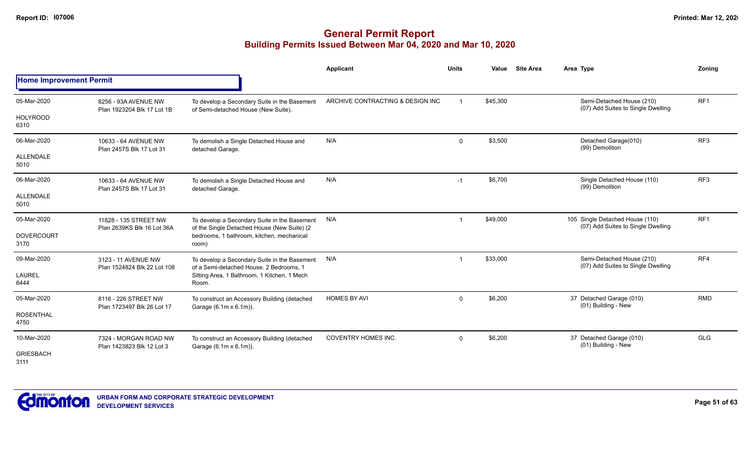# General Permit Report
## Building Permits Issued Between Mar 04, 2020 and Mar 10, 2020

### Home Improvement Permit

| Date / Neighbourhood | Address / Legal | Description | Applicant | Units | Value | Site Area | Area Type | Zoning |
|---|---|---|---|---|---|---|---|---|
| 05-Mar-2020 HOLYROOD 6310 | 8256 - 93A AVENUE NW Plan 1923204 Blk 17 Lot 1B | To develop a Secondary Suite in the Basement of Semi-detached House (New Suite). | ARCHIVE CONTRACTING & DESIGN INC | 1 | $45,300 | | Semi-Detached House (210) (07) Add Suites to Single Dwelling | RF1 |
| 06-Mar-2020 ALLENDALE 5010 | 10633 - 64 AVENUE NW Plan 2457S Blk 17 Lot 31 | To demolish a Single Detached House and detached Garage. | N/A | 0 | $3,500 | | Detached Garage(010) (99) Demolition | RF3 |
| 06-Mar-2020 ALLENDALE 5010 | 10633 - 64 AVENUE NW Plan 2457S Blk 17 Lot 31 | To demolish a Single Detached House and detached Garage. | N/A | -1 | $6,700 | | Single Detached House (110) (99) Demolition | RF3 |
| 05-Mar-2020 DOVERCOURT 3170 | 11828 - 135 STREET NW Plan 2639KS Blk 16 Lot 36A | To develop a Secondary Suite in the Basement of the Single Detached House (New Suite) (2 bedrooms, 1 bathroom, kitchen, mechanical room) | N/A | 1 | $49,000 | | 105 Single Detached House (110) (07) Add Suites to Single Dwelling | RF1 |
| 09-Mar-2020 LAUREL 6444 | 3123 - 11 AVENUE NW Plan 1524824 Blk 22 Lot 108 | To develop a Secondary Suite in the Basement of a Semi-detached House. 2 Bedrooms, 1 Sitting Area, 1 Bathroom, 1 Kitchen, 1 Mech Room. | N/A | 1 | $33,000 | | Semi-Detached House (210) (07) Add Suites to Single Dwelling | RF4 |
| 05-Mar-2020 ROSENTHAL 4750 | 8116 - 226 STREET NW Plan 1723497 Blk 26 Lot 17 | To construct an Accessory Building (detached Garage (6.1m x 6.1m)). | HOMES BY AVI | 0 | $6,200 | | 37 Detached Garage (010) (01) Building - New | RMD |
| 10-Mar-2020 GRIESBACH 3111 | 7324 - MORGAN ROAD NW Plan 1423823 Blk 12 Lot 3 | To construct an Accessory Building (detached Garage (6.1m x 6.1m)). | COVENTRY HOMES INC. | 0 | $6,200 | | 37 Detached Garage (010) (01) Building - New | GLG |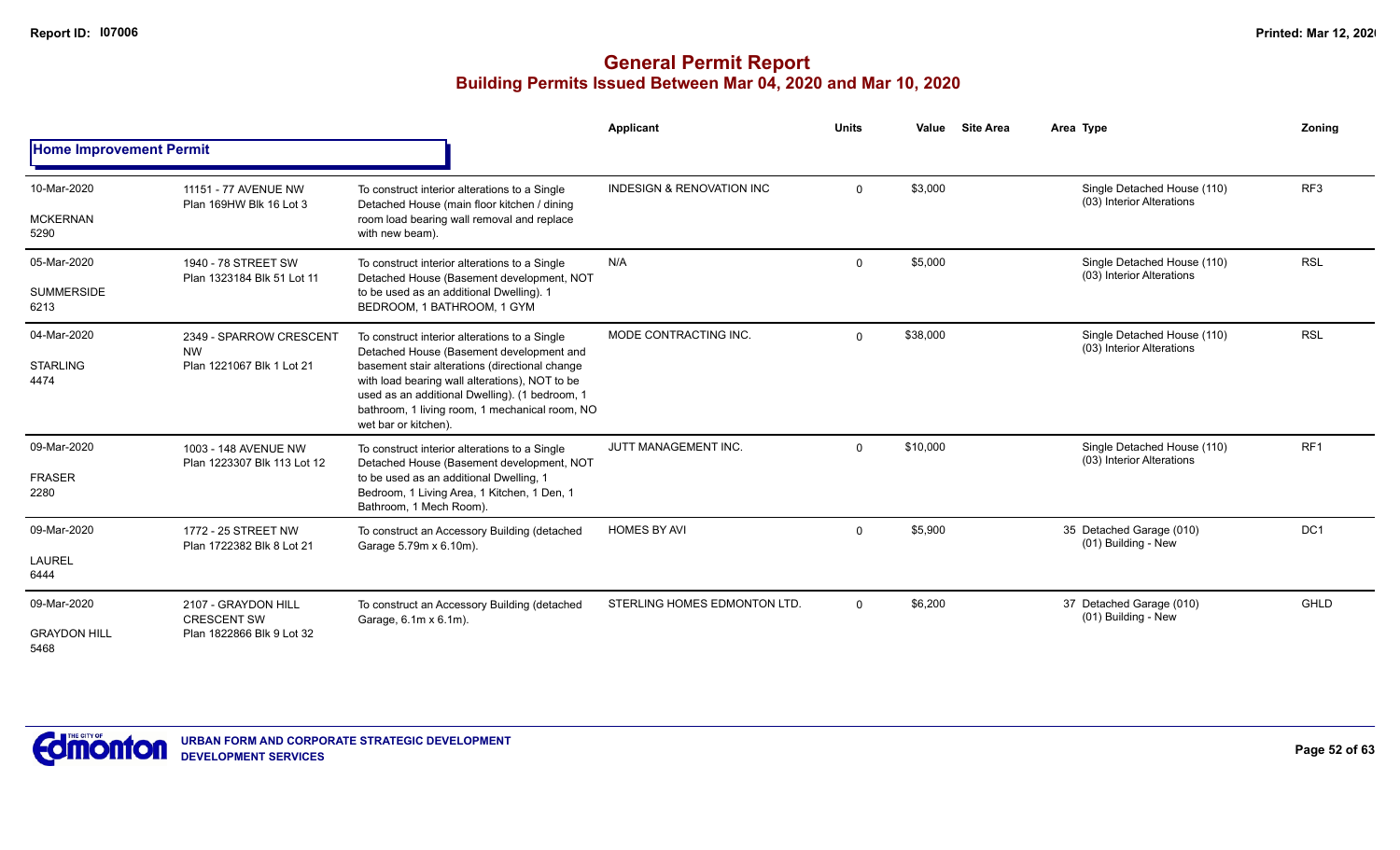# General Permit Report
## Building Permits Issued Between Mar 04, 2020 and Mar 10, 2020

**Home Improvement Permit**

| Date / Neighbourhood | Address / Legal | Description | Applicant | Units | Value | Site Area | Area Type | Zoning |
|---|---|---|---|---|---|---|---|---|
| 10-Mar-2020 MCKERNAN 5290 | 11151 - 77 AVENUE NW Plan 169HW Blk 16 Lot 3 | To construct interior alterations to a Single Detached House (main floor kitchen / dining room load bearing wall removal and replace with new beam). | INDESIGN & RENOVATION INC | 0 | $3,000 | | Single Detached House (110) (03) Interior Alterations | RF3 |
| 05-Mar-2020 SUMMERSIDE 6213 | 1940 - 78 STREET SW Plan 1323184 Blk 51 Lot 11 | To construct interior alterations to a Single Detached House (Basement development, NOT to be used as an additional Dwelling). 1 BEDROOM, 1 BATHROOM, 1 GYM | N/A | 0 | $5,000 | | Single Detached House (110) (03) Interior Alterations | RSL |
| 04-Mar-2020 STARLING 4474 | 2349 - SPARROW CRESCENT NW Plan 1221067 Blk 1 Lot 21 | To construct interior alterations to a Single Detached House (Basement development and basement stair alterations (directional change with load bearing wall alterations), NOT to be used as an additional Dwelling). (1 bedroom, 1 bathroom, 1 living room, 1 mechanical room, NO wet bar or kitchen). | MODE CONTRACTING INC. | 0 | $38,000 | | Single Detached House (110) (03) Interior Alterations | RSL |
| 09-Mar-2020 FRASER 2280 | 1003 - 148 AVENUE NW Plan 1223307 Blk 113 Lot 12 | To construct interior alterations to a Single Detached House (Basement development, NOT to be used as an additional Dwelling, 1 Bedroom, 1 Living Area, 1 Kitchen, 1 Den, 1 Bathroom, 1 Mech Room). | JUTT MANAGEMENT INC. | 0 | $10,000 | | Single Detached House (110) (03) Interior Alterations | RF1 |
| 09-Mar-2020 LAUREL 6444 | 1772 - 25 STREET NW Plan 1722382 Blk 8 Lot 21 | To construct an Accessory Building (detached Garage 5.79m x 6.10m). | HOMES BY AVI | 0 | $5,900 | | 35 Detached Garage (010) (01) Building - New | DC1 |
| 09-Mar-2020 GRAYDON HILL 5468 | 2107 - GRAYDON HILL CRESCENT SW Plan 1822866 Blk 9 Lot 32 | To construct an Accessory Building (detached Garage, 6.1m x 6.1m). | STERLING HOMES EDMONTON LTD. | 0 | $6,200 | | 37 Detached Garage (010) (01) Building - New | GHLD |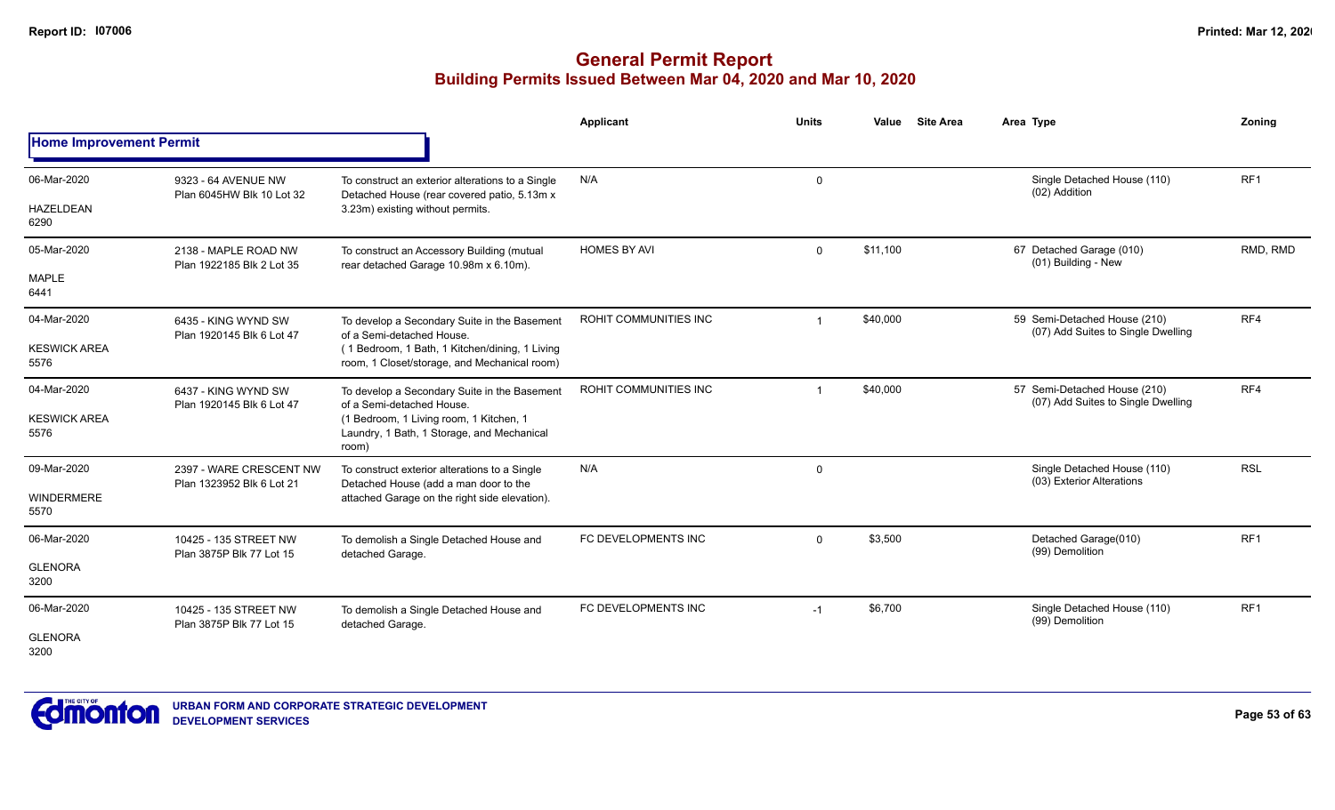# General Permit Report

## Building Permits Issued Between Mar 04, 2020 and Mar 10, 2020

### Home Improvement Permit

| Date / Neighbourhood | Address / Legal | Description | Applicant | Units | Value | Site Area | Area | Type | Zoning |
|---|---|---|---|---|---|---|---|---|---|
| 06-Mar-2020 HAZELDEAN 6290 | 9323 - 64 AVENUE NW Plan 6045HW Blk 10 Lot 32 | To construct an exterior alterations to a Single Detached House (rear covered patio, 5.13m x 3.23m) existing without permits. | N/A | 0 | | | | Single Detached House (110) (02) Addition | RF1 |
| 05-Mar-2020 MAPLE 6441 | 2138 - MAPLE ROAD NW Plan 1922185 Blk 2 Lot 35 | To construct an Accessory Building (mutual rear detached Garage 10.98m x 6.10m). | HOMES BY AVI | 0 | $11,100 | | 67 | Detached Garage (010) (01) Building - New | RMD, RMD |
| 04-Mar-2020 KESWICK AREA 5576 | 6435 - KING WYND SW Plan 1920145 Blk 6 Lot 47 | To develop a Secondary Suite in the Basement of a Semi-detached House. ( 1 Bedroom, 1 Bath, 1 Kitchen/dining, 1 Living room, 1 Closet/storage, and Mechanical room) | ROHIT COMMUNITIES INC | 1 | $40,000 | | 59 | Semi-Detached House (210) (07) Add Suites to Single Dwelling | RF4 |
| 04-Mar-2020 KESWICK AREA 5576 | 6437 - KING WYND SW Plan 1920145 Blk 6 Lot 47 | To develop a Secondary Suite in the Basement of a Semi-detached House. (1 Bedroom, 1 Living room, 1 Kitchen, 1 Laundry, 1 Bath, 1 Storage, and Mechanical room) | ROHIT COMMUNITIES INC | 1 | $40,000 | | 57 | Semi-Detached House (210) (07) Add Suites to Single Dwelling | RF4 |
| 09-Mar-2020 WINDERMERE 5570 | 2397 - WARE CRESCENT NW Plan 1323952 Blk 6 Lot 21 | To construct exterior alterations to a Single Detached House (add a man door to the attached Garage on the right side elevation). | N/A | 0 | | | | Single Detached House (110) (03) Exterior Alterations | RSL |
| 06-Mar-2020 GLENORA 3200 | 10425 - 135 STREET NW Plan 3875P Blk 77 Lot 15 | To demolish a Single Detached House and detached Garage. | FC DEVELOPMENTS INC | 0 | $3,500 | | | Detached Garage(010) (99) Demolition | RF1 |
| 06-Mar-2020 GLENORA 3200 | 10425 - 135 STREET NW Plan 3875P Blk 77 Lot 15 | To demolish a Single Detached House and detached Garage. | FC DEVELOPMENTS INC | -1 | $6,700 | | | Single Detached House (110) (99) Demolition | RF1 |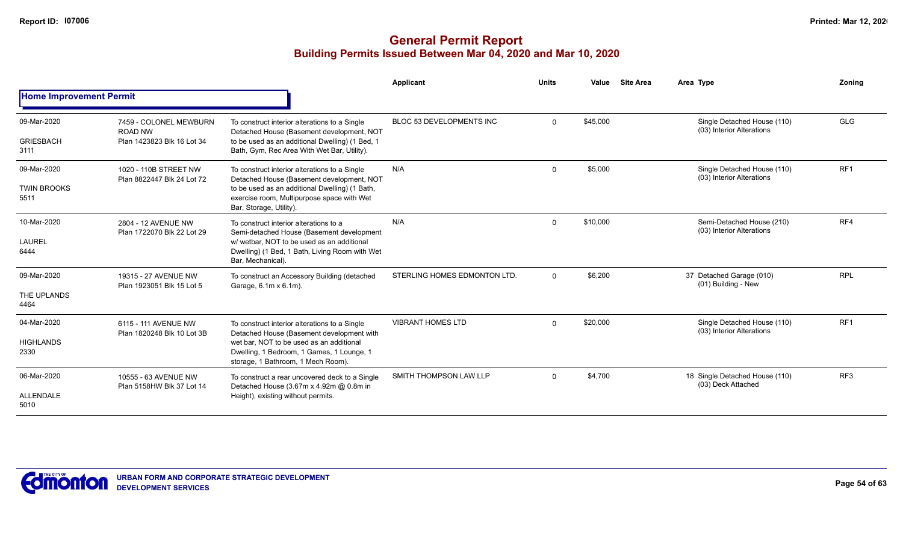# General Permit Report

## Building Permits Issued Between Mar 04, 2020 and Mar 10, 2020

**Home Improvement Permit**

| Date / Neighbourhood | Address / Legal | Description | Applicant | Units | Value | Site Area | Area Type | Zoning |
|---|---|---|---|---|---|---|---|---|
| 09-Mar-2020 GRIESBACH 3111 | 7459 - COLONEL MEWBURN ROAD NW Plan 1423823 Blk 16 Lot 34 | To construct interior alterations to a Single Detached House (Basement development, NOT to be used as an additional Dwelling) (1 Bed, 1 Bath, Gym, Rec Area With Wet Bar, Utility). | BLOC 53 DEVELOPMENTS INC | 0 | $45,000 | | Single Detached House (110) (03) Interior Alterations | GLG |
| 09-Mar-2020 TWIN BROOKS 5511 | 1020 - 110B STREET NW Plan 8822447 Blk 24 Lot 72 | To construct interior alterations to a Single Detached House (Basement development, NOT to be used as an additional Dwelling) (1 Bath, exercise room, Multipurpose space with Wet Bar, Storage, Utility). | N/A | 0 | $5,000 | | Single Detached House (110) (03) Interior Alterations | RF1 |
| 10-Mar-2020 LAUREL 6444 | 2804 - 12 AVENUE NW Plan 1722070 Blk 22 Lot 29 | To construct interior alterations to a Semi-detached House (Basement development w/ wetbar, NOT to be used as an additional Dwelling) (1 Bed, 1 Bath, Living Room with Wet Bar, Mechanical). | N/A | 0 | $10,000 | | Semi-Detached House (210) (03) Interior Alterations | RF4 |
| 09-Mar-2020 THE UPLANDS 4464 | 19315 - 27 AVENUE NW Plan 1923051 Blk 15 Lot 5 | To construct an Accessory Building (detached Garage, 6.1m x 6.1m). | STERLING HOMES EDMONTON LTD. | 0 | $6,200 | 37 | Detached Garage (010) (01) Building - New | RPL |
| 04-Mar-2020 HIGHLANDS 2330 | 6115 - 111 AVENUE NW Plan 1820248 Blk 10 Lot 3B | To construct interior alterations to a Single Detached House (Basement development with wet bar, NOT to be used as an additional Dwelling, 1 Bedroom, 1 Games, 1 Lounge, 1 storage, 1 Bathroom, 1 Mech Room). | VIBRANT HOMES LTD | 0 | $20,000 | | Single Detached House (110) (03) Interior Alterations | RF1 |
| 06-Mar-2020 ALLENDALE 5010 | 10555 - 63 AVENUE NW Plan 5158HW Blk 37 Lot 14 | To construct a rear uncovered deck to a Single Detached House (3.67m x 4.92m @ 0.8m in Height), existing without permits. | SMITH THOMPSON LAW LLP | 0 | $4,700 | 18 | Single Detached House (110) (03) Deck Attached | RF3 |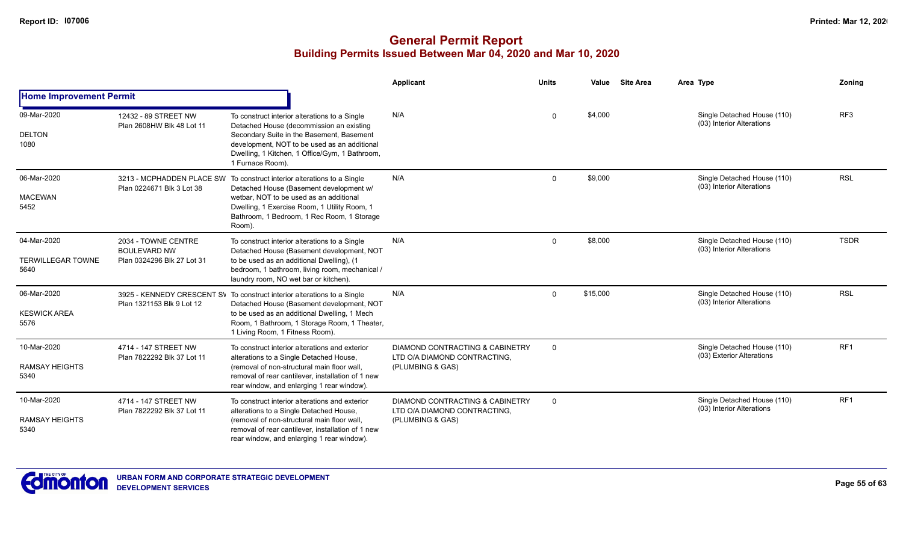# General Permit Report

## Building Permits Issued Between Mar 04, 2020 and Mar 10, 2020

| | | | Applicant | Units | Value | Site Area | Area Type | Zoning |
|---|---|---|---|---|---|---|---|---|
| **Home Improvement Permit** | | | | | | | | |
| 09-Mar-2020<br>DELTON<br>1080 | 12432 - 89 STREET NW<br>Plan 2608HW Blk 48 Lot 11 | To construct interior alterations to a Single Detached House (decommission an existing Secondary Suite in the Basement, Basement development, NOT to be used as an additional Dwelling, 1 Kitchen, 1 Office/Gym, 1 Bathroom, 1 Furnace Room). | N/A | 0 | $4,000 | | Single Detached House (110)<br>(03) Interior Alterations | RF3 |
| 06-Mar-2020<br>MACEWAN<br>5452 | 3213 - MCPHADDEN PLACE SW<br>Plan 0224671 Blk 3 Lot 38 | To construct interior alterations to a Single Detached House (Basement development w/ wetbar, NOT to be used as an additional Dwelling, 1 Exercise Room, 1 Utility Room, 1 Bathroom, 1 Bedroom, 1 Rec Room, 1 Storage Room). | N/A | 0 | $9,000 | | Single Detached House (110)<br>(03) Interior Alterations | RSL |
| 04-Mar-2020<br>TERWILLEGAR TOWNE<br>5640 | 2034 - TOWNE CENTRE BOULEVARD NW<br>Plan 0324296 Blk 27 Lot 31 | To construct interior alterations to a Single Detached House (Basement development, NOT to be used as an additional Dwelling), (1 bedroom, 1 bathroom, living room, mechanical / laundry room, NO wet bar or kitchen). | N/A | 0 | $8,000 | | Single Detached House (110)<br>(03) Interior Alterations | TSDR |
| 06-Mar-2020<br>KESWICK AREA<br>5576 | 3925 - KENNEDY CRESCENT SW<br>Plan 1321153 Blk 9 Lot 12 | To construct interior alterations to a Single Detached House (Basement development, NOT to be used as an additional Dwelling, 1 Mech Room, 1 Bathroom, 1 Storage Room, 1 Theater, 1 Living Room, 1 Fitness Room). | N/A | 0 | $15,000 | | Single Detached House (110)<br>(03) Interior Alterations | RSL |
| 10-Mar-2020<br>RAMSAY HEIGHTS<br>5340 | 4714 - 147 STREET NW<br>Plan 7822292 Blk 37 Lot 11 | To construct interior alterations and exterior alterations to a Single Detached House, (removal of non-structural main floor wall, removal of rear cantilever, installation of 1 new rear window, and enlarging 1 rear window). | DIAMOND CONTRACTING & CABINETRY LTD O/A DIAMOND CONTRACTING, (PLUMBING & GAS) | 0 | | | Single Detached House (110)<br>(03) Exterior Alterations | RF1 |
| 10-Mar-2020<br>RAMSAY HEIGHTS<br>5340 | 4714 - 147 STREET NW<br>Plan 7822292 Blk 37 Lot 11 | To construct interior alterations and exterior alterations to a Single Detached House, (removal of non-structural main floor wall, removal of rear cantilever, installation of 1 new rear window, and enlarging 1 rear window). | DIAMOND CONTRACTING & CABINETRY LTD O/A DIAMOND CONTRACTING, (PLUMBING & GAS) | 0 | | | Single Detached House (110)<br>(03) Interior Alterations | RF1 |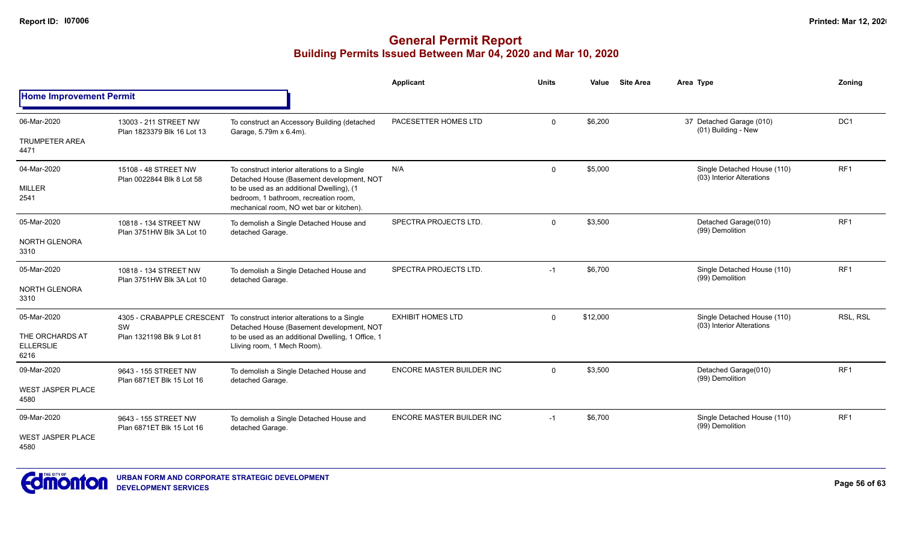# General Permit Report

## Building Permits Issued Between Mar 04, 2020 and Mar 10, 2020

| | | | Applicant | Units | Value | Site Area | Area Type | Zoning |
|---|---|---|---|---|---|---|---|---|
| **Home Improvement Permit** | | | | | | | | |
| 06-Mar-2020<br>TRUMPETER AREA<br>4471 | 13003 - 211 STREET NW<br>Plan 1823379 Blk 16 Lot 13 | To construct an Accessory Building (detached Garage, 5.79m x 6.4m). | PACESETTER HOMES LTD | 0 | \$6,200 | | 37 Detached Garage (010)<br>(01) Building - New | DC1 |
| 04-Mar-2020<br>MILLER<br>2541 | 15108 - 48 STREET NW<br>Plan 0022844 Blk 8 Lot 58 | To construct interior alterations to a Single Detached House (Basement development, NOT to be used as an additional Dwelling), (1 bedroom, 1 bathroom, recreation room, mechanical room, NO wet bar or kitchen). | N/A | 0 | \$5,000 | | Single Detached House (110)<br>(03) Interior Alterations | RF1 |
| 05-Mar-2020<br>NORTH GLENORA<br>3310 | 10818 - 134 STREET NW<br>Plan 3751HW Blk 3A Lot 10 | To demolish a Single Detached House and detached Garage. | SPECTRA PROJECTS LTD. | 0 | \$3,500 | | Detached Garage(010)<br>(99) Demolition | RF1 |
| 05-Mar-2020<br>NORTH GLENORA<br>3310 | 10818 - 134 STREET NW<br>Plan 3751HW Blk 3A Lot 10 | To demolish a Single Detached House and detached Garage. | SPECTRA PROJECTS LTD. | -1 | \$6,700 | | Single Detached House (110)<br>(99) Demolition | RF1 |
| 05-Mar-2020<br>THE ORCHARDS AT ELLERSLIE<br>6216 | 4305 - CRABAPPLE CRESCENT SW<br>Plan 1321198 Blk 9 Lot 81 | To construct interior alterations to a Single Detached House (Basement development, NOT to be used as an additional Dwelling, 1 Office, 1 Lliving room, 1 Mech Room). | EXHIBIT HOMES LTD | 0 | \$12,000 | | Single Detached House (110)<br>(03) Interior Alterations | RSL, RSL |
| 09-Mar-2020<br>WEST JASPER PLACE<br>4580 | 9643 - 155 STREET NW<br>Plan 6871ET Blk 15 Lot 16 | To demolish a Single Detached House and detached Garage. | ENCORE MASTER BUILDER INC | 0 | \$3,500 | | Detached Garage(010)<br>(99) Demolition | RF1 |
| 09-Mar-2020<br>WEST JASPER PLACE<br>4580 | 9643 - 155 STREET NW<br>Plan 6871ET Blk 15 Lot 16 | To demolish a Single Detached House and detached Garage. | ENCORE MASTER BUILDER INC | -1 | \$6,700 | | Single Detached House (110)<br>(99) Demolition | RF1 |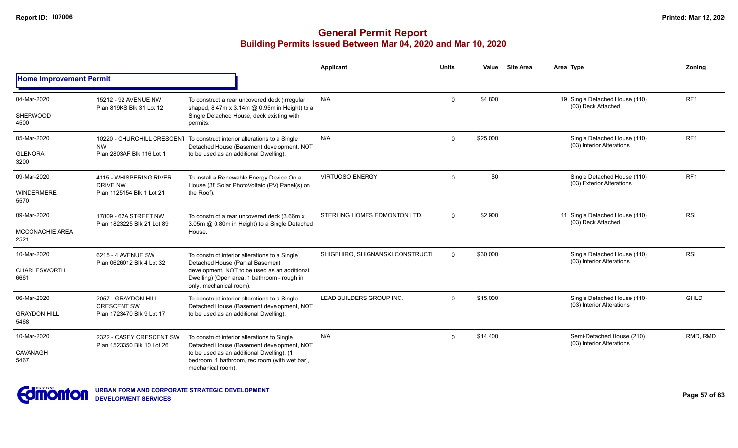# General Permit Report

## Building Permits Issued Between Mar 04, 2020 and Mar 10, 2020

| Date / Neighbourhood | Address / Legal | Description | Applicant | Units | Value | Site Area | Area Type | Zoning |
|---|---|---|---|---|---|---|---|---|
| **Home Improvement Permit** | | | | | | | | |
| 04-Mar-2020 SHERWOOD 4500 | 15212 - 92 AVENUE NW Plan 819KS Blk 31 Lot 12 | To construct a rear uncovered deck (irregular shaped, 8.47m x 3.14m @ 0.95m in Height) to a Single Detached House, deck existing with permits. | N/A | 0 | $4,800 | | 19 Single Detached House (110) (03) Deck Attached | RF1 |
| 05-Mar-2020 GLENORA 3200 | 10220 - CHURCHILL CRESCENT NW Plan 2803AF Blk 116 Lot 1 | To construct interior alterations to a Single Detached House (Basement development, NOT to be used as an additional Dwelling). | N/A | 0 | $25,000 | | Single Detached House (110) (03) Interior Alterations | RF1 |
| 09-Mar-2020 WINDERMERE 5570 | 4115 - WHISPERING RIVER DRIVE NW Plan 1125154 Blk 1 Lot 21 | To install a Renewable Energy Device On a House (38 Solar PhotoVoltaic (PV) Panel(s) on the Roof). | VIRTUOSO ENERGY | 0 | $0 | | Single Detached House (110) (03) Exterior Alterations | RF1 |
| 09-Mar-2020 MCCONACHIE AREA 2521 | 17809 - 62A STREET NW Plan 1823225 Blk 21 Lot 89 | To construct a rear uncovered deck (3.66m x 3.05m @ 0.80m in Height) to a Single Detached House. | STERLING HOMES EDMONTON LTD. | 0 | $2,900 | | 11 Single Detached House (110) (03) Deck Attached | RSL |
| 10-Mar-2020 CHARLESWORTH 6661 | 6215 - 4 AVENUE SW Plan 0626012 Blk 4 Lot 32 | To construct interior alterations to a Single Detached House (Partial Basement development, NOT to be used as an additional Dwelling) (Open area, 1 bathroom - rough in only, mechanical room). | SHIGEHIRO, SHIGNANSKI CONSTRUCTI | 0 | $30,000 | | Single Detached House (110) (03) Interior Alterations | RSL |
| 06-Mar-2020 GRAYDON HILL 5468 | 2057 - GRAYDON HILL CRESCENT SW Plan 1723470 Blk 9 Lot 17 | To construct interior alterations to a Single Detached House (Basement development, NOT to be used as an additional Dwelling). | LEAD BUILDERS GROUP INC. | 0 | $15,000 | | Single Detached House (110) (03) Interior Alterations | GHLD |
| 10-Mar-2020 CAVANAGH 5467 | 2322 - CASEY CRESCENT SW Plan 1523350 Blk 10 Lot 26 | To construct interior alterations to Single Detached House (Basement development, NOT to be used as an additional Dwelling), (1 bedroom, 1 bathroom, rec room (with wet bar), mechanical room). | N/A | 0 | $14,400 | | Semi-Detached House (210) (03) Interior Alterations | RMD, RMD |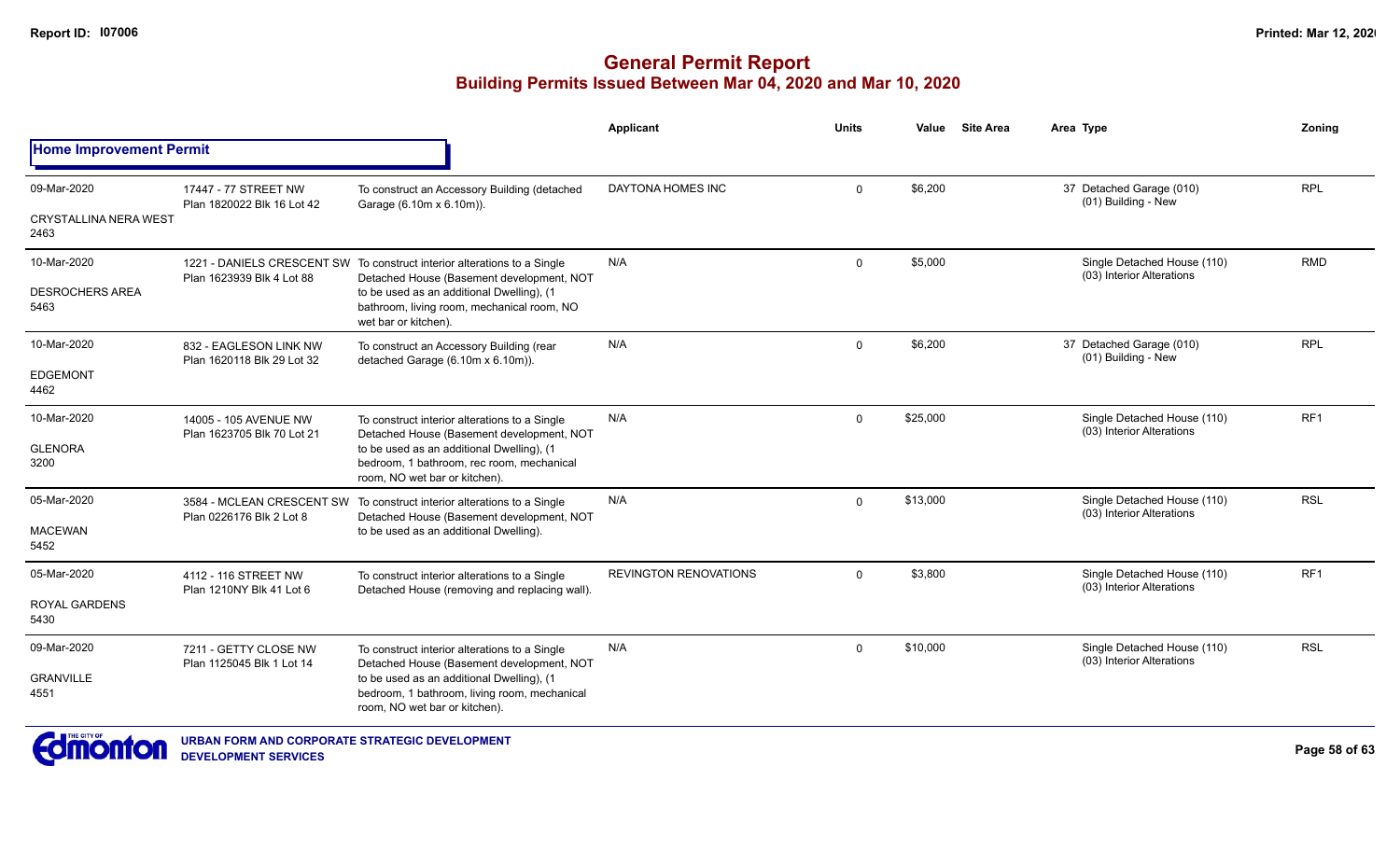# General Permit Report
## Building Permits Issued Between Mar 04, 2020 and Mar 10, 2020

### Home Improvement Permit

| Date / Neighbourhood | Address / Legal | Description | Applicant | Units | Value | Site Area | Area Type | Zoning |
|---|---|---|---|---|---|---|---|---|
| 09-Mar-2020 CRYSTALLINA NERA WEST 2463 | 17447 - 77 STREET NW Plan 1820022 Blk 16 Lot 42 | To construct an Accessory Building (detached Garage (6.10m x 6.10m)). | DAYTONA HOMES INC | 0 | $6,200 | | 37 Detached Garage (010) (01) Building - New | RPL |
| 10-Mar-2020 DESROCHERS AREA 5463 | 1221 - DANIELS CRESCENT SW Plan 1623939 Blk 4 Lot 88 | To construct interior alterations to a Single Detached House (Basement development, NOT to be used as an additional Dwelling), (1 bathroom, living room, mechanical room, NO wet bar or kitchen). | N/A | 0 | $5,000 | | Single Detached House (110) (03) Interior Alterations | RMD |
| 10-Mar-2020 EDGEMONT 4462 | 832 - EAGLESON LINK NW Plan 1620118 Blk 29 Lot 32 | To construct an Accessory Building (rear detached Garage (6.10m x 6.10m)). | N/A | 0 | $6,200 | | 37 Detached Garage (010) (01) Building - New | RPL |
| 10-Mar-2020 GLENORA 3200 | 14005 - 105 AVENUE NW Plan 1623705 Blk 70 Lot 21 | To construct interior alterations to a Single Detached House (Basement development, NOT to be used as an additional Dwelling), (1 bedroom, 1 bathroom, rec room, mechanical room, NO wet bar or kitchen). | N/A | 0 | $25,000 | | Single Detached House (110) (03) Interior Alterations | RF1 |
| 05-Mar-2020 MACEWAN 5452 | 3584 - MCLEAN CRESCENT SW Plan 0226176 Blk 2 Lot 8 | To construct interior alterations to a Single Detached House (Basement development, NOT to be used as an additional Dwelling). | N/A | 0 | $13,000 | | Single Detached House (110) (03) Interior Alterations | RSL |
| 05-Mar-2020 ROYAL GARDENS 5430 | 4112 - 116 STREET NW Plan 1210NY Blk 41 Lot 6 | To construct interior alterations to a Single Detached House (removing and replacing wall). | REVINGTON RENOVATIONS | 0 | $3,800 | | Single Detached House (110) (03) Interior Alterations | RF1 |
| 09-Mar-2020 GRANVILLE 4551 | 7211 - GETTY CLOSE NW Plan 1125045 Blk 1 Lot 14 | To construct interior alterations to a Single Detached House (Basement development, NOT to be used as an additional Dwelling), (1 bedroom, 1 bathroom, living room, mechanical room, NO wet bar or kitchen). | N/A | 0 | $10,000 | | Single Detached House (110) (03) Interior Alterations | RSL |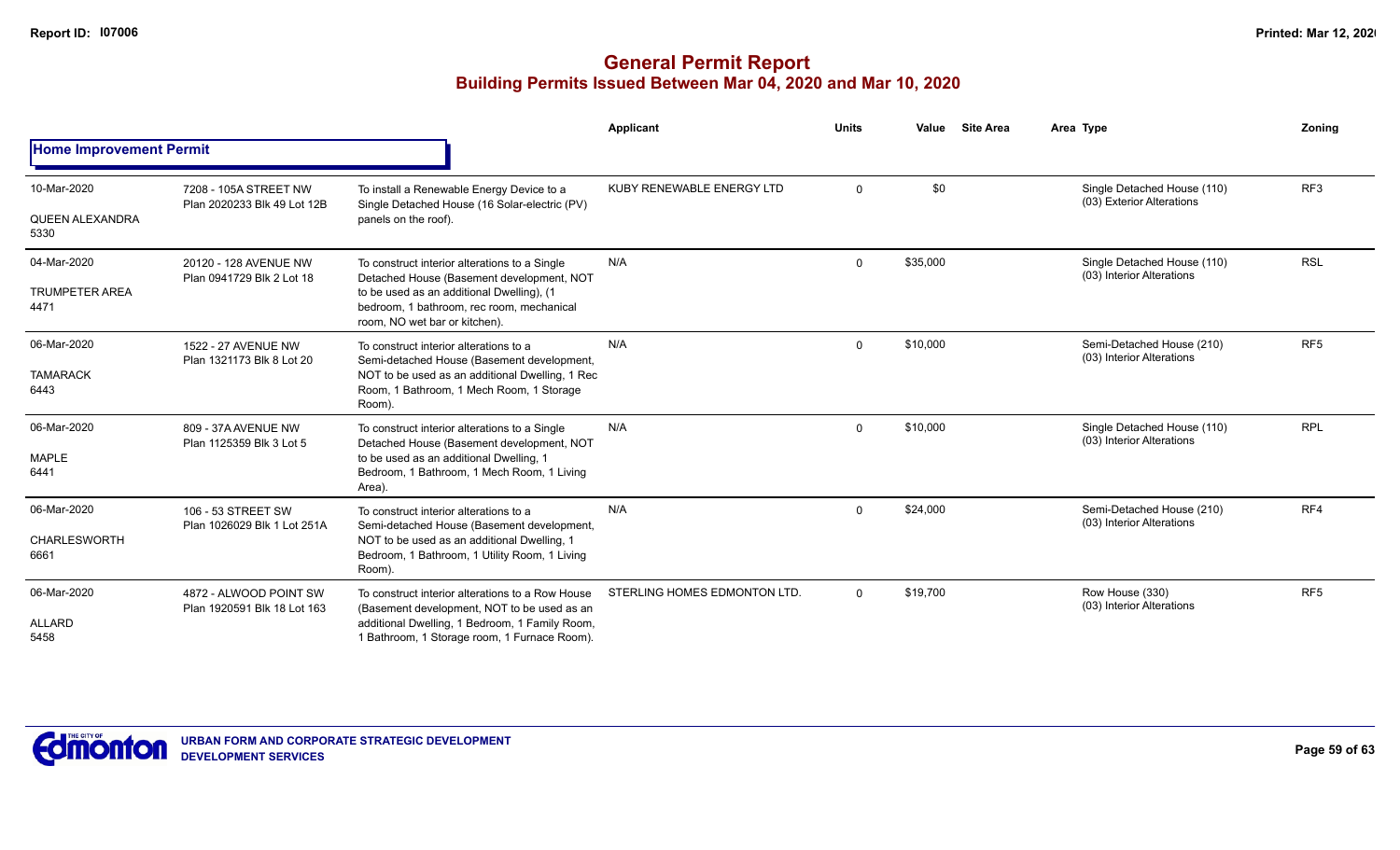# General Permit Report
## Building Permits Issued Between Mar 04, 2020 and Mar 10, 2020

### Home Improvement Permit

| Date / Neighbourhood | Address / Legal | Description | Applicant | Units | Value | Site Area | Area Type | Zoning |
|---|---|---|---|---|---|---|---|---|
| 10-Mar-2020 QUEEN ALEXANDRA 5330 | 7208 - 105A STREET NW Plan 2020233 Blk 49 Lot 12B | To install a Renewable Energy Device to a Single Detached House (16 Solar-electric (PV) panels on the roof). | KUBY RENEWABLE ENERGY LTD | 0 | $0 | | Single Detached House (110) (03) Exterior Alterations | RF3 |
| 04-Mar-2020 TRUMPETER AREA 4471 | 20120 - 128 AVENUE NW Plan 0941729 Blk 2 Lot 18 | To construct interior alterations to a Single Detached House (Basement development, NOT to be used as an additional Dwelling), (1 bedroom, 1 bathroom, rec room, mechanical room, NO wet bar or kitchen). | N/A | 0 | $35,000 | | Single Detached House (110) (03) Interior Alterations | RSL |
| 06-Mar-2020 TAMARACK 6443 | 1522 - 27 AVENUE NW Plan 1321173 Blk 8 Lot 20 | To construct interior alterations to a Semi-detached House (Basement development, NOT to be used as an additional Dwelling, 1 Rec Room, 1 Bathroom, 1 Mech Room, 1 Storage Room). | N/A | 0 | $10,000 | | Semi-Detached House (210) (03) Interior Alterations | RF5 |
| 06-Mar-2020 MAPLE 6441 | 809 - 37A AVENUE NW Plan 1125359 Blk 3 Lot 5 | To construct interior alterations to a Single Detached House (Basement development, NOT to be used as an additional Dwelling, 1 Bedroom, 1 Bathroom, 1 Mech Room, 1 Living Area). | N/A | 0 | $10,000 | | Single Detached House (110) (03) Interior Alterations | RPL |
| 06-Mar-2020 CHARLESWORTH 6661 | 106 - 53 STREET SW Plan 1026029 Blk 1 Lot 251A | To construct interior alterations to a Semi-detached House (Basement development, NOT to be used as an additional Dwelling, 1 Bedroom, 1 Bathroom, 1 Utility Room, 1 Living Room). | N/A | 0 | $24,000 | | Semi-Detached House (210) (03) Interior Alterations | RF4 |
| 06-Mar-2020 ALLARD 5458 | 4872 - ALWOOD POINT SW Plan 1920591 Blk 18 Lot 163 | To construct interior alterations to a Row House (Basement development, NOT to be used as an additional Dwelling, 1 Bedroom, 1 Family Room, 1 Bathroom, 1 Storage room, 1 Furnace Room). | STERLING HOMES EDMONTON LTD. | 0 | $19,700 | | Row House (330) (03) Interior Alterations | RF5 |

URBAN FORM AND CORPORATE STRATEGIC DEVELOPMENT
DEVELOPMENT SERVICES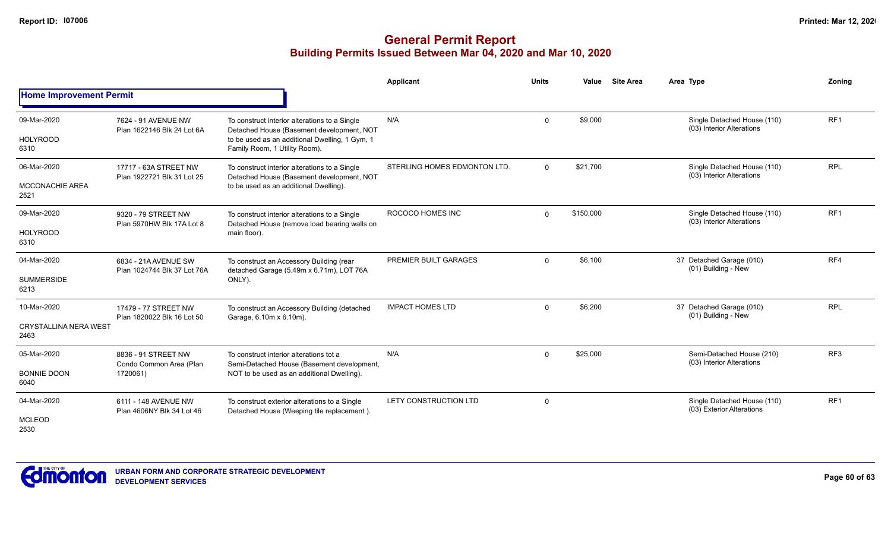# General Permit Report

## Building Permits Issued Between Mar 04, 2020 and Mar 10, 2020

### Home Improvement Permit

| Date / Neighbourhood | Address / Legal | Description | Applicant | Units | Value | Site Area | Area Type | Zoning |
|---|---|---|---|---|---|---|---|---|
| 09-Mar-2020<br>HOLYROOD<br>6310 | 7624 - 91 AVENUE NW<br>Plan 1622146 Blk 24 Lot 6A | To construct interior alterations to a Single Detached House (Basement development, NOT to be used as an additional Dwelling, 1 Gym, 1 Family Room, 1 Utility Room). | N/A | 0 | $9,000 | | Single Detached House (110)<br>(03) Interior Alterations | RF1 |
| 06-Mar-2020<br>MCCONACHIE AREA<br>2521 | 17717 - 63A STREET NW<br>Plan 1922721 Blk 31 Lot 25 | To construct interior alterations to a Single Detached House (Basement development, NOT to be used as an additional Dwelling). | STERLING HOMES EDMONTON LTD. | 0 | $21,700 | | Single Detached House (110)<br>(03) Interior Alterations | RPL |
| 09-Mar-2020<br>HOLYROOD<br>6310 | 9320 - 79 STREET NW<br>Plan 5970HW Blk 17A Lot 8 | To construct interior alterations to a Single Detached House (remove load bearing walls on main floor). | ROCOCO HOMES INC | 0 | $150,000 | | Single Detached House (110)<br>(03) Interior Alterations | RF1 |
| 04-Mar-2020<br>SUMMERSIDE<br>6213 | 6834 - 21A AVENUE SW<br>Plan 1024744 Blk 37 Lot 76A | To construct an Accessory Building (rear detached Garage (5.49m x 6.71m), LOT 76A ONLY). | PREMIER BUILT GARAGES | 0 | $6,100 | | 37 Detached Garage (010)<br>(01) Building - New | RF4 |
| 10-Mar-2020<br>CRYSTALLINA NERA WEST<br>2463 | 17479 - 77 STREET NW<br>Plan 1820022 Blk 16 Lot 50 | To construct an Accessory Building (detached Garage, 6.10m x 6.10m). | IMPACT HOMES LTD | 0 | $6,200 | | 37 Detached Garage (010)<br>(01) Building - New | RPL |
| 05-Mar-2020<br>BONNIE DOON<br>6040 | 8836 - 91 STREET NW<br>Condo Common Area (Plan 1720061) | To construct interior alterations tot a Semi-Detached House (Basement development, NOT to be used as an additional Dwelling). | N/A | 0 | $25,000 | | Semi-Detached House (210)<br>(03) Interior Alterations | RF3 |
| 04-Mar-2020<br>MCLEOD<br>2530 | 6111 - 148 AVENUE NW<br>Plan 4606NY Blk 34 Lot 46 | To construct exterior alterations to a Single Detached House (Weeping tile replacement ). | LETY CONSTRUCTION LTD | 0 | | | Single Detached House (110)<br>(03) Exterior Alterations | RF1 |

URBAN FORM AND CORPORATE STRATEGIC DEVELOPMENT
DEVELOPMENT SERVICES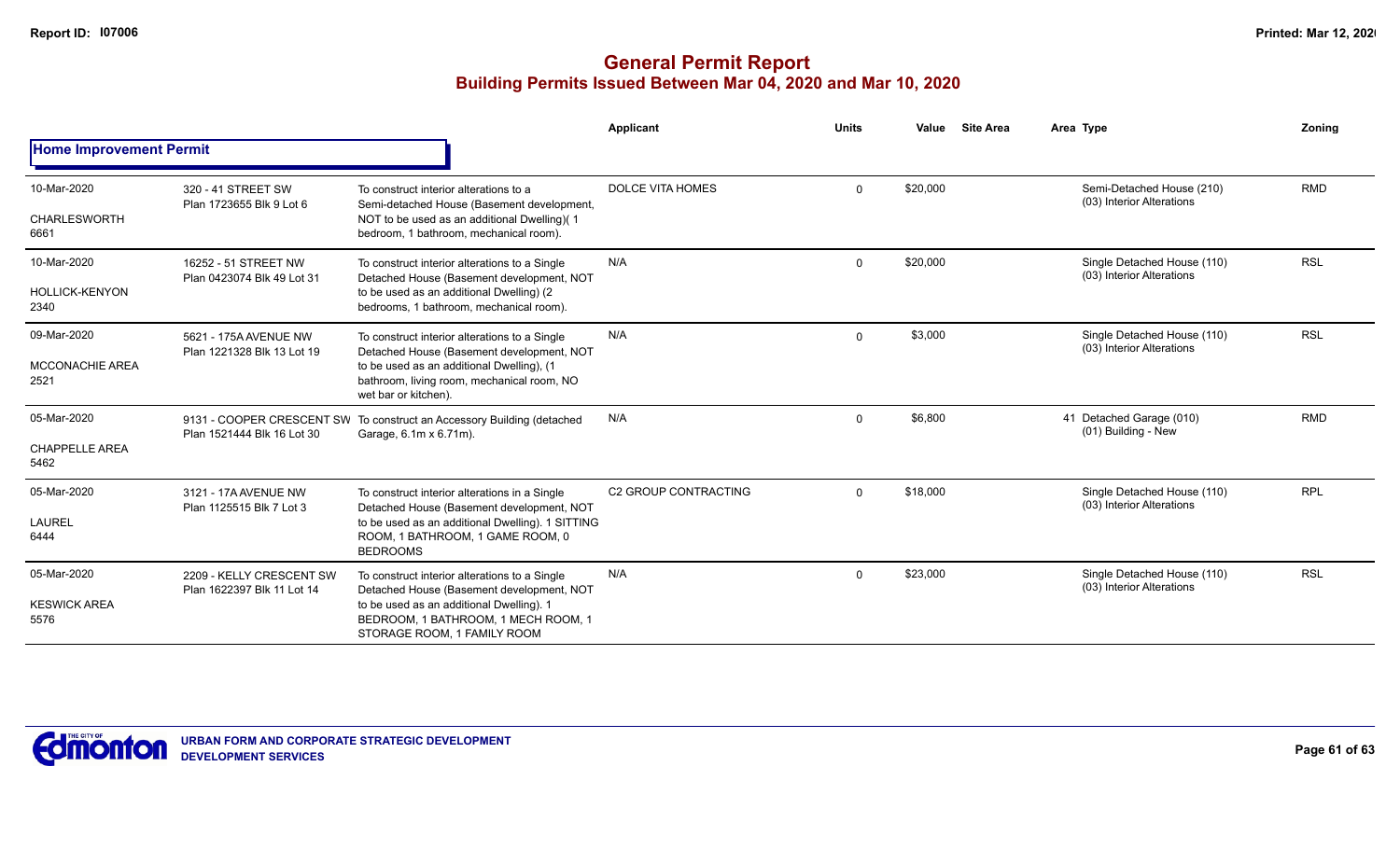# General Permit Report

## Building Permits Issued Between Mar 04, 2020 and Mar 10, 2020

Report ID: I07006

### Home Improvement Permit

| Date / Neighbourhood | Address / Legal | Description | Applicant | Units | Value | Site Area | Area Type | Zoning |
|---|---|---|---|---|---|---|---|---|
| 10-Mar-2020<br>CHARLESWORTH<br>6661 | 320 - 41 STREET SW<br>Plan 1723655 Blk 9 Lot 6 | To construct interior alterations to a Semi-detached House (Basement development, NOT to be used as an additional Dwelling)( 1 bedroom, 1 bathroom, mechanical room). | DOLCE VITA HOMES | 0 | $20,000 | | Semi-Detached House (210)<br>(03) Interior Alterations | RMD |
| 10-Mar-2020<br>HOLLICK-KENYON<br>2340 | 16252 - 51 STREET NW<br>Plan 0423074 Blk 49 Lot 31 | To construct interior alterations to a Single Detached House (Basement development, NOT to be used as an additional Dwelling) (2 bedrooms, 1 bathroom, mechanical room). | N/A | 0 | $20,000 | | Single Detached House (110)<br>(03) Interior Alterations | RSL |
| 09-Mar-2020<br>MCCONACHIE AREA<br>2521 | 5621 - 175A AVENUE NW<br>Plan 1221328 Blk 13 Lot 19 | To construct interior alterations to a Single Detached House (Basement development, NOT to be used as an additional Dwelling), (1 bathroom, living room, mechanical room, NO wet bar or kitchen). | N/A | 0 | $3,000 | | Single Detached House (110)<br>(03) Interior Alterations | RSL |
| 05-Mar-2020<br>CHAPPELLE AREA<br>5462 | 9131 - COOPER CRESCENT SW<br>Plan 1521444 Blk 16 Lot 30 | To construct an Accessory Building (detached Garage, 6.1m x 6.71m). | N/A | 0 | $6,800 | | 41 Detached Garage (010)<br>(01) Building - New | RMD |
| 05-Mar-2020<br>LAUREL<br>6444 | 3121 - 17A AVENUE NW<br>Plan 1125515 Blk 7 Lot 3 | To construct interior alterations in a Single Detached House (Basement development, NOT to be used as an additional Dwelling). 1 SITTING ROOM, 1 BATHROOM, 1 GAME ROOM, 0 BEDROOMS | C2 GROUP CONTRACTING | 0 | $18,000 | | Single Detached House (110)<br>(03) Interior Alterations | RPL |
| 05-Mar-2020<br>KESWICK AREA<br>5576 | 2209 - KELLY CRESCENT SW<br>Plan 1622397 Blk 11 Lot 14 | To construct interior alterations to a Single Detached House (Basement development, NOT to be used as an additional Dwelling). 1 BEDROOM, 1 BATHROOM, 1 MECH ROOM, 1 STORAGE ROOM, 1 FAMILY ROOM | N/A | 0 | $23,000 | | Single Detached House (110)<br>(03) Interior Alterations | RSL |

URBAN FORM AND CORPORATE STRATEGIC DEVELOPMENT
DEVELOPMENT SERVICES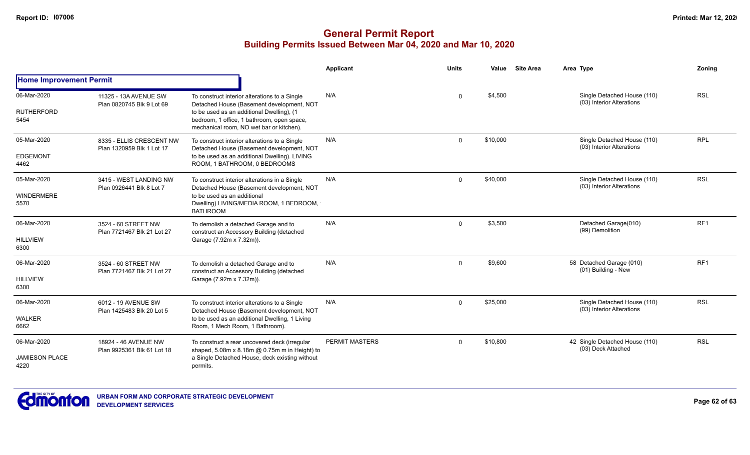# General Permit Report

## Building Permits Issued Between Mar 04, 2020 and Mar 10, 2020

| | | | Applicant | Units | Value | Site Area | Area Type | Zoning |
|---|---|---|---|---|---|---|---|---|
| **Home Improvement Permit** | | | | | | | | |
| 06-Mar-2020<br>RUTHERFORD<br>5454 | 11325 - 13A AVENUE SW<br>Plan 0820745 Blk 9 Lot 69 | To construct interior alterations to a Single Detached House (Basement development, NOT to be used as an additional Dwelling), (1 bedroom, 1 office, 1 bathroom, open space, mechanical room, NO wet bar or kitchen). | N/A | 0 | $4,500 | | Single Detached House (110)<br>(03) Interior Alterations | RSL |
| 05-Mar-2020<br>EDGEMONT<br>4462 | 8335 - ELLIS CRESCENT NW<br>Plan 1320959 Blk 1 Lot 17 | To construct interior alterations to a Single Detached House (Basement development, NOT to be used as an additional Dwelling). LIVING ROOM, 1 BATHROOM, 0 BEDROOMS | N/A | 0 | $10,000 | | Single Detached House (110)<br>(03) Interior Alterations | RPL |
| 05-Mar-2020<br>WINDERMERE<br>5570 | 3415 - WEST LANDING NW<br>Plan 0926441 Blk 8 Lot 7 | To construct interior alterations in a Single Detached House (Basement development, NOT to be used as an additional Dwelling).LIVING/MEDIA ROOM, 1 BEDROOM, 1 BATHROOM | N/A | 0 | $40,000 | | Single Detached House (110)<br>(03) Interior Alterations | RSL |
| 06-Mar-2020<br>HILLVIEW<br>6300 | 3524 - 60 STREET NW<br>Plan 7721467 Blk 21 Lot 27 | To demolish a detached Garage and to construct an Accessory Building (detached Garage (7.92m x 7.32m)). | N/A | 0 | $3,500 | | Detached Garage(010)<br>(99) Demolition | RF1 |
| 06-Mar-2020<br>HILLVIEW<br>6300 | 3524 - 60 STREET NW<br>Plan 7721467 Blk 21 Lot 27 | To demolish a detached Garage and to construct an Accessory Building (detached Garage (7.92m x 7.32m)). | N/A | 0 | $9,600 | | 58 Detached Garage (010)<br>(01) Building - New | RF1 |
| 06-Mar-2020<br>WALKER<br>6662 | 6012 - 19 AVENUE SW<br>Plan 1425483 Blk 20 Lot 5 | To construct interior alterations to a Single Detached House (Basement development, NOT to be used as an additional Dwelling, 1 Living Room, 1 Mech Room, 1 Bathroom). | N/A | 0 | $25,000 | | Single Detached House (110)<br>(03) Interior Alterations | RSL |
| 06-Mar-2020<br>JAMIESON PLACE<br>4220 | 18924 - 46 AVENUE NW<br>Plan 9925361 Blk 61 Lot 18 | To construct a rear uncovered deck (irregular shaped, 5.08m x 8.18m @ 0.75m m in Height) to a Single Detached House, deck existing without permits. | PERMIT MASTERS | 0 | $10,800 | | 42 Single Detached House (110)<br>(03) Deck Attached | RSL |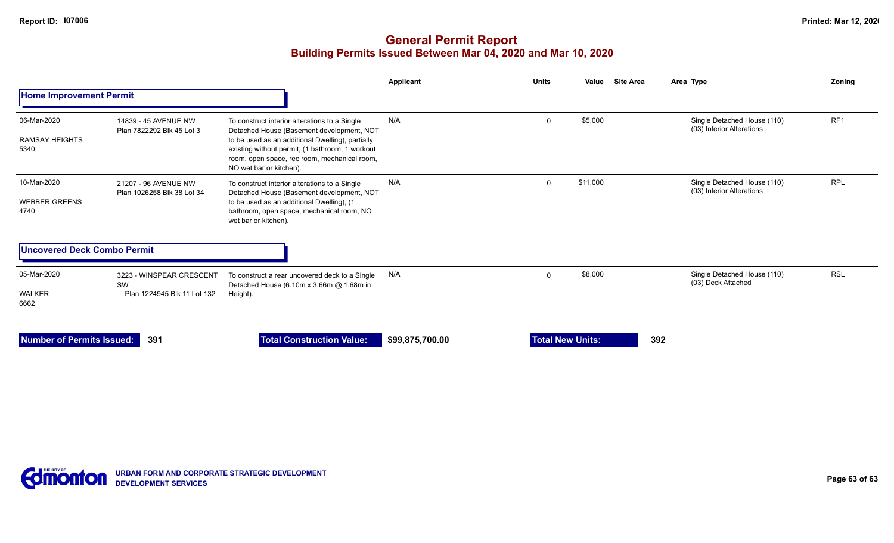# General Permit Report

## Building Permits Issued Between Mar 04, 2020 and Mar 10, 2020

### Home Improvement Permit

| | | | Applicant | Units | Value | Site Area | Area Type | Zoning |
|---|---|---|---|---|---|---|---|---|
| 06-Mar-2020<br>RAMSAY HEIGHTS<br>5340 | 14839 - 45 AVENUE NW<br>Plan 7822292 Blk 45 Lot 3 | To construct interior alterations to a Single Detached House (Basement development, NOT to be used as an additional Dwelling), partially existing without permit, (1 bathroom, 1 workout room, open space, rec room, mechanical room, NO wet bar or kitchen). | N/A | 0 | $5,000 | | Single Detached House (110)<br>(03) Interior Alterations | RF1 |
| 10-Mar-2020<br>WEBBER GREENS<br>4740 | 21207 - 96 AVENUE NW<br>Plan 1026258 Blk 38 Lot 34 | To construct interior alterations to a Single Detached House (Basement development, NOT to be used as an additional Dwelling), (1 bathroom, open space, mechanical room, NO wet bar or kitchen). | N/A | 0 | $11,000 | | Single Detached House (110)<br>(03) Interior Alterations | RPL |

### Uncovered Deck Combo Permit

| | | | Applicant | Units | Value | Site Area | Area Type | Zoning |
|---|---|---|---|---|---|---|---|---|
| 05-Mar-2020<br>WALKER<br>6662 | 3223 - WINSPEAR CRESCENT SW<br>Plan 1224945 Blk 11 Lot 132 | To construct a rear uncovered deck to a Single Detached House (6.10m x 3.66m @ 1.68m in Height). | N/A | 0 | $8,000 | | Single Detached House (110)<br>(03) Deck Attached | RSL |

**Number of Permits Issued:** 391 **Total Construction Value:** $99,875,700.00 **Total New Units:** 392

URBAN FORM AND CORPORATE STRATEGIC DEVELOPMENT
DEVELOPMENT SERVICES